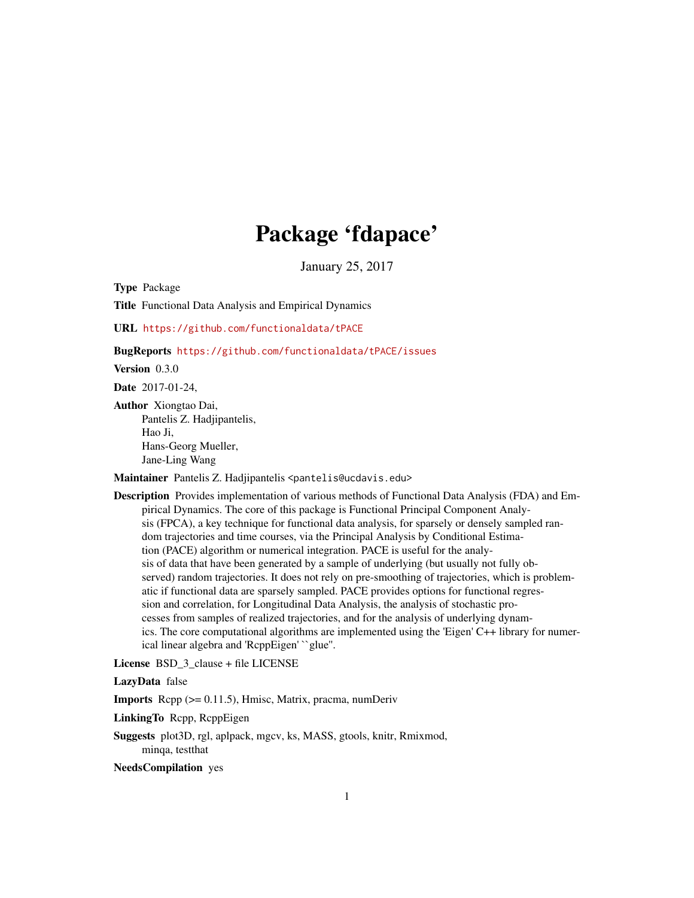# Package 'fdapace'

January 25, 2017

**Type** Package

**Title** Functional Data Analysis and Empirical Dynamics

**URL** https://github.com/functionaldata/tPACE

**BugReports** https://github.com/functionaldata/tPACE/issues

**Version** 0.3.0

**Date** 2017-01-24,

**Author** Xiongtao Dai,
Pantelis Z. Hadjipantelis,
Hao Ji,
Hans-Georg Mueller,
Jane-Ling Wang

**Maintainer** Pantelis Z. Hadjipantelis <pantelis@ucdavis.edu>

**Description** Provides implementation of various methods of Functional Data Analysis (FDA) and Empirical Dynamics. The core of this package is Functional Principal Component Analysis (FPCA), a key technique for functional data analysis, for sparsely or densely sampled random trajectories and time courses, via the Principal Analysis by Conditional Estimation (PACE) algorithm or numerical integration. PACE is useful for the analysis of data that have been generated by a sample of underlying (but usually not fully observed) random trajectories. It does not rely on pre-smoothing of trajectories, which is problematic if functional data are sparsely sampled. PACE provides options for functional regression and correlation, for Longitudinal Data Analysis, the analysis of stochastic processes from samples of realized trajectories, and for the analysis of underlying dynamics. The core computational algorithms are implemented using the 'Eigen' C++ library for numerical linear algebra and 'RcppEigen' ``glue''.

**License** BSD_3_clause + file LICENSE

**LazyData** false

**Imports** Rcpp (>= 0.11.5), Hmisc, Matrix, pracma, numDeriv

**LinkingTo** Rcpp, RcppEigen

**Suggests** plot3D, rgl, aplpack, mgcv, ks, MASS, gtools, knitr, Rmixmod, minqa, testthat

**NeedsCompilation** yes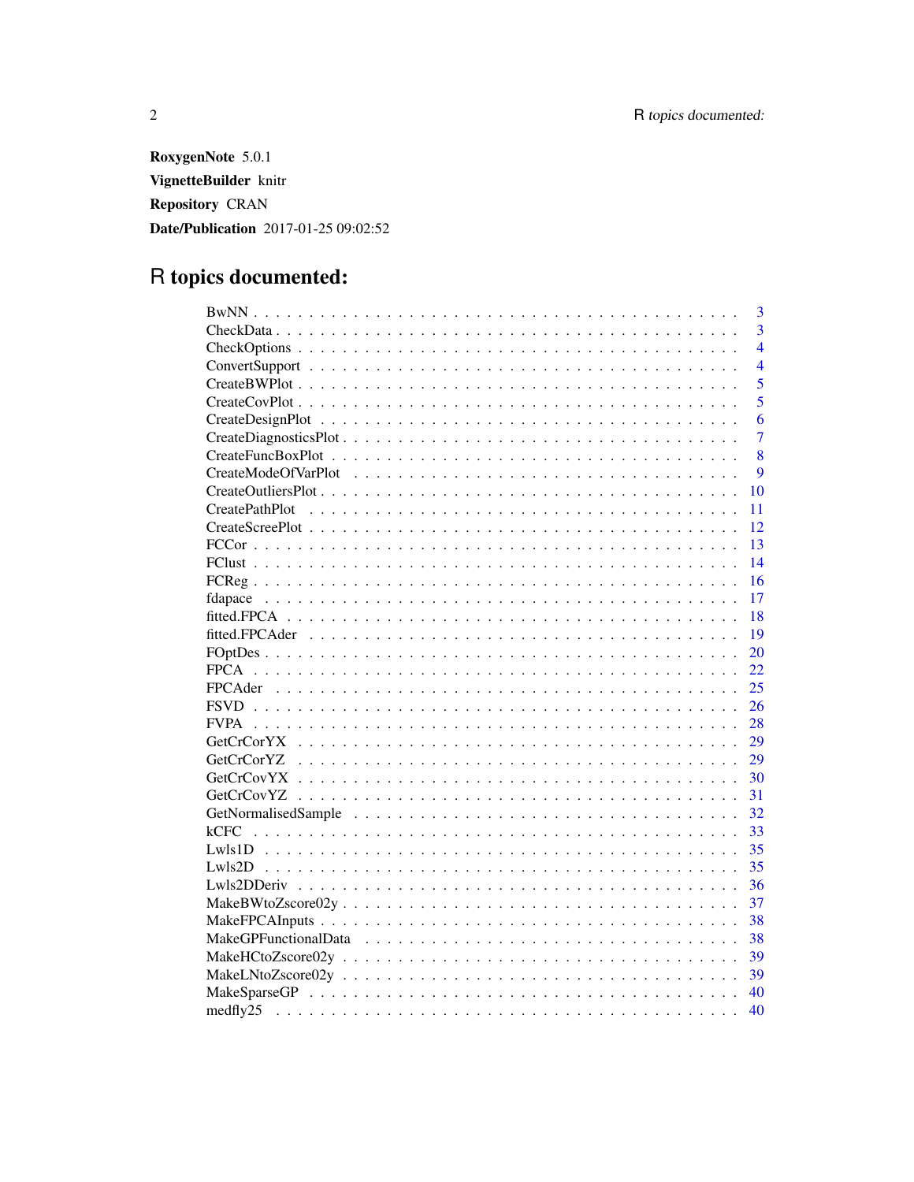**RoxygenNote** 5.0.1

**VignetteBuilder** knitr

**Repository** CRAN

**Date/Publication** 2017-01-25 09:02:52

# R topics documented:

| Topic | Page |
|---|---|
| BwNN | 3 |
| CheckData | 3 |
| CheckOptions | 4 |
| ConvertSupport | 4 |
| CreateBWPlot | 5 |
| CreateCovPlot | 5 |
| CreateDesignPlot | 6 |
| CreateDiagnosticsPlot | 7 |
| CreateFuncBoxPlot | 8 |
| CreateModeOfVarPlot | 9 |
| CreateOutliersPlot | 10 |
| CreatePathPlot | 11 |
| CreateScreePlot | 12 |
| FCCor | 13 |
| FClust | 14 |
| FCReg | 16 |
| fdapace | 17 |
| fitted.FPCA | 18 |
| fitted.FPCAder | 19 |
| FOptDes | 20 |
| FPCA | 22 |
| FPCAder | 25 |
| FSVD | 26 |
| FVPA | 28 |
| GetCrCorYX | 29 |
| GetCrCorYZ | 29 |
| GetCrCovYX | 30 |
| GetCrCovYZ | 31 |
| GetNormalisedSample | 32 |
| kCFC | 33 |
| Lwls1D | 35 |
| Lwls2D | 35 |
| Lwls2DDeriv | 36 |
| MakeBWtoZscore02y | 37 |
| MakeFPCAInputs | 38 |
| MakeGPFunctionalData | 38 |
| MakeHCtoZscore02y | 39 |
| MakeLNtoZscore02y | 39 |
| MakeSparseGP | 40 |
| medfly25 | 40 |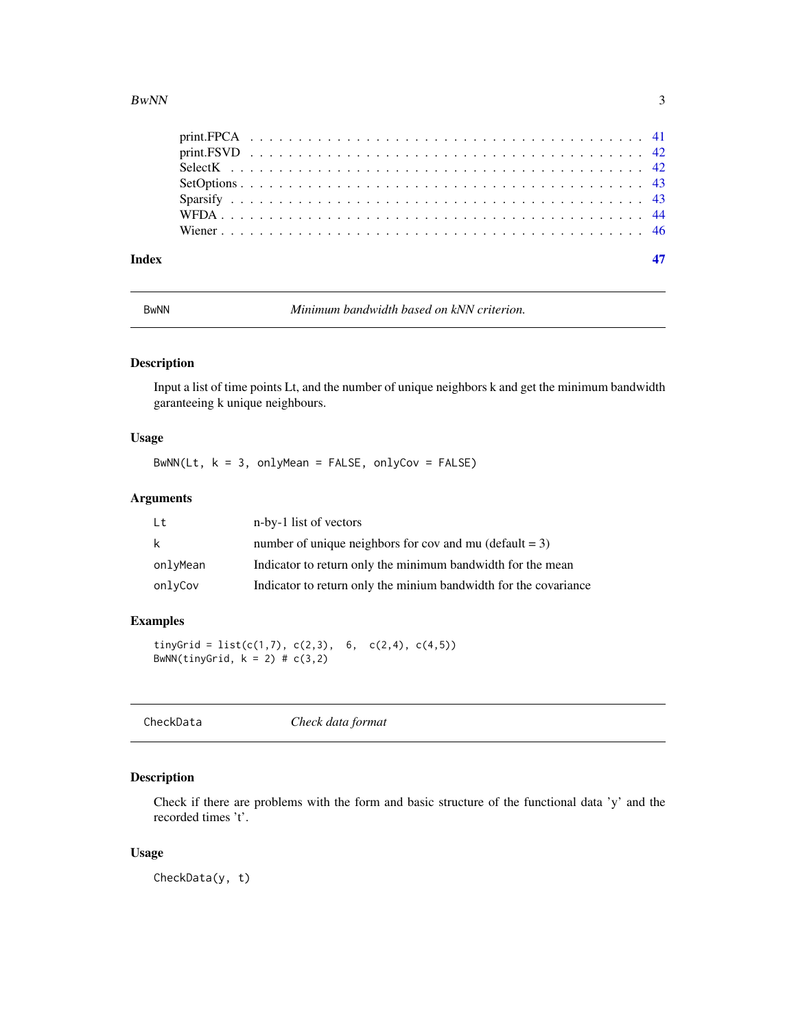print.FPCA . . . . . . . . . . . . . . . . . . . . . . . . . . . . . . . . . . . . . . 41
print.FSVD . . . . . . . . . . . . . . . . . . . . . . . . . . . . . . . . . . . . . . 42
SelectK . . . . . . . . . . . . . . . . . . . . . . . . . . . . . . . . . . . . . . . . 42
SetOptions . . . . . . . . . . . . . . . . . . . . . . . . . . . . . . . . . . . . . . 43
Sparsify . . . . . . . . . . . . . . . . . . . . . . . . . . . . . . . . . . . . . . . 43
WFDA . . . . . . . . . . . . . . . . . . . . . . . . . . . . . . . . . . . . . . . . . 44
Wiener . . . . . . . . . . . . . . . . . . . . . . . . . . . . . . . . . . . . . . . . 46

**Index** **47**

---

## BwNN — *Minimum bandwidth based on kNN criterion.*

### Description

Input a list of time points Lt, and the number of unique neighbors k and get the minimum bandwidth garanteeing k unique neighbours.

### Usage

```
BwNN(Lt, k = 3, onlyMean = FALSE, onlyCov = FALSE)
```

### Arguments

| | |
|---|---|
| `Lt` | n-by-1 list of vectors |
| `k` | number of unique neighbors for cov and mu (default = 3) |
| `onlyMean` | Indicator to return only the minimum bandwidth for the mean |
| `onlyCov` | Indicator to return only the minium bandwidth for the covariance |

### Examples

```
tinyGrid = list(c(1,7), c(2,3),  6,  c(2,4), c(4,5))
BwNN(tinyGrid, k = 2) # c(3,2)
```

---

## CheckData — *Check data format*

### Description

Check if there are problems with the form and basic structure of the functional data 'y' and the recorded times 't'.

### Usage

```
CheckData(y, t)
```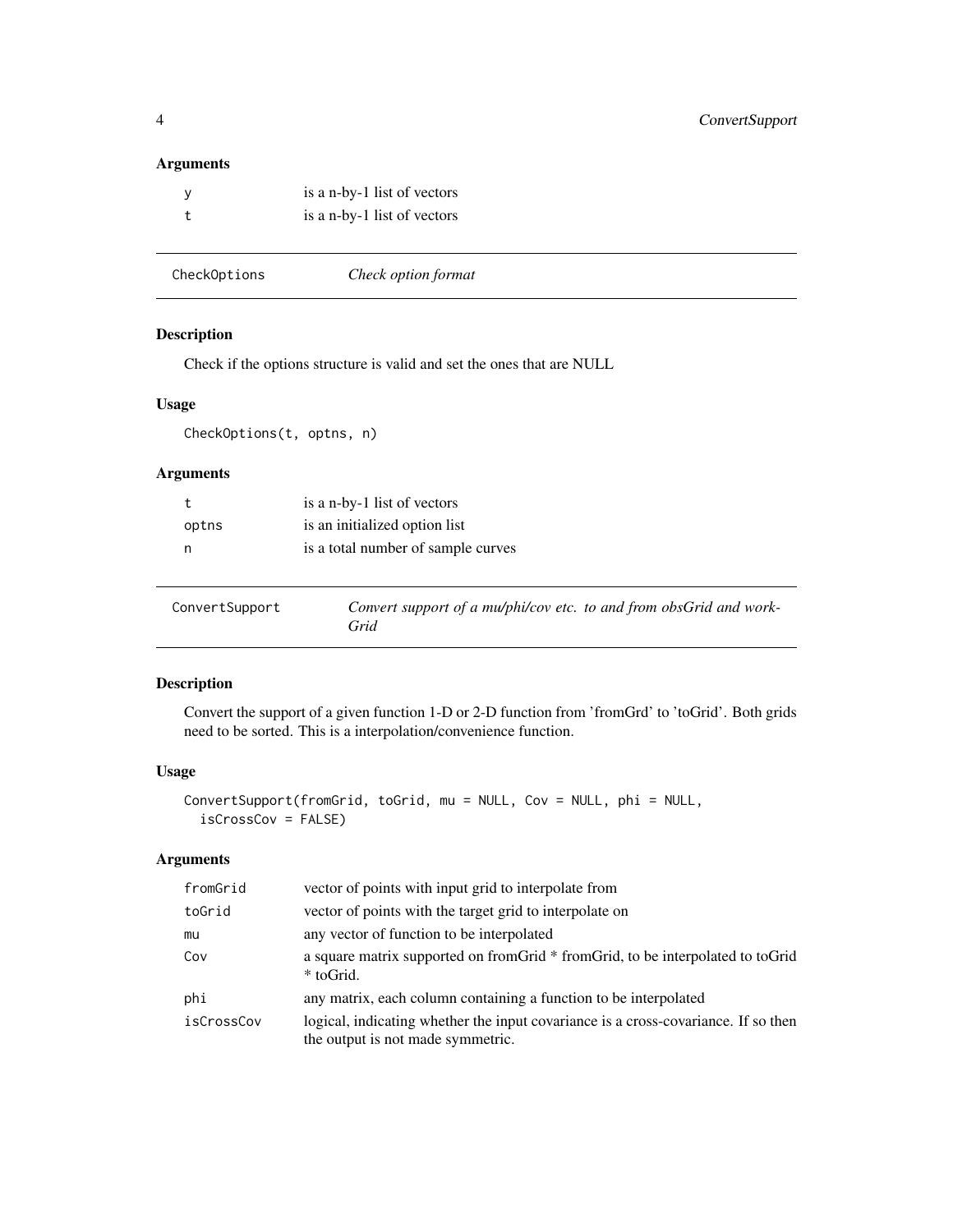### Arguments

| | |
|---|---|
| y | is a n-by-1 list of vectors |
| t | is a n-by-1 list of vectors |

---

## CheckOptions *Check option format*

### Description

Check if the options structure is valid and set the ones that are NULL

### Usage

```
CheckOptions(t, optns, n)
```

### Arguments

| | |
|---|---|
| t | is a n-by-1 list of vectors |
| optns | is an initialized option list |
| n | is a total number of sample curves |

---

## ConvertSupport *Convert support of a mu/phi/cov etc. to and from obsGrid and workGrid*

### Description

Convert the support of a given function 1-D or 2-D function from 'fromGrd' to 'toGrid'. Both grids need to be sorted. This is a interpolation/convenience function.

### Usage

```
ConvertSupport(fromGrid, toGrid, mu = NULL, Cov = NULL, phi = NULL,
  isCrossCov = FALSE)
```

### Arguments

| | |
|---|---|
| fromGrid | vector of points with input grid to interpolate from |
| toGrid | vector of points with the target grid to interpolate on |
| mu | any vector of function to be interpolated |
| Cov | a square matrix supported on fromGrid * fromGrid, to be interpolated to toGrid * toGrid. |
| phi | any matrix, each column containing a function to be interpolated |
| isCrossCov | logical, indicating whether the input covariance is a cross-covariance. If so then the output is not made symmetric. |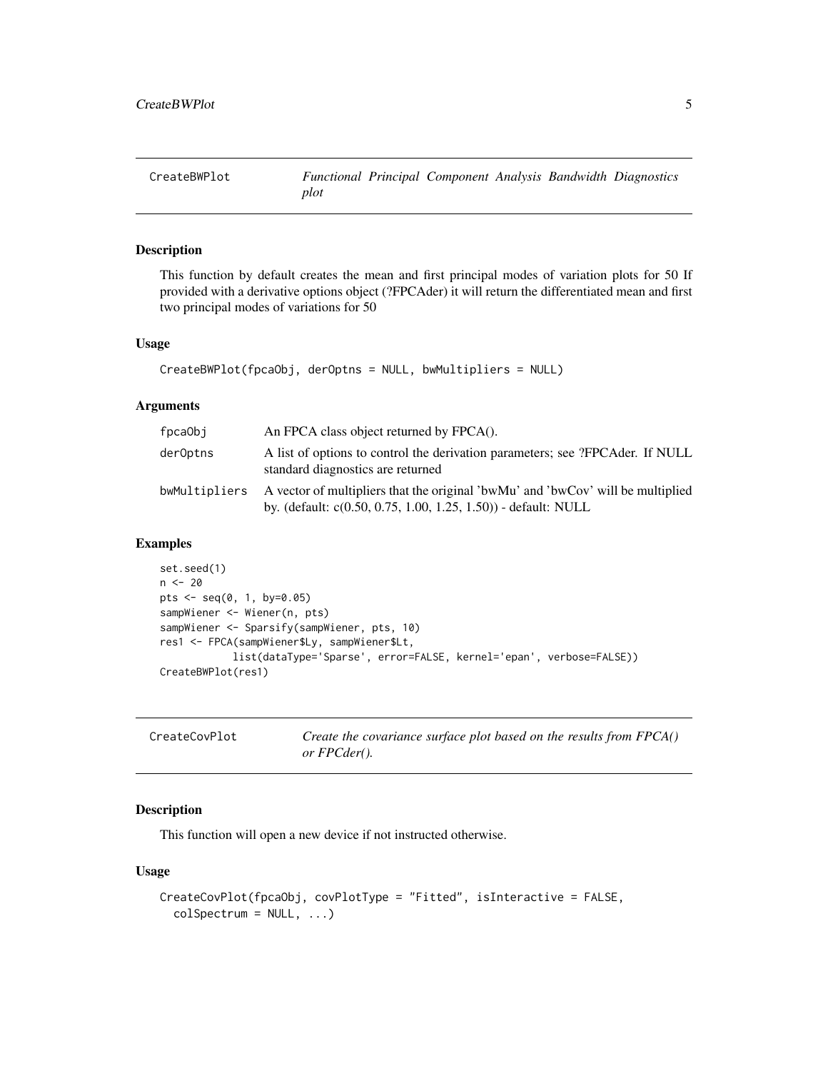## CreateBWPlot — *Functional Principal Component Analysis Bandwidth Diagnostics plot*

### Description

This function by default creates the mean and first principal modes of variation plots for 50 If provided with a derivative options object (?FPCAder) it will return the differentiated mean and first two principal modes of variations for 50

### Usage

```
CreateBWPlot(fpcaObj, derOptns = NULL, bwMultipliers = NULL)
```

### Arguments

| | |
|---|---|
| fpcaObj | An FPCA class object returned by FPCA(). |
| derOptns | A list of options to control the derivation parameters; see ?FPCAder. If NULL standard diagnostics are returned |
| bwMultipliers | A vector of multipliers that the original 'bwMu' and 'bwCov' will be multiplied by. (default: c(0.50, 0.75, 1.00, 1.25, 1.50)) - default: NULL |

### Examples

```
set.seed(1)
n <- 20
pts <- seq(0, 1, by=0.05)
sampWiener <- Wiener(n, pts)
sampWiener <- Sparsify(sampWiener, pts, 10)
res1 <- FPCA(sampWiener$Ly, sampWiener$Lt,
            list(dataType='Sparse', error=FALSE, kernel='epan', verbose=FALSE))
CreateBWPlot(res1)
```

## CreateCovPlot — *Create the covariance surface plot based on the results from FPCA() or FPCder().*

### Description

This function will open a new device if not instructed otherwise.

### Usage

```
CreateCovPlot(fpcaObj, covPlotType = "Fitted", isInteractive = FALSE,
  colSpectrum = NULL, ...)
```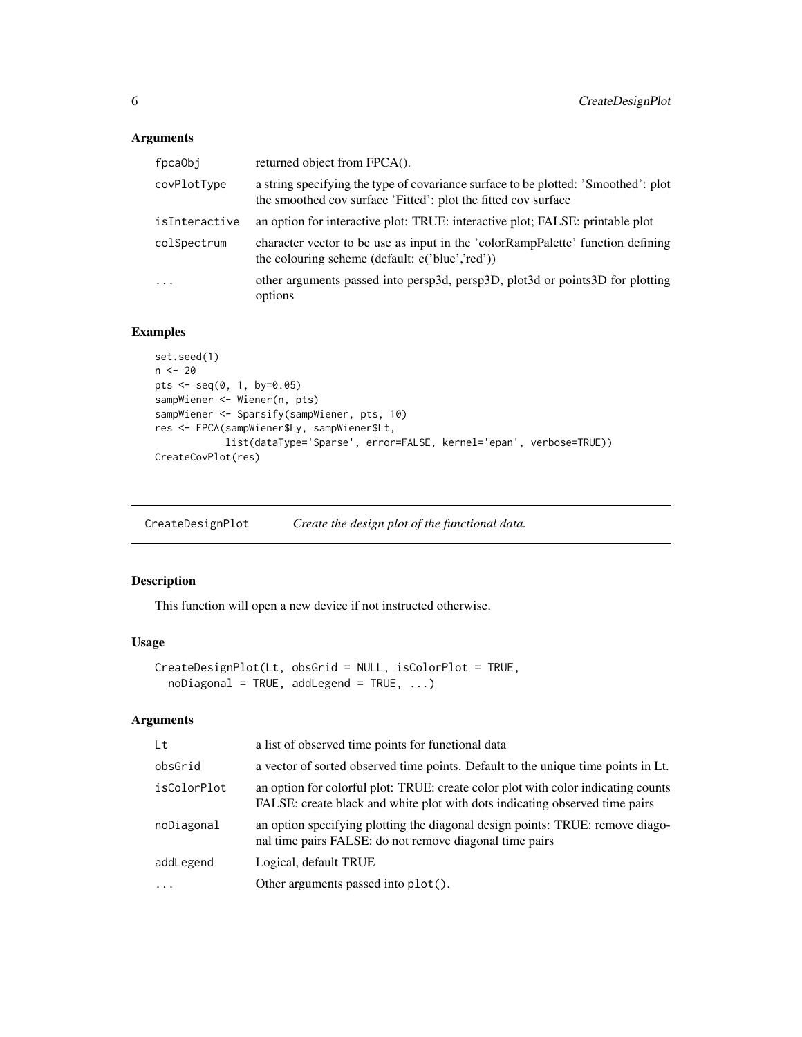### Arguments

| | |
|---|---|
| `fpcaObj` | returned object from FPCA(). |
| `covPlotType` | a string specifying the type of covariance surface to be plotted: 'Smoothed': plot the smoothed cov surface 'Fitted': plot the fitted cov surface |
| `isInteractive` | an option for interactive plot: TRUE: interactive plot; FALSE: printable plot |
| `colSpectrum` | character vector to be use as input in the 'colorRampPalette' function defining the colouring scheme (default: c('blue','red')) |
| `...` | other arguments passed into persp3d, persp3D, plot3d or points3D for plotting options |

### Examples

```
set.seed(1)
n <- 20
pts <- seq(0, 1, by=0.05)
sampWiener <- Wiener(n, pts)
sampWiener <- Sparsify(sampWiener, pts, 10)
res <- FPCA(sampWiener$Ly, sampWiener$Lt,
            list(dataType='Sparse', error=FALSE, kernel='epan', verbose=TRUE))
CreateCovPlot(res)
```

---

## CreateDesignPlot *Create the design plot of the functional data.*

---

### Description

This function will open a new device if not instructed otherwise.

### Usage

```
CreateDesignPlot(Lt, obsGrid = NULL, isColorPlot = TRUE,
  noDiagonal = TRUE, addLegend = TRUE, ...)
```

### Arguments

| | |
|---|---|
| `Lt` | a list of observed time points for functional data |
| `obsGrid` | a vector of sorted observed time points. Default to the unique time points in Lt. |
| `isColorPlot` | an option for colorful plot: TRUE: create color plot with color indicating counts FALSE: create black and white plot with dots indicating observed time pairs |
| `noDiagonal` | an option specifying plotting the diagonal design points: TRUE: remove diagonal time pairs FALSE: do not remove diagonal time pairs |
| `addLegend` | Logical, default TRUE |
| `...` | Other arguments passed into `plot()`. |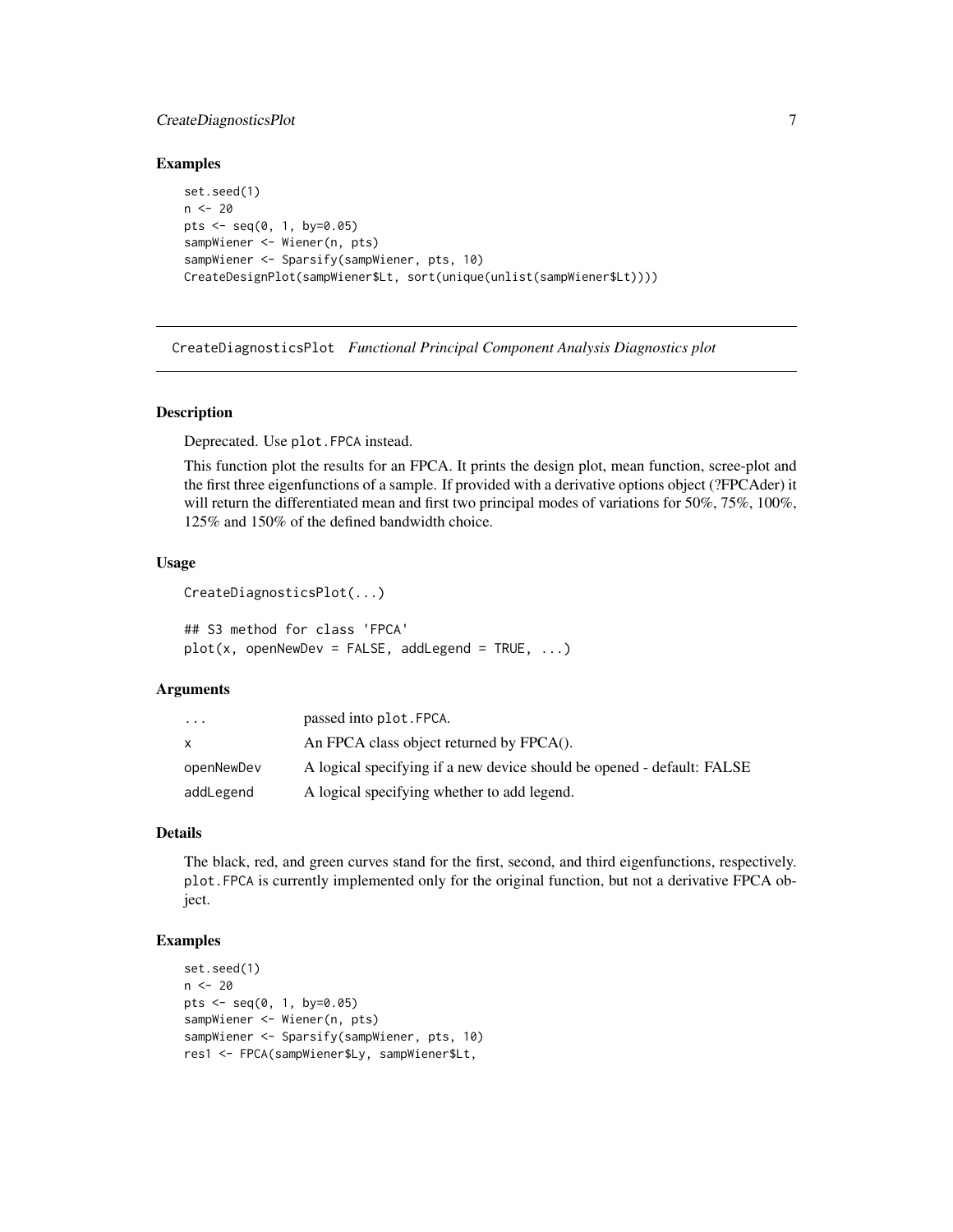## Examples

```
set.seed(1)
n <- 20
pts <- seq(0, 1, by=0.05)
sampWiener <- Wiener(n, pts)
sampWiener <- Sparsify(sampWiener, pts, 10)
CreateDesignPlot(sampWiener$Lt, sort(unique(unlist(sampWiener$Lt))))
```

---

# CreateDiagnosticsPlot *Functional Principal Component Analysis Diagnostics plot*

---

## Description

Deprecated. Use `plot.FPCA` instead.

This function plot the results for an FPCA. It prints the design plot, mean function, scree-plot and the first three eigenfunctions of a sample. If provided with a derivative options object (?FPCAder) it will return the differentiated mean and first two principal modes of variations for 50%, 75%, 100%, 125% and 150% of the defined bandwidth choice.

## Usage

```
CreateDiagnosticsPlot(...)

## S3 method for class 'FPCA'
plot(x, openNewDev = FALSE, addLegend = TRUE, ...)
```

## Arguments

| | |
|---|---|
| `...` | passed into `plot.FPCA`. |
| `x` | An FPCA class object returned by FPCA(). |
| `openNewDev` | A logical specifying if a new device should be opened - default: FALSE |
| `addLegend` | A logical specifying whether to add legend. |

## Details

The black, red, and green curves stand for the first, second, and third eigenfunctions, respectively. `plot.FPCA` is currently implemented only for the original function, but not a derivative FPCA object.

## Examples

```
set.seed(1)
n <- 20
pts <- seq(0, 1, by=0.05)
sampWiener <- Wiener(n, pts)
sampWiener <- Sparsify(sampWiener, pts, 10)
res1 <- FPCA(sampWiener$Ly, sampWiener$Lt,
```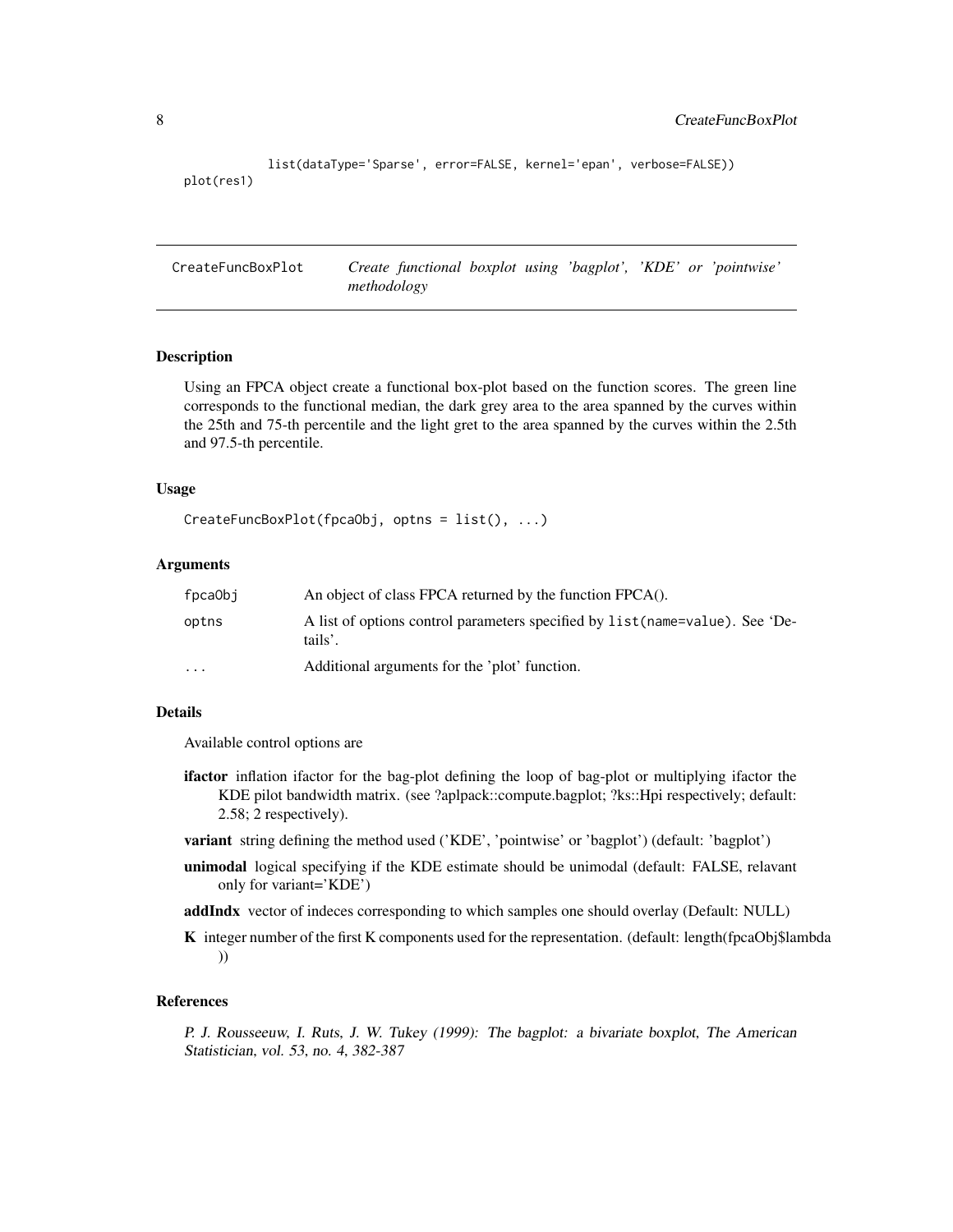```
            list(dataType='Sparse', error=FALSE, kernel='epan', verbose=FALSE))
plot(res1)
```

## CreateFuncBoxPlot — *Create functional boxplot using 'bagplot', 'KDE' or 'pointwise' methodology*

### Description

Using an FPCA object create a functional box-plot based on the function scores. The green line corresponds to the functional median, the dark grey area to the area spanned by the curves within the 25th and 75-th percentile and the light gret to the area spanned by the curves within the 2.5th and 97.5-th percentile.

### Usage

```
CreateFuncBoxPlot(fpcaObj, optns = list(), ...)
```

### Arguments

| | |
|---|---|
| `fpcaObj` | An object of class FPCA returned by the function FPCA(). |
| `optns` | A list of options control parameters specified by `list(name=value)`. See 'Details'. |
| `...` | Additional arguments for the 'plot' function. |

### Details

Available control options are

- **ifactor** inflation ifactor for the bag-plot defining the loop of bag-plot or multiplying ifactor the KDE pilot bandwidth matrix. (see ?aplpack::compute.bagplot; ?ks::Hpi respectively; default: 2.58; 2 respectively).
- **variant** string defining the method used ('KDE', 'pointwise' or 'bagplot') (default: 'bagplot')
- **unimodal** logical specifying if the KDE estimate should be unimodal (default: FALSE, relavant only for variant='KDE')
- **addIndx** vector of indeces corresponding to which samples one should overlay (Default: NULL)
- **K** integer number of the first K components used for the representation. (default: length(fpcaObj$lambda ))

### References

P. J. Rousseeuw, I. Ruts, J. W. Tukey (1999): The bagplot: a bivariate boxplot, The American Statistician, vol. 53, no. 4, 382-387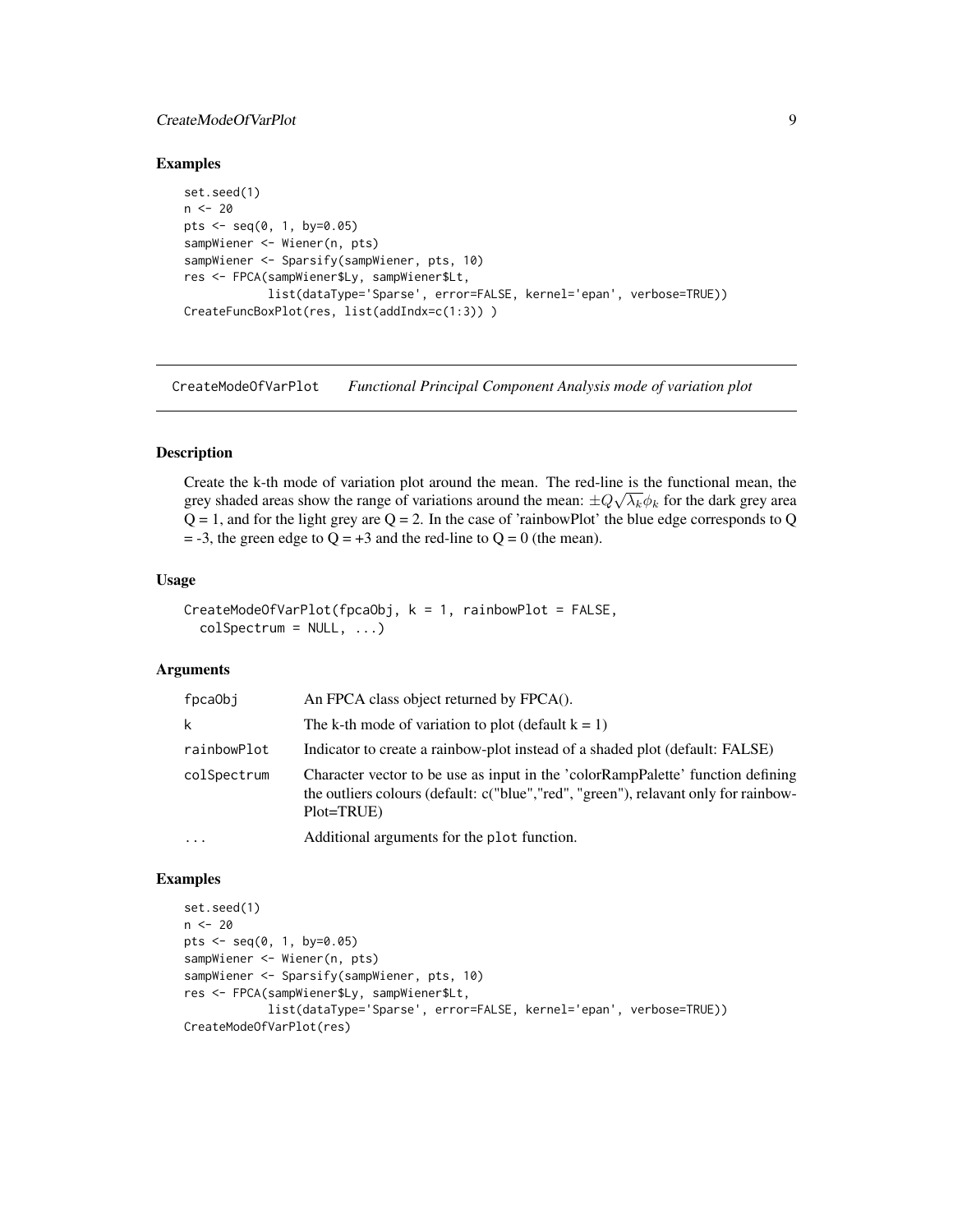## Examples

```
set.seed(1)
n <- 20
pts <- seq(0, 1, by=0.05)
sampWiener <- Wiener(n, pts)
sampWiener <- Sparsify(sampWiener, pts, 10)
res <- FPCA(sampWiener$Ly, sampWiener$Lt,
            list(dataType='Sparse', error=FALSE, kernel='epan', verbose=TRUE))
CreateFuncBoxPlot(res, list(addIndx=c(1:3)) )
```

---

# CreateModeOfVarPlot *Functional Principal Component Analysis mode of variation plot*

## Description

Create the k-th mode of variation plot around the mean. The red-line is the functional mean, the grey shaded areas show the range of variations around the mean: $\pm Q\sqrt{\lambda_k}\phi_k$ for the dark grey area Q = 1, and for the light grey are Q = 2. In the case of 'rainbowPlot' the blue edge corresponds to Q = -3, the green edge to Q = +3 and the red-line to Q = 0 (the mean).

## Usage

```
CreateModeOfVarPlot(fpcaObj, k = 1, rainbowPlot = FALSE,
  colSpectrum = NULL, ...)
```

## Arguments

| | |
|---|---|
| fpcaObj | An FPCA class object returned by FPCA(). |
| k | The k-th mode of variation to plot (default k = 1) |
| rainbowPlot | Indicator to create a rainbow-plot instead of a shaded plot (default: FALSE) |
| colSpectrum | Character vector to be use as input in the 'colorRampPalette' function defining the outliers colours (default: c("blue","red", "green"), relavant only for rainbowPlot=TRUE) |
| ... | Additional arguments for the plot function. |

## Examples

```
set.seed(1)
n <- 20
pts <- seq(0, 1, by=0.05)
sampWiener <- Wiener(n, pts)
sampWiener <- Sparsify(sampWiener, pts, 10)
res <- FPCA(sampWiener$Ly, sampWiener$Lt,
            list(dataType='Sparse', error=FALSE, kernel='epan', verbose=TRUE))
CreateModeOfVarPlot(res)
```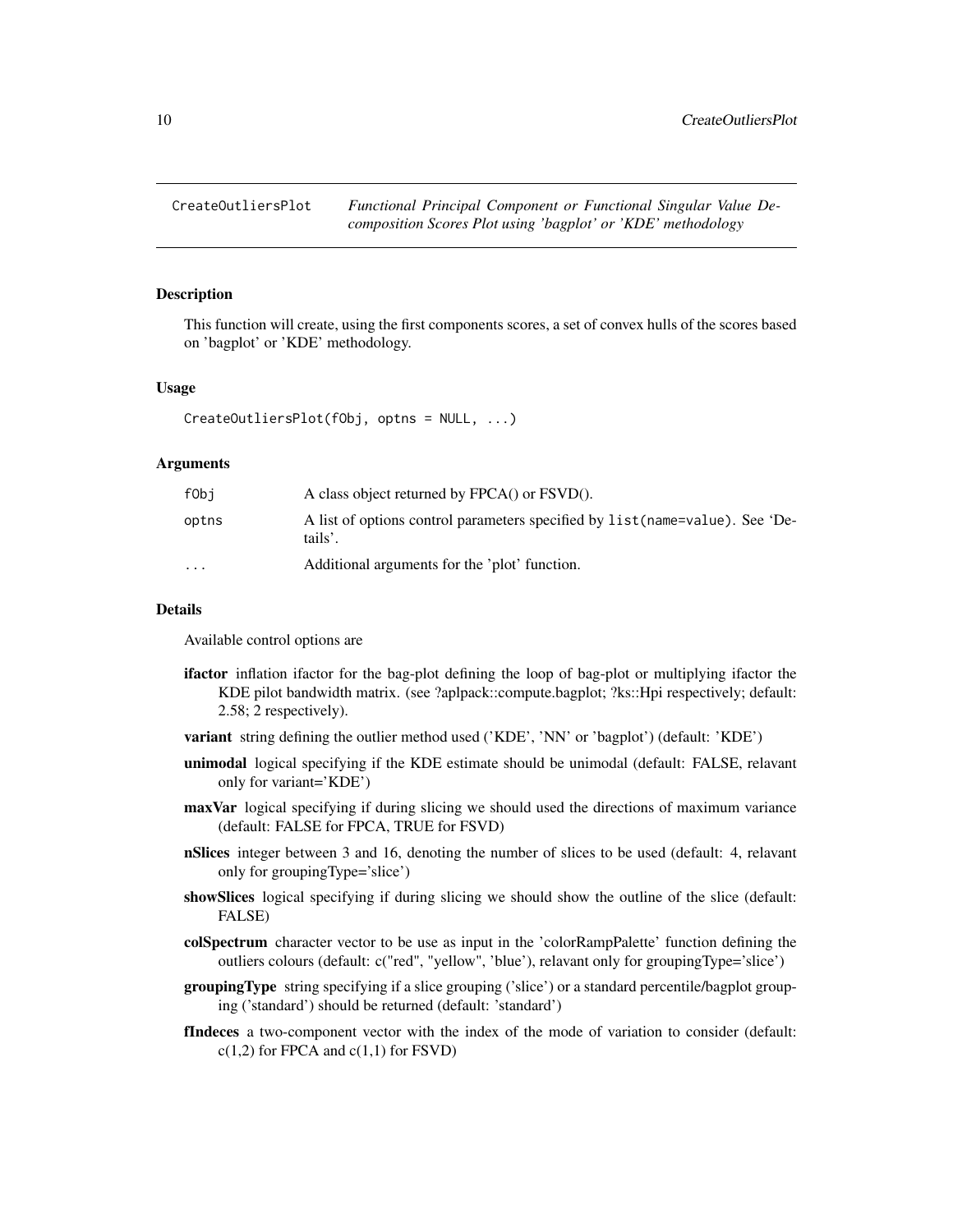## CreateOutliersPlot — *Functional Principal Component or Functional Singular Value Decomposition Scores Plot using 'bagplot' or 'KDE' methodology*

### Description

This function will create, using the first components scores, a set of convex hulls of the scores based on 'bagplot' or 'KDE' methodology.

### Usage

```
CreateOutliersPlot(fObj, optns = NULL, ...)
```

### Arguments

| | |
|---|---|
| fObj | A class object returned by FPCA() or FSVD(). |
| optns | A list of options control parameters specified by list(name=value). See 'Details'. |
| ... | Additional arguments for the 'plot' function. |

### Details

Available control options are

- **ifactor** inflation ifactor for the bag-plot defining the loop of bag-plot or multiplying ifactor the KDE pilot bandwidth matrix. (see ?aplpack::compute.bagplot; ?ks::Hpi respectively; default: 2.58; 2 respectively).
- **variant** string defining the outlier method used ('KDE', 'NN' or 'bagplot') (default: 'KDE')
- **unimodal** logical specifying if the KDE estimate should be unimodal (default: FALSE, relavant only for variant='KDE')
- **maxVar** logical specifying if during slicing we should used the directions of maximum variance (default: FALSE for FPCA, TRUE for FSVD)
- **nSlices** integer between 3 and 16, denoting the number of slices to be used (default: 4, relavant only for groupingType='slice')
- **showSlices** logical specifying if during slicing we should show the outline of the slice (default: FALSE)
- **colSpectrum** character vector to be use as input in the 'colorRampPalette' function defining the outliers colours (default: c("red", "yellow", 'blue'), relavant only for groupingType='slice')
- **groupingType** string specifying if a slice grouping ('slice') or a standard percentile/bagplot grouping ('standard') should be returned (default: 'standard')
- **fIndeces** a two-component vector with the index of the mode of variation to consider (default: c(1,2) for FPCA and c(1,1) for FSVD)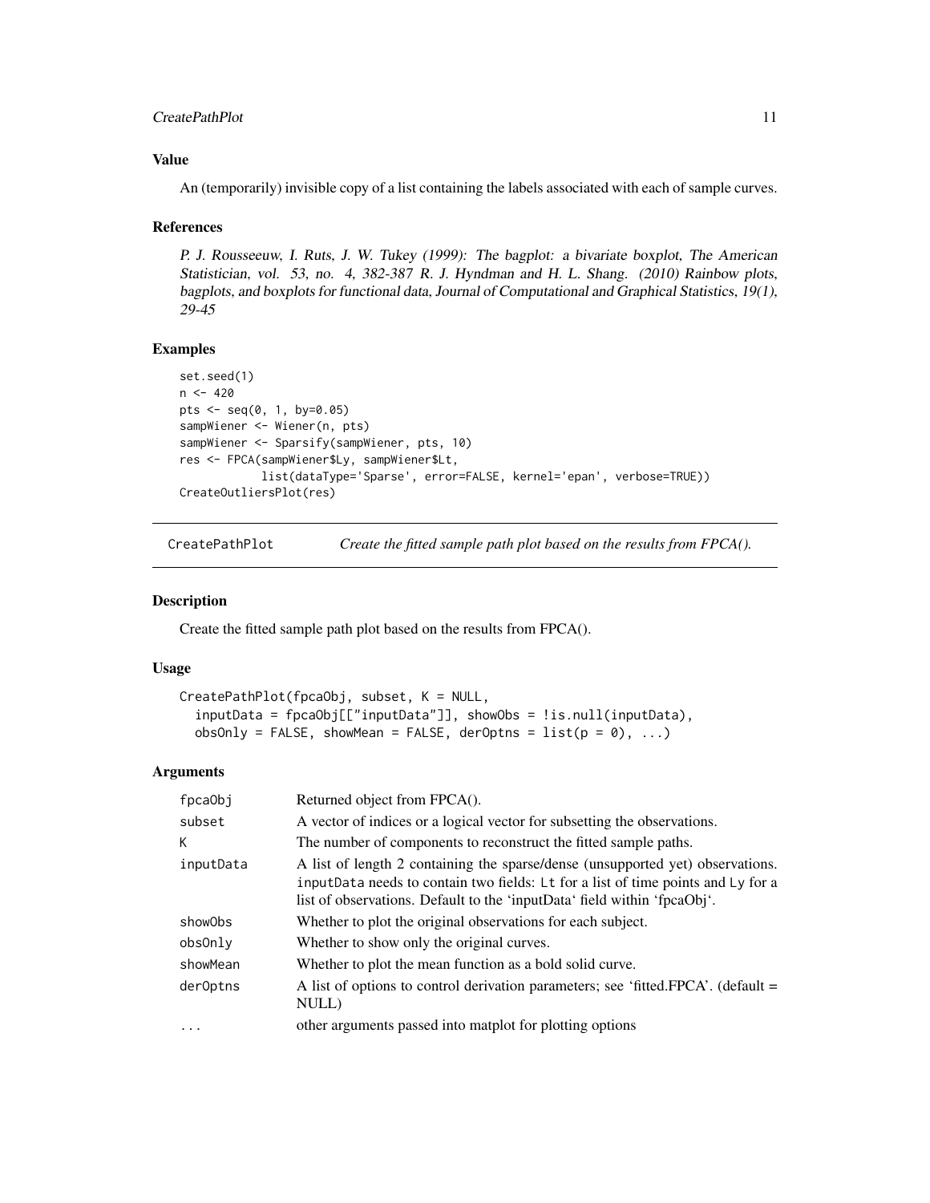### Value

An (temporarily) invisible copy of a list containing the labels associated with each of sample curves.

### References

*P. J. Rousseeuw, I. Ruts, J. W. Tukey (1999): The bagplot: a bivariate boxplot, The American Statistician, vol. 53, no. 4, 382-387 R. J. Hyndman and H. L. Shang. (2010) Rainbow plots, bagplots, and boxplots for functional data, Journal of Computational and Graphical Statistics, 19(1), 29-45*

### Examples

```
set.seed(1)
n <- 420
pts <- seq(0, 1, by=0.05)
sampWiener <- Wiener(n, pts)
sampWiener <- Sparsify(sampWiener, pts, 10)
res <- FPCA(sampWiener$Ly, sampWiener$Lt,
            list(dataType='Sparse', error=FALSE, kernel='epan', verbose=TRUE))
CreateOutliersPlot(res)
```

---

## CreatePathPlot — *Create the fitted sample path plot based on the results from FPCA().*

---

### Description

Create the fitted sample path plot based on the results from FPCA().

### Usage

```
CreatePathPlot(fpcaObj, subset, K = NULL,
  inputData = fpcaObj[["inputData"]], showObs = !is.null(inputData),
  obsOnly = FALSE, showMean = FALSE, derOptns = list(p = 0), ...)
```

### Arguments

| | |
|---|---|
| `fpcaObj` | Returned object from FPCA(). |
| `subset` | A vector of indices or a logical vector for subsetting the observations. |
| `K` | The number of components to reconstruct the fitted sample paths. |
| `inputData` | A list of length 2 containing the sparse/dense (unsupported yet) observations. `inputData` needs to contain two fields: `Lt` for a list of time points and `Ly` for a list of observations. Default to the 'inputData' field within 'fpcaObj'. |
| `showObs` | Whether to plot the original observations for each subject. |
| `obsOnly` | Whether to show only the original curves. |
| `showMean` | Whether to plot the mean function as a bold solid curve. |
| `derOptns` | A list of options to control derivation parameters; see 'fitted.FPCA'. (default = NULL) |
| `...` | other arguments passed into matplot for plotting options |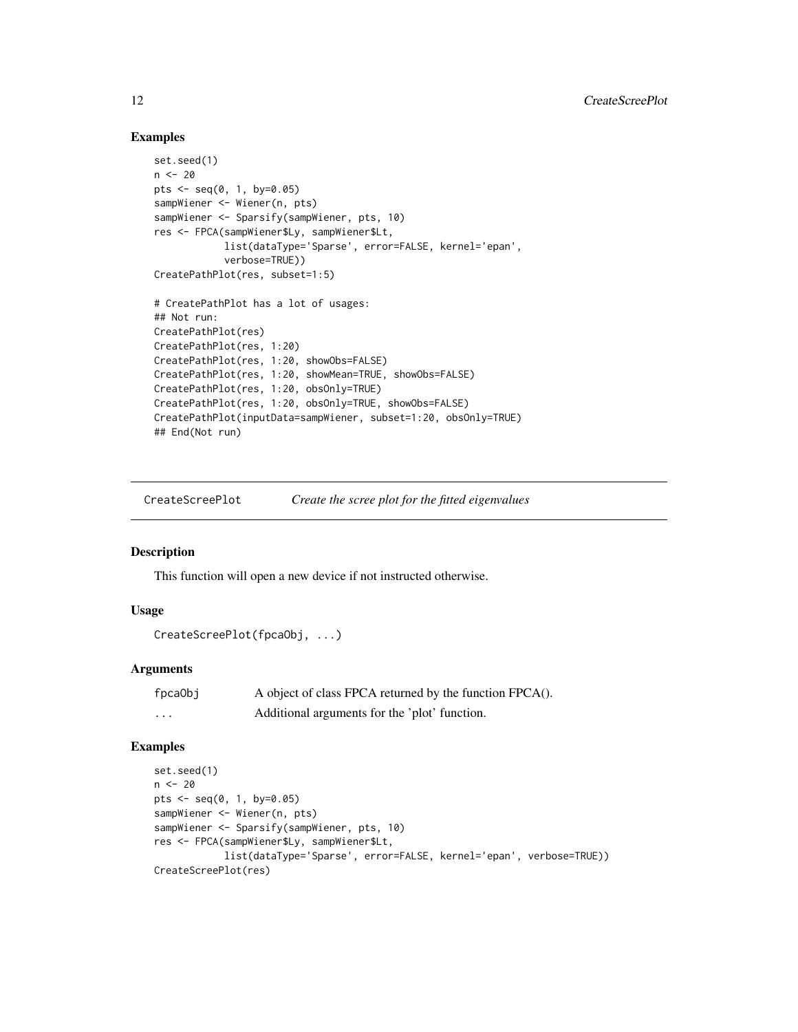### Examples

```
set.seed(1)
n <- 20
pts <- seq(0, 1, by=0.05)
sampWiener <- Wiener(n, pts)
sampWiener <- Sparsify(sampWiener, pts, 10)
res <- FPCA(sampWiener$Ly, sampWiener$Lt,
            list(dataType='Sparse', error=FALSE, kernel='epan',
            verbose=TRUE))
CreatePathPlot(res, subset=1:5)

# CreatePathPlot has a lot of usages:
## Not run:
CreatePathPlot(res)
CreatePathPlot(res, 1:20)
CreatePathPlot(res, 1:20, showObs=FALSE)
CreatePathPlot(res, 1:20, showMean=TRUE, showObs=FALSE)
CreatePathPlot(res, 1:20, obsOnly=TRUE)
CreatePathPlot(res, 1:20, obsOnly=TRUE, showObs=FALSE)
CreatePathPlot(inputData=sampWiener, subset=1:20, obsOnly=TRUE)
## End(Not run)
```

---

## CreateScreePlot — *Create the scree plot for the fitted eigenvalues*

### Description

This function will open a new device if not instructed otherwise.

### Usage

```
CreateScreePlot(fpcaObj, ...)
```

### Arguments

| | |
|---|---|
| fpcaObj | A object of class FPCA returned by the function FPCA(). |
| ... | Additional arguments for the 'plot' function. |

### Examples

```
set.seed(1)
n <- 20
pts <- seq(0, 1, by=0.05)
sampWiener <- Wiener(n, pts)
sampWiener <- Sparsify(sampWiener, pts, 10)
res <- FPCA(sampWiener$Ly, sampWiener$Lt,
            list(dataType='Sparse', error=FALSE, kernel='epan', verbose=TRUE))
CreateScreePlot(res)
```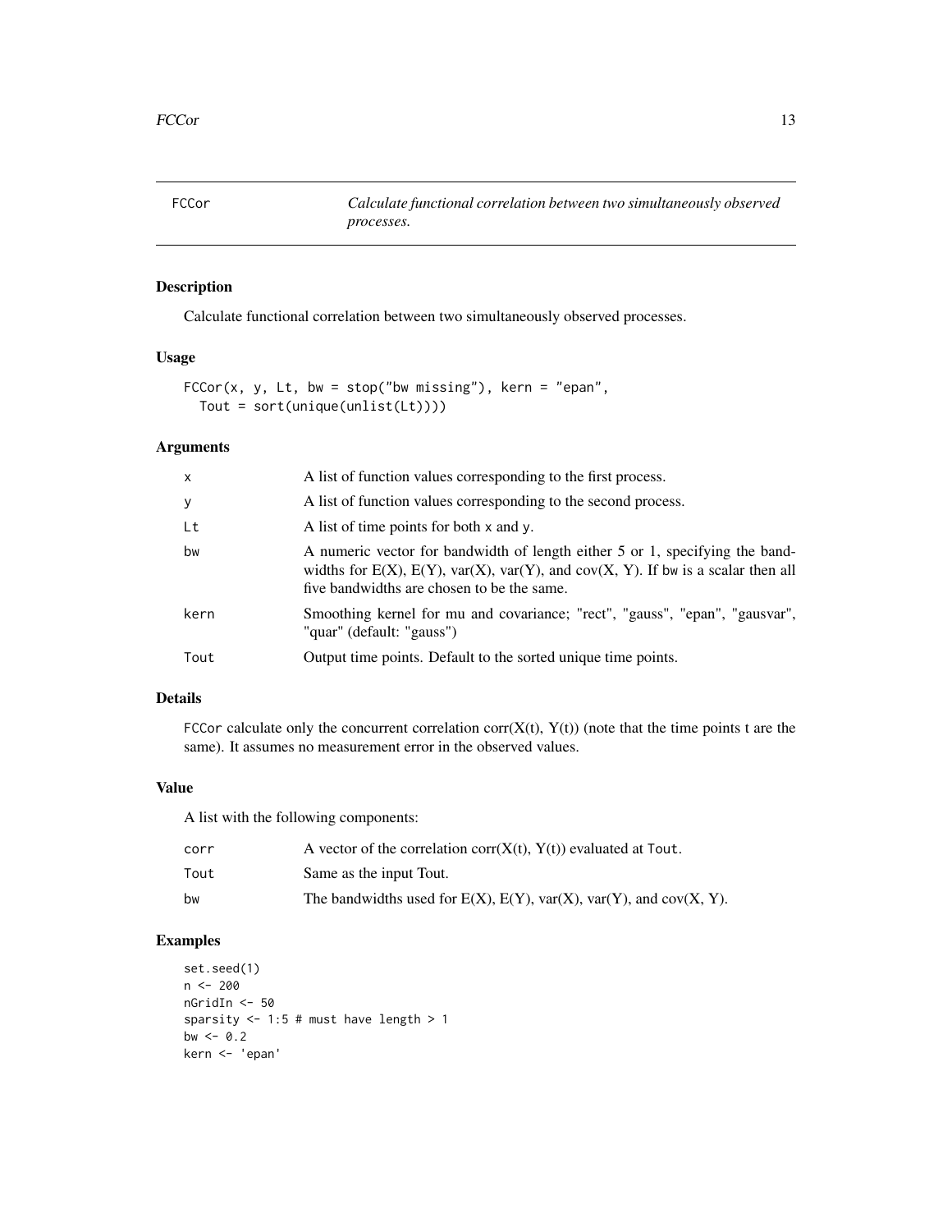# FCCor

*Calculate functional correlation between two simultaneously observed processes.*

## Description

Calculate functional correlation between two simultaneously observed processes.

## Usage

```
FCCor(x, y, Lt, bw = stop("bw missing"), kern = "epan",
  Tout = sort(unique(unlist(Lt))))
```

## Arguments

| Argument | Description |
|---|---|
| x | A list of function values corresponding to the first process. |
| y | A list of function values corresponding to the second process. |
| Lt | A list of time points for both x and y. |
| bw | A numeric vector for bandwidth of length either 5 or 1, specifying the bandwidths for E(X), E(Y), var(X), var(Y), and cov(X, Y). If bw is a scalar then all five bandwidths are chosen to be the same. |
| kern | Smoothing kernel for mu and covariance; "rect", "gauss", "epan", "gausvar", "quar" (default: "gauss") |
| Tout | Output time points. Default to the sorted unique time points. |

## Details

FCCor calculate only the concurrent correlation corr(X(t), Y(t)) (note that the time points t are the same). It assumes no measurement error in the observed values.

## Value

A list with the following components:

| Component | Description |
|---|---|
| corr | A vector of the correlation corr(X(t), Y(t)) evaluated at Tout. |
| Tout | Same as the input Tout. |
| bw | The bandwidths used for E(X), E(Y), var(X), var(Y), and cov(X, Y). |

## Examples

```
set.seed(1)
n <- 200
nGridIn <- 50
sparsity <- 1:5 # must have length > 1
bw <- 0.2
kern <- 'epan'
```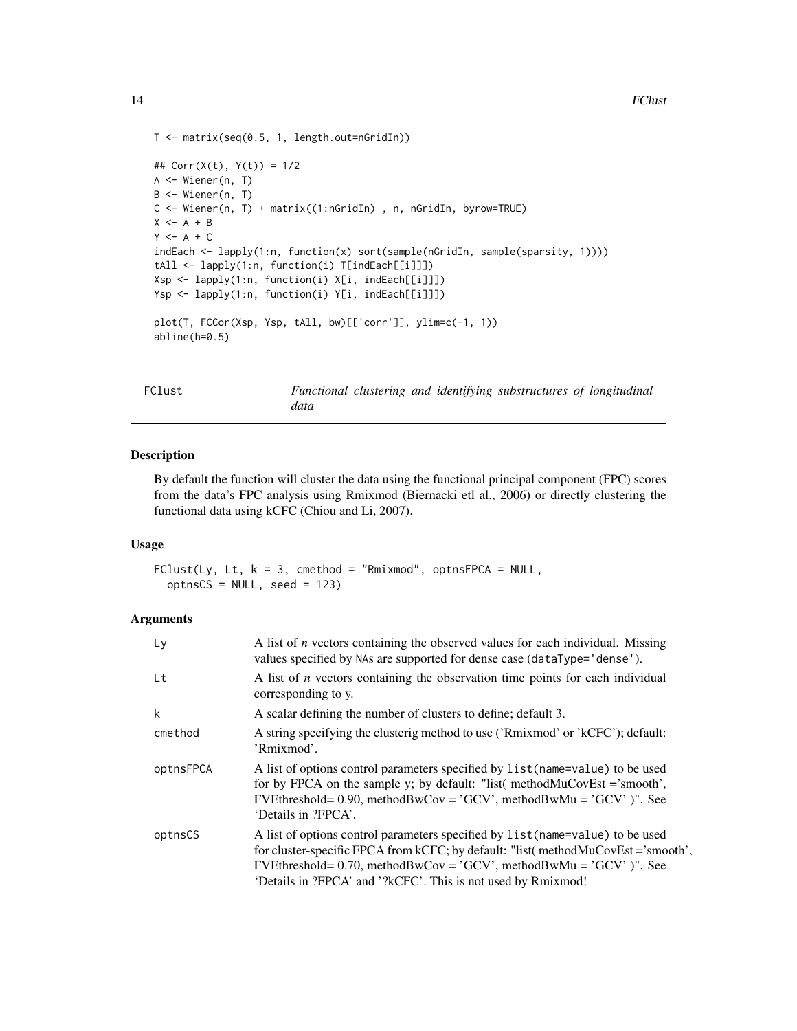```
T <- matrix(seq(0.5, 1, length.out=nGridIn))

## Corr(X(t), Y(t)) = 1/2
A <- Wiener(n, T)
B <- Wiener(n, T)
C <- Wiener(n, T) + matrix((1:nGridIn) , n, nGridIn, byrow=TRUE)
X <- A + B
Y <- A + C
indEach <- lapply(1:n, function(x) sort(sample(nGridIn, sample(sparsity, 1))))
tAll <- lapply(1:n, function(i) T[indEach[[i]]])
Xsp <- lapply(1:n, function(i) X[i, indEach[[i]]])
Ysp <- lapply(1:n, function(i) Y[i, indEach[[i]]])

plot(T, FCCor(Xsp, Ysp, tAll, bw)[['corr']], ylim=c(-1, 1))
abline(h=0.5)
```

## FClust — *Functional clustering and identifying substructures of longitudinal data*

### Description

By default the function will cluster the data using the functional principal component (FPC) scores from the data's FPC analysis using Rmixmod (Biernacki etl al., 2006) or directly clustering the functional data using kCFC (Chiou and Li, 2007).

### Usage

```
FClust(Ly, Lt, k = 3, cmethod = "Rmixmod", optnsFPCA = NULL,
  optnsCS = NULL, seed = 123)
```

### Arguments

| | |
|---|---|
| Ly | A list of *n* vectors containing the observed values for each individual. Missing values specified by NAs are supported for dense case (dataType='dense'). |
| Lt | A list of *n* vectors containing the observation time points for each individual corresponding to y. |
| k | A scalar defining the number of clusters to define; default 3. |
| cmethod | A string specifying the clusterig method to use ('Rmixmod' or 'kCFC'); default: 'Rmixmod'. |
| optnsFPCA | A list of options control parameters specified by list(name=value) to be used for by FPCA on the sample y; by default: "list( methodMuCovEst ='smooth', FVEthreshold= 0.90, methodBwCov = 'GCV', methodBwMu = 'GCV' )". See 'Details in ?FPCA'. |
| optnsCS | A list of options control parameters specified by list(name=value) to be used for cluster-specific FPCA from kCFC; by default: "list( methodMuCovEst ='smooth', FVEthreshold= 0.70, methodBwCov = 'GCV', methodBwMu = 'GCV' )". See 'Details in ?FPCA' and '?kCFC'. This is not used by Rmixmod! |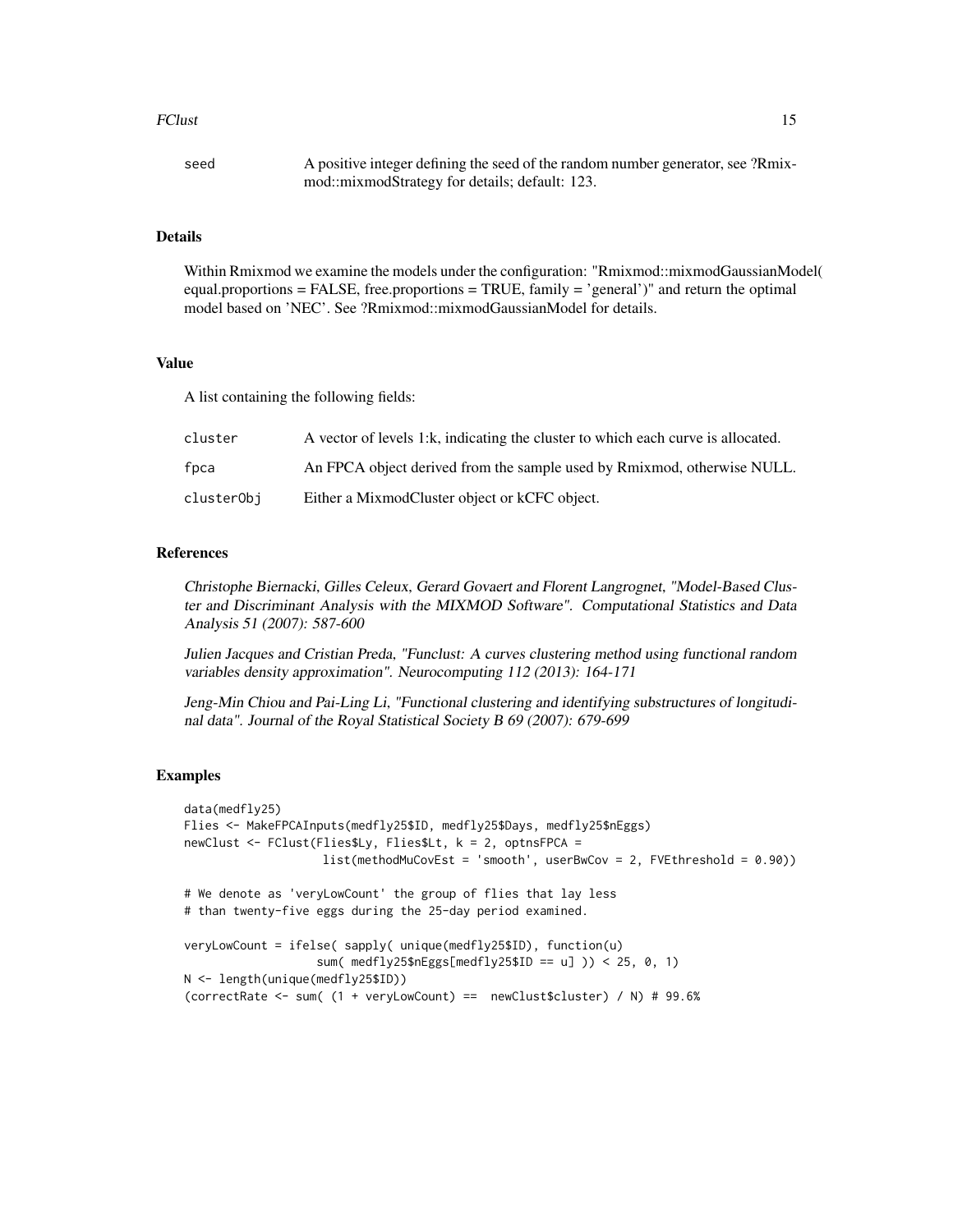| | |
|---|---|
| seed | A positive integer defining the seed of the random number generator, see ?Rmixmod::mixmodStrategy for details; default: 123. |

## Details

Within Rmixmod we examine the models under the configuration: "Rmixmod::mixmodGaussianModel( equal.proportions = FALSE, free.proportions = TRUE, family = 'general')" and return the optimal model based on 'NEC'. See ?Rmixmod::mixmodGaussianModel for details.

## Value

A list containing the following fields:

| | |
|---|---|
| cluster | A vector of levels 1:k, indicating the cluster to which each curve is allocated. |
| fpca | An FPCA object derived from the sample used by Rmixmod, otherwise NULL. |
| clusterObj | Either a MixmodCluster object or kCFC object. |

## References

*Christophe Biernacki, Gilles Celeux, Gerard Govaert and Florent Langrognet, "Model-Based Cluster and Discriminant Analysis with the MIXMOD Software". Computational Statistics and Data Analysis 51 (2007): 587-600*

*Julien Jacques and Cristian Preda, "Funclust: A curves clustering method using functional random variables density approximation". Neurocomputing 112 (2013): 164-171*

*Jeng-Min Chiou and Pai-Ling Li, "Functional clustering and identifying substructures of longitudinal data". Journal of the Royal Statistical Society B 69 (2007): 679-699*

## Examples

```
data(medfly25)
Flies <- MakeFPCAInputs(medfly25$ID, medfly25$Days, medfly25$nEggs)
newClust <- FClust(Flies$Ly, Flies$Lt, k = 2, optnsFPCA =
                    list(methodMuCovEst = 'smooth', userBwCov = 2, FVEthreshold = 0.90))

# We denote as 'veryLowCount' the group of flies that lay less
# than twenty-five eggs during the 25-day period examined.

veryLowCount = ifelse( sapply( unique(medfly25$ID), function(u)
                  sum( medfly25$nEggs[medfly25$ID == u] )) < 25, 0, 1)
N <- length(unique(medfly25$ID))
(correctRate <- sum( (1 + veryLowCount) ==  newClust$cluster) / N) # 99.6%
```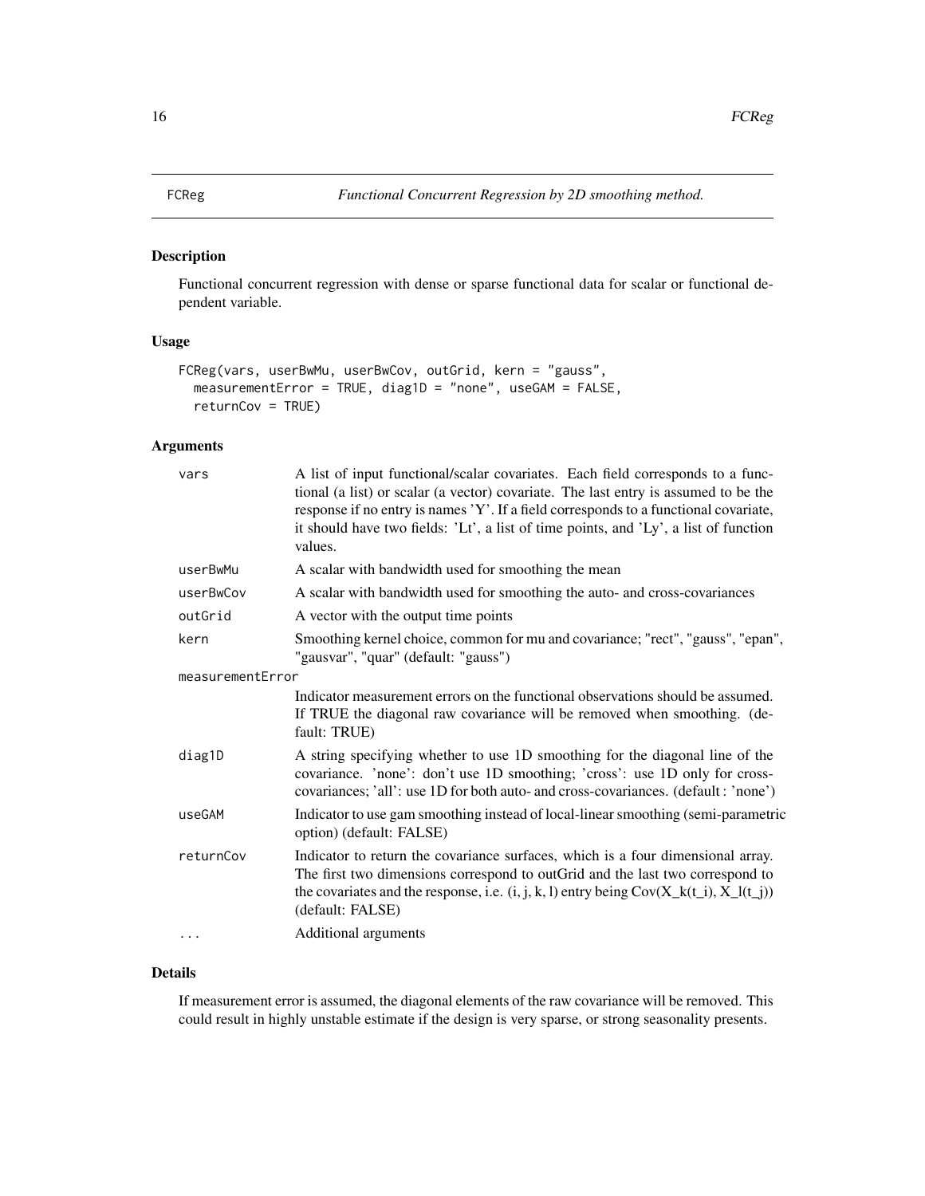# FCReg — *Functional Concurrent Regression by 2D smoothing method.*

## Description

Functional concurrent regression with dense or sparse functional data for scalar or functional dependent variable.

## Usage

```
FCReg(vars, userBwMu, userBwCov, outGrid, kern = "gauss",
  measurementError = TRUE, diag1D = "none", useGAM = FALSE,
  returnCov = TRUE)
```

## Arguments

| | |
|---|---|
| vars | A list of input functional/scalar covariates. Each field corresponds to a functional (a list) or scalar (a vector) covariate. The last entry is assumed to be the response if no entry is names 'Y'. If a field corresponds to a functional covariate, it should have two fields: 'Lt', a list of time points, and 'Ly', a list of function values. |
| userBwMu | A scalar with bandwidth used for smoothing the mean |
| userBwCov | A scalar with bandwidth used for smoothing the auto- and cross-covariances |
| outGrid | A vector with the output time points |
| kern | Smoothing kernel choice, common for mu and covariance; "rect", "gauss", "epan", "gausvar", "quar" (default: "gauss") |
| measurementError | Indicator measurement errors on the functional observations should be assumed. If TRUE the diagonal raw covariance will be removed when smoothing. (default: TRUE) |
| diag1D | A string specifying whether to use 1D smoothing for the diagonal line of the covariance. 'none': don't use 1D smoothing; 'cross': use 1D only for cross-covariances; 'all': use 1D for both auto- and cross-covariances. (default : 'none') |
| useGAM | Indicator to use gam smoothing instead of local-linear smoothing (semi-parametric option) (default: FALSE) |
| returnCov | Indicator to return the covariance surfaces, which is a four dimensional array. The first two dimensions correspond to outGrid and the last two correspond to the covariates and the response, i.e. (i, j, k, l) entry being Cov(X_k(t_i), X_l(t_j)) (default: FALSE) |
| ... | Additional arguments |

## Details

If measurement error is assumed, the diagonal elements of the raw covariance will be removed. This could result in highly unstable estimate if the design is very sparse, or strong seasonality presents.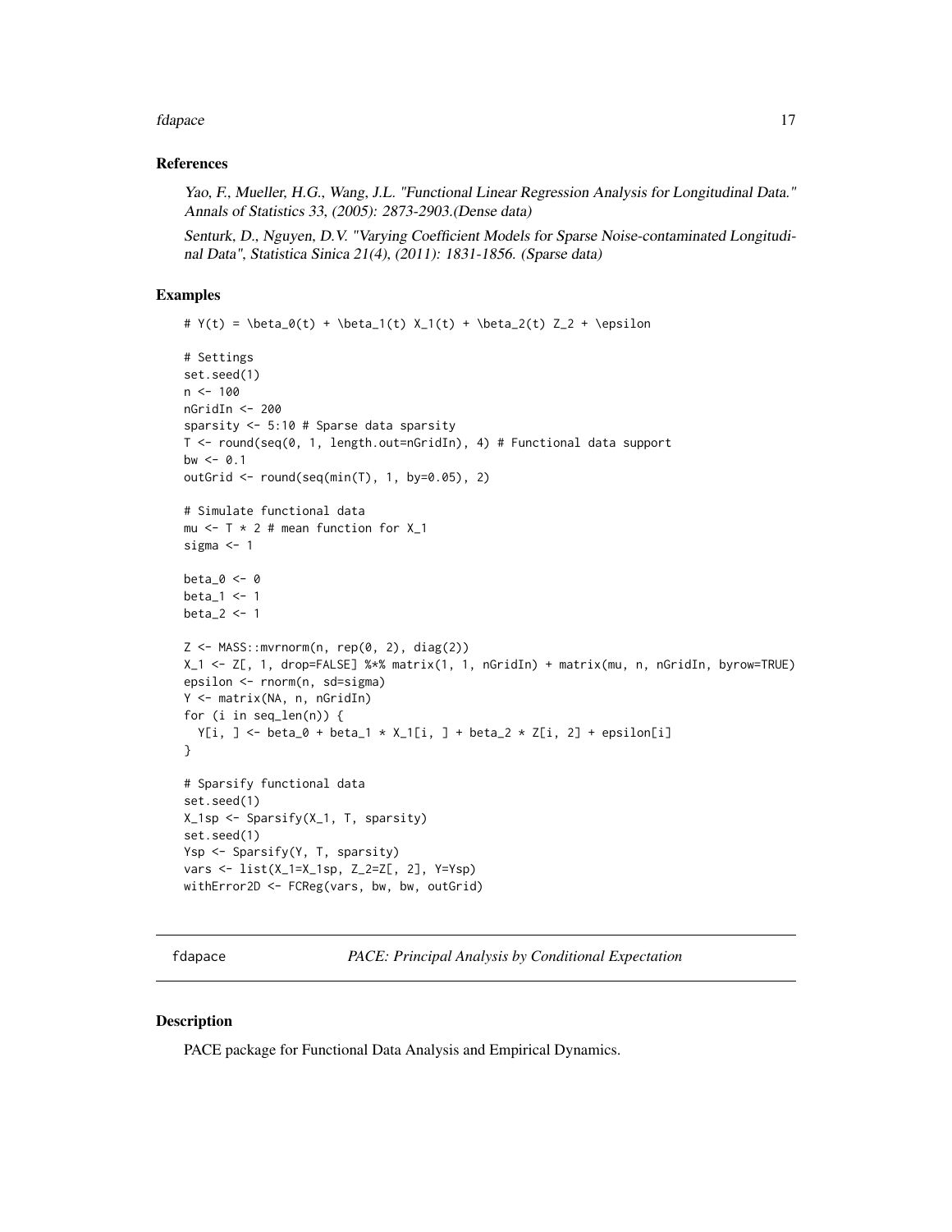### References

*Yao, F., Mueller, H.G., Wang, J.L. "Functional Linear Regression Analysis for Longitudinal Data." Annals of Statistics 33, (2005): 2873-2903.(Dense data)*

*Senturk, D., Nguyen, D.V. "Varying Coefficient Models for Sparse Noise-contaminated Longitudinal Data", Statistica Sinica 21(4), (2011): 1831-1856. (Sparse data)*

### Examples

```
# Y(t) = \beta_0(t) + \beta_1(t) X_1(t) + \beta_2(t) Z_2 + \epsilon

# Settings
set.seed(1)
n <- 100
nGridIn <- 200
sparsity <- 5:10 # Sparse data sparsity
T <- round(seq(0, 1, length.out=nGridIn), 4) # Functional data support
bw <- 0.1
outGrid <- round(seq(min(T), 1, by=0.05), 2)

# Simulate functional data
mu <- T * 2 # mean function for X_1
sigma <- 1

beta_0 <- 0
beta_1 <- 1
beta_2 <- 1

Z <- MASS::mvrnorm(n, rep(0, 2), diag(2))
X_1 <- Z[, 1, drop=FALSE] %*% matrix(1, 1, nGridIn) + matrix(mu, n, nGridIn, byrow=TRUE)
epsilon <- rnorm(n, sd=sigma)
Y <- matrix(NA, n, nGridIn)
for (i in seq_len(n)) {
  Y[i, ] <- beta_0 + beta_1 * X_1[i, ] + beta_2 * Z[i, 2] + epsilon[i]
}

# Sparsify functional data
set.seed(1)
X_1sp <- Sparsify(X_1, T, sparsity)
set.seed(1)
Ysp <- Sparsify(Y, T, sparsity)
vars <- list(X_1=X_1sp, Z_2=Z[, 2], Y=Ysp)
withError2D <- FCReg(vars, bw, bw, outGrid)
```

---

## fdapace — *PACE: Principal Analysis by Conditional Expectation*

---

### Description

PACE package for Functional Data Analysis and Empirical Dynamics.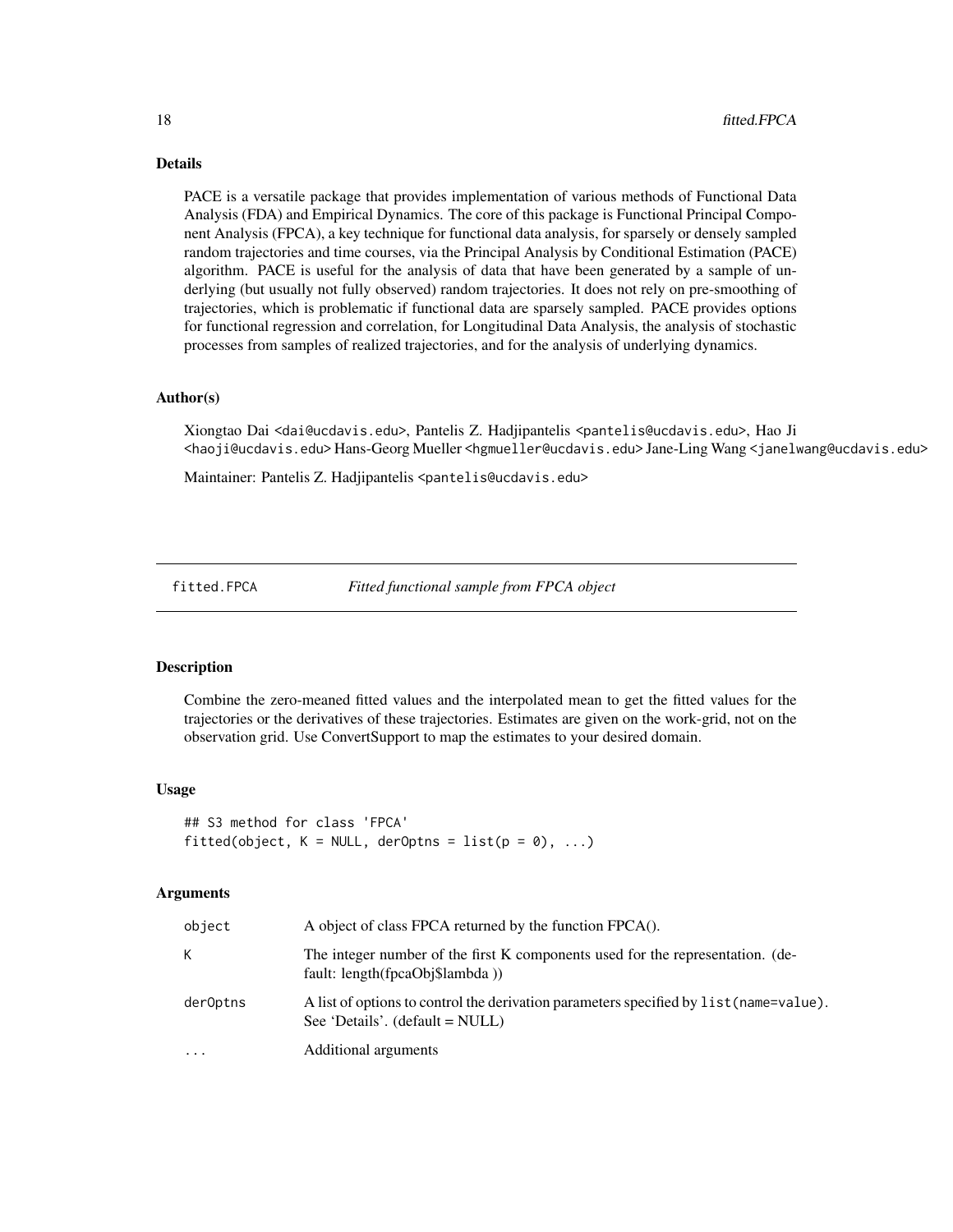## Details

PACE is a versatile package that provides implementation of various methods of Functional Data Analysis (FDA) and Empirical Dynamics. The core of this package is Functional Principal Component Analysis (FPCA), a key technique for functional data analysis, for sparsely or densely sampled random trajectories and time courses, via the Principal Analysis by Conditional Estimation (PACE) algorithm. PACE is useful for the analysis of data that have been generated by a sample of underlying (but usually not fully observed) random trajectories. It does not rely on pre-smoothing of trajectories, which is problematic if functional data are sparsely sampled. PACE provides options for functional regression and correlation, for Longitudinal Data Analysis, the analysis of stochastic processes from samples of realized trajectories, and for the analysis of underlying dynamics.

## Author(s)

Xiongtao Dai <dai@ucdavis.edu>, Pantelis Z. Hadjipantelis <pantelis@ucdavis.edu>, Hao Ji <haoji@ucdavis.edu> Hans-Georg Mueller <hgmueller@ucdavis.edu> Jane-Ling Wang <janelwang@ucdavis.edu>

Maintainer: Pantelis Z. Hadjipantelis <pantelis@ucdavis.edu>

---

# fitted.FPCA — *Fitted functional sample from FPCA object*

---

## Description

Combine the zero-meaned fitted values and the interpolated mean to get the fitted values for the trajectories or the derivatives of these trajectories. Estimates are given on the work-grid, not on the observation grid. Use ConvertSupport to map the estimates to your desired domain.

## Usage

```
## S3 method for class 'FPCA'
fitted(object, K = NULL, derOptns = list(p = 0), ...)
```

## Arguments

| | |
|---|---|
| `object` | A object of class FPCA returned by the function FPCA(). |
| `K` | The integer number of the first K components used for the representation. (default: length(fpcaObj$lambda )) |
| `derOptns` | A list of options to control the derivation parameters specified by `list(name=value)`. See 'Details'. (default = NULL) |
| `...` | Additional arguments |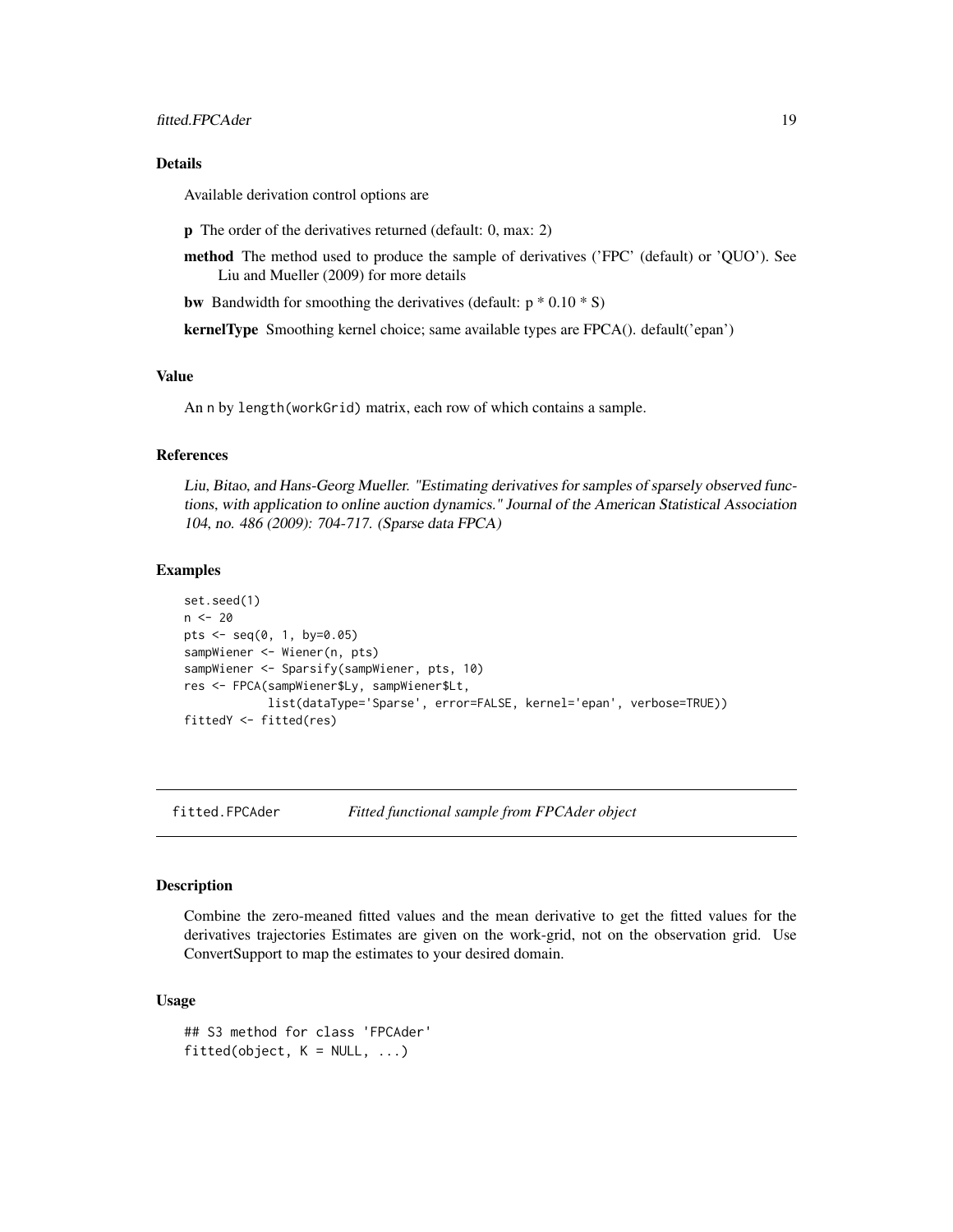### Details

Available derivation control options are

**p** The order of the derivatives returned (default: 0, max: 2)

**method** The method used to produce the sample of derivatives ('FPC' (default) or 'QUO'). See Liu and Mueller (2009) for more details

**bw** Bandwidth for smoothing the derivatives (default: p * 0.10 * S)

**kernelType** Smoothing kernel choice; same available types are FPCA(). default('epan')

### Value

An n by `length(workGrid)` matrix, each row of which contains a sample.

### References

*Liu, Bitao, and Hans-Georg Mueller. "Estimating derivatives for samples of sparsely observed functions, with application to online auction dynamics." Journal of the American Statistical Association 104, no. 486 (2009): 704-717. (Sparse data FPCA)*

### Examples

```
set.seed(1)
n <- 20
pts <- seq(0, 1, by=0.05)
sampWiener <- Wiener(n, pts)
sampWiener <- Sparsify(sampWiener, pts, 10)
res <- FPCA(sampWiener$Ly, sampWiener$Lt,
            list(dataType='Sparse', error=FALSE, kernel='epan', verbose=TRUE))
fittedY <- fitted(res)
```

---

## fitted.FPCAder — *Fitted functional sample from FPCAder object*

---

### Description

Combine the zero-meaned fitted values and the mean derivative to get the fitted values for the derivatives trajectories Estimates are given on the work-grid, not on the observation grid. Use ConvertSupport to map the estimates to your desired domain.

### Usage

```
## S3 method for class 'FPCAder'
fitted(object, K = NULL, ...)
```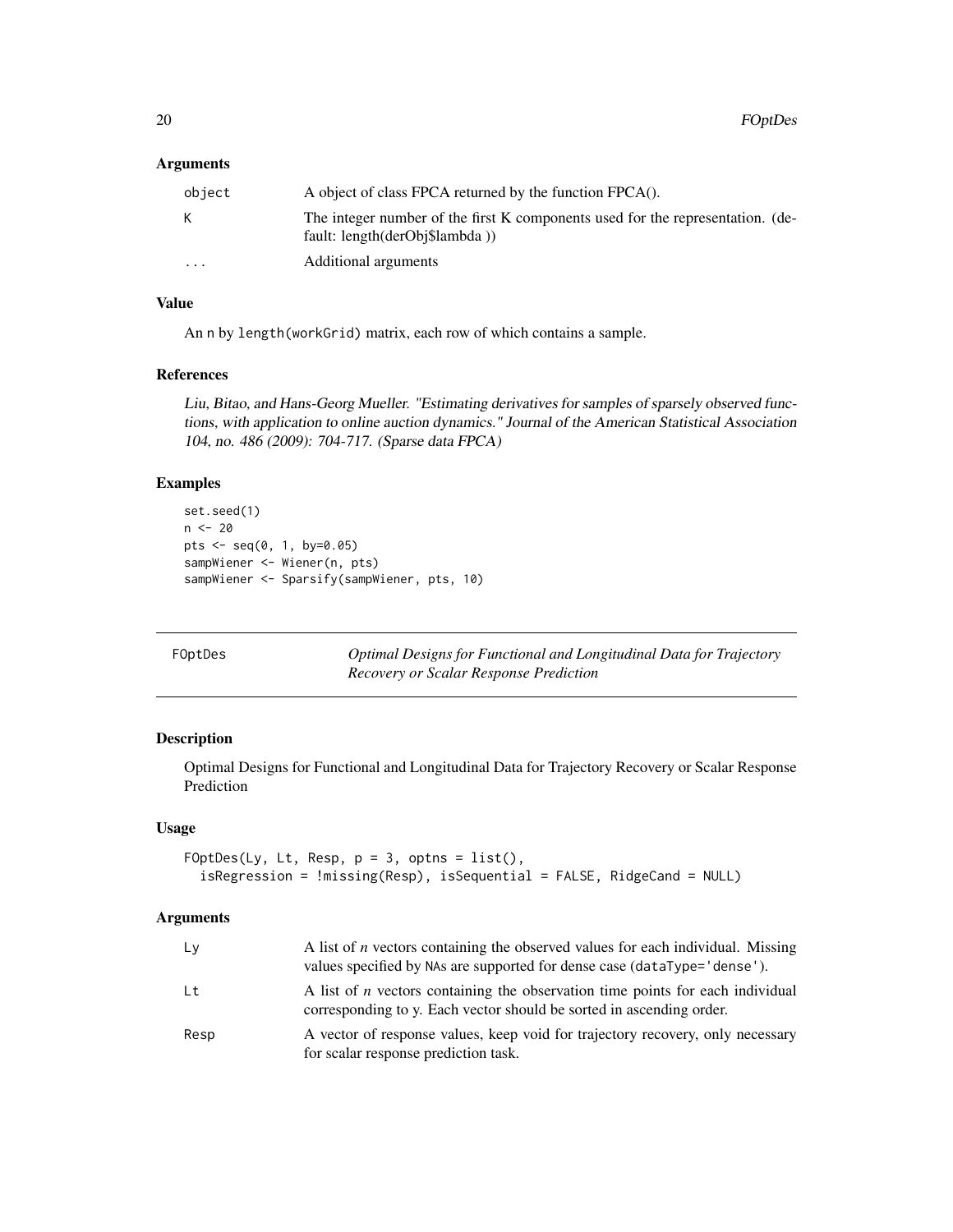### Arguments

| | |
|---|---|
| object | A object of class FPCA returned by the function FPCA(). |
| K | The integer number of the first K components used for the representation. (default: length(derObj$lambda )) |
| ... | Additional arguments |

### Value

An n by length(workGrid) matrix, each row of which contains a sample.

### References

*Liu, Bitao, and Hans-Georg Mueller. "Estimating derivatives for samples of sparsely observed functions, with application to online auction dynamics." Journal of the American Statistical Association 104, no. 486 (2009): 704-717. (Sparse data FPCA)*

### Examples

```
set.seed(1)
n <- 20
pts <- seq(0, 1, by=0.05)
sampWiener <- Wiener(n, pts)
sampWiener <- Sparsify(sampWiener, pts, 10)
```

---

## FOptDes — *Optimal Designs for Functional and Longitudinal Data for Trajectory Recovery or Scalar Response Prediction*

### Description

Optimal Designs for Functional and Longitudinal Data for Trajectory Recovery or Scalar Response Prediction

### Usage

```
FOptDes(Ly, Lt, Resp, p = 3, optns = list(),
  isRegression = !missing(Resp), isSequential = FALSE, RidgeCand = NULL)
```

### Arguments

| | |
|---|---|
| Ly | A list of *n* vectors containing the observed values for each individual. Missing values specified by NAs are supported for dense case (dataType='dense'). |
| Lt | A list of *n* vectors containing the observation time points for each individual corresponding to y. Each vector should be sorted in ascending order. |
| Resp | A vector of response values, keep void for trajectory recovery, only necessary for scalar response prediction task. |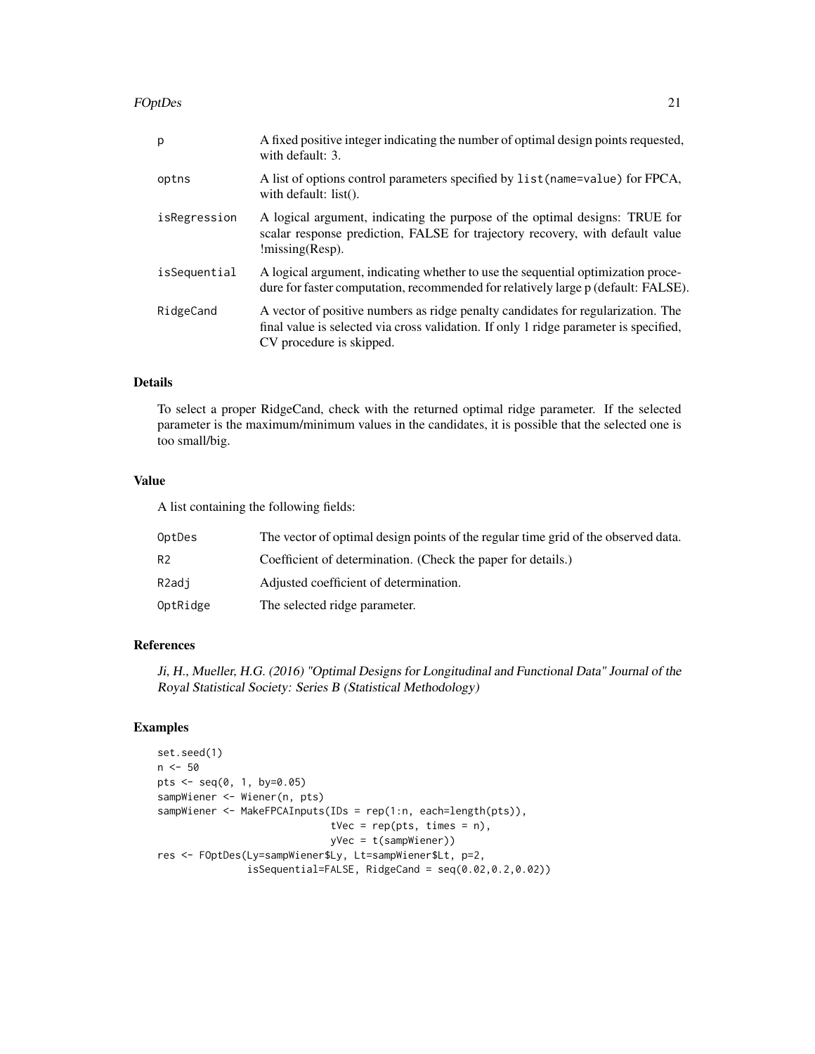| | |
|---|---|
| p | A fixed positive integer indicating the number of optimal design points requested, with default: 3. |
| optns | A list of options control parameters specified by `list(name=value)` for FPCA, with default: list(). |
| isRegression | A logical argument, indicating the purpose of the optimal designs: TRUE for scalar response prediction, FALSE for trajectory recovery, with default value !missing(Resp). |
| isSequential | A logical argument, indicating whether to use the sequential optimization procedure for faster computation, recommended for relatively large p (default: FALSE). |
| RidgeCand | A vector of positive numbers as ridge penalty candidates for regularization. The final value is selected via cross validation. If only 1 ridge parameter is specified, CV procedure is skipped. |

## Details

To select a proper RidgeCand, check with the returned optimal ridge parameter. If the selected parameter is the maximum/minimum values in the candidates, it is possible that the selected one is too small/big.

## Value

A list containing the following fields:

| | |
|---|---|
| OptDes | The vector of optimal design points of the regular time grid of the observed data. |
| R2 | Coefficient of determination. (Check the paper for details.) |
| R2adj | Adjusted coefficient of determination. |
| OptRidge | The selected ridge parameter. |

## References

*Ji, H., Mueller, H.G. (2016) "Optimal Designs for Longitudinal and Functional Data" Journal of the Royal Statistical Society: Series B (Statistical Methodology)*

## Examples

```
set.seed(1)
n <- 50
pts <- seq(0, 1, by=0.05)
sampWiener <- Wiener(n, pts)
sampWiener <- MakeFPCAInputs(IDs = rep(1:n, each=length(pts)),
                             tVec = rep(pts, times = n),
                             yVec = t(sampWiener))
res <- FOptDes(Ly=sampWiener$Ly, Lt=sampWiener$Lt, p=2,
               isSequential=FALSE, RidgeCand = seq(0.02,0.2,0.02))
```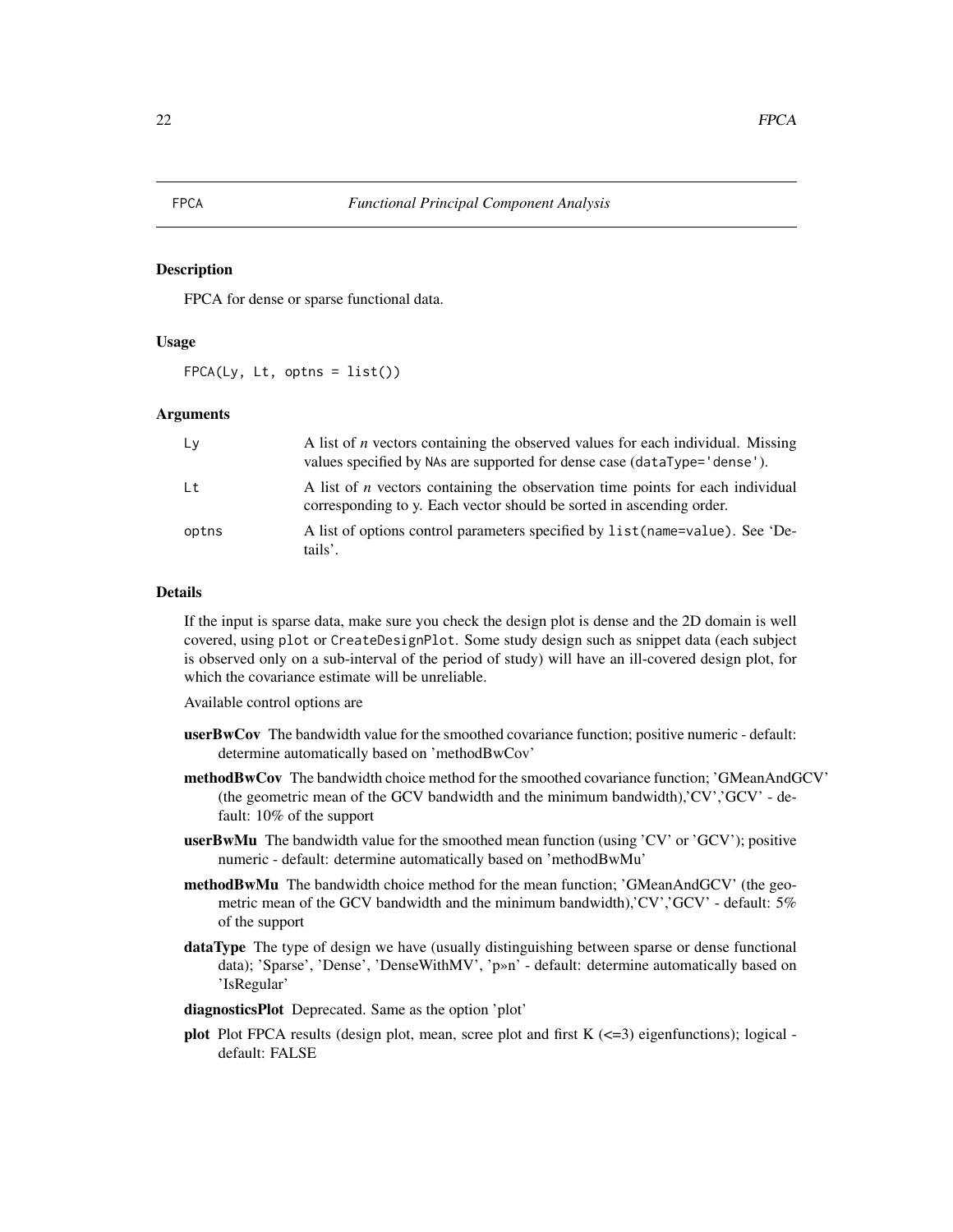FPCA *Functional Principal Component Analysis*

### Description

FPCA for dense or sparse functional data.

### Usage

```
FPCA(Ly, Lt, optns = list())
```

### Arguments

| | |
|---|---|
| `Ly` | A list of *n* vectors containing the observed values for each individual. Missing values specified by NAs are supported for dense case (dataType='dense'). |
| `Lt` | A list of *n* vectors containing the observation time points for each individual corresponding to y. Each vector should be sorted in ascending order. |
| `optns` | A list of options control parameters specified by list(name=value). See 'Details'. |

### Details

If the input is sparse data, make sure you check the design plot is dense and the 2D domain is well covered, using plot or CreateDesignPlot. Some study design such as snippet data (each subject is observed only on a sub-interval of the period of study) will have an ill-covered design plot, for which the covariance estimate will be unreliable.

Available control options are

- **userBwCov** The bandwidth value for the smoothed covariance function; positive numeric - default: determine automatically based on 'methodBwCov'
- **methodBwCov** The bandwidth choice method for the smoothed covariance function; 'GMeanAndGCV' (the geometric mean of the GCV bandwidth and the minimum bandwidth),'CV','GCV' - default: 10% of the support
- **userBwMu** The bandwidth value for the smoothed mean function (using 'CV' or 'GCV'); positive numeric - default: determine automatically based on 'methodBwMu'
- **methodBwMu** The bandwidth choice method for the mean function; 'GMeanAndGCV' (the geometric mean of the GCV bandwidth and the minimum bandwidth),'CV','GCV' - default: 5% of the support
- **dataType** The type of design we have (usually distinguishing between sparse or dense functional data); 'Sparse', 'Dense', 'DenseWithMV', 'p»n' - default: determine automatically based on 'IsRegular'
- **diagnosticsPlot** Deprecated. Same as the option 'plot'
- **plot** Plot FPCA results (design plot, mean, scree plot and first K (<=3) eigenfunctions); logical - default: FALSE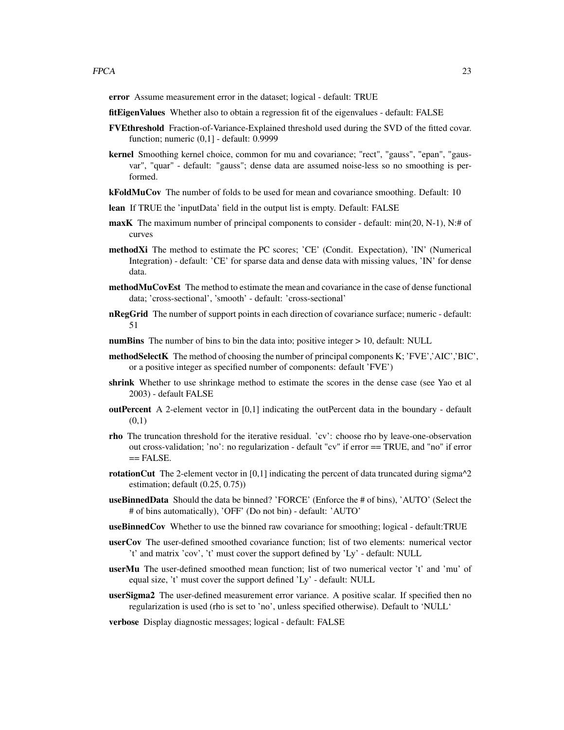**error** Assume measurement error in the dataset; logical - default: TRUE

**fitEigenValues** Whether also to obtain a regression fit of the eigenvalues - default: FALSE

**FVEthreshold** Fraction-of-Variance-Explained threshold used during the SVD of the fitted covar. function; numeric (0,1] - default: 0.9999

**kernel** Smoothing kernel choice, common for mu and covariance; "rect", "gauss", "epan", "gausvar", "quar" - default: "gauss"; dense data are assumed noise-less so no smoothing is performed.

**kFoldMuCov** The number of folds to be used for mean and covariance smoothing. Default: 10

**lean** If TRUE the 'inputData' field in the output list is empty. Default: FALSE

**maxK** The maximum number of principal components to consider - default: min(20, N-1), N:# of curves

**methodXi** The method to estimate the PC scores; 'CE' (Condit. Expectation), 'IN' (Numerical Integration) - default: 'CE' for sparse data and dense data with missing values, 'IN' for dense data.

**methodMuCovEst** The method to estimate the mean and covariance in the case of dense functional data; 'cross-sectional', 'smooth' - default: 'cross-sectional'

**nRegGrid** The number of support points in each direction of covariance surface; numeric - default: 51

**numBins** The number of bins to bin the data into; positive integer > 10, default: NULL

**methodSelectK** The method of choosing the number of principal components K; 'FVE','AIC','BIC', or a positive integer as specified number of components: default 'FVE')

**shrink** Whether to use shrinkage method to estimate the scores in the dense case (see Yao et al 2003) - default FALSE

**outPercent** A 2-element vector in [0,1] indicating the outPercent data in the boundary - default (0,1)

**rho** The truncation threshold for the iterative residual. 'cv': choose rho by leave-one-observation out cross-validation; 'no': no regularization - default "cv" if error == TRUE, and "no" if error == FALSE.

**rotationCut** The 2-element vector in [0,1] indicating the percent of data truncated during sigma^2 estimation; default (0.25, 0.75))

**useBinnedData** Should the data be binned? 'FORCE' (Enforce the # of bins), 'AUTO' (Select the # of bins automatically), 'OFF' (Do not bin) - default: 'AUTO'

**useBinnedCov** Whether to use the binned raw covariance for smoothing; logical - default:TRUE

**userCov** The user-defined smoothed covariance function; list of two elements: numerical vector 't' and matrix 'cov', 't' must cover the support defined by 'Ly' - default: NULL

**userMu** The user-defined smoothed mean function; list of two numerical vector 't' and 'mu' of equal size, 't' must cover the support defined 'Ly' - default: NULL

**userSigma2** The user-defined measurement error variance. A positive scalar. If specified then no regularization is used (rho is set to 'no', unless specified otherwise). Default to 'NULL'

**verbose** Display diagnostic messages; logical - default: FALSE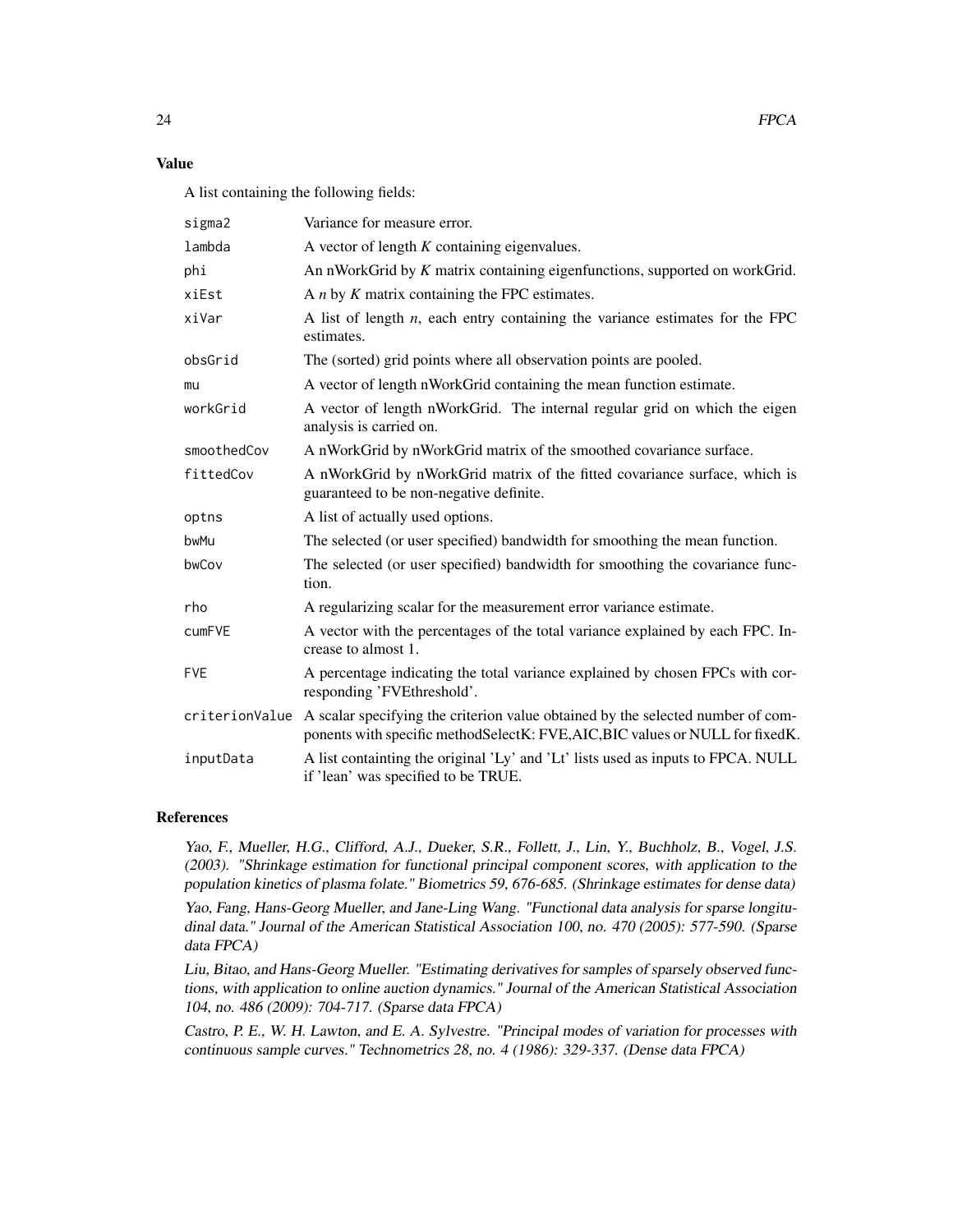### Value

A list containing the following fields:

| | |
|---|---|
| sigma2 | Variance for measure error. |
| lambda | A vector of length $K$ containing eigenvalues. |
| phi | An nWorkGrid by $K$ matrix containing eigenfunctions, supported on workGrid. |
| xiEst | A $n$ by $K$ matrix containing the FPC estimates. |
| xiVar | A list of length $n$, each entry containing the variance estimates for the FPC estimates. |
| obsGrid | The (sorted) grid points where all observation points are pooled. |
| mu | A vector of length nWorkGrid containing the mean function estimate. |
| workGrid | A vector of length nWorkGrid. The internal regular grid on which the eigen analysis is carried on. |
| smoothedCov | A nWorkGrid by nWorkGrid matrix of the smoothed covariance surface. |
| fittedCov | A nWorkGrid by nWorkGrid matrix of the fitted covariance surface, which is guaranteed to be non-negative definite. |
| optns | A list of actually used options. |
| bwMu | The selected (or user specified) bandwidth for smoothing the mean function. |
| bwCov | The selected (or user specified) bandwidth for smoothing the covariance function. |
| rho | A regularizing scalar for the measurement error variance estimate. |
| cumFVE | A vector with the percentages of the total variance explained by each FPC. Increase to almost 1. |
| FVE | A percentage indicating the total variance explained by chosen FPCs with corresponding 'FVEthreshold'. |
| criterionValue | A scalar specifying the criterion value obtained by the selected number of components with specific methodSelectK: FVE,AIC,BIC values or NULL for fixedK. |
| inputData | A list containting the original 'Ly' and 'Lt' lists used as inputs to FPCA. NULL if 'lean' was specified to be TRUE. |

### References

*Yao, F., Mueller, H.G., Clifford, A.J., Dueker, S.R., Follett, J., Lin, Y., Buchholz, B., Vogel, J.S. (2003). "Shrinkage estimation for functional principal component scores, with application to the population kinetics of plasma folate." Biometrics 59, 676-685. (Shrinkage estimates for dense data)*

*Yao, Fang, Hans-Georg Mueller, and Jane-Ling Wang. "Functional data analysis for sparse longitudinal data." Journal of the American Statistical Association 100, no. 470 (2005): 577-590. (Sparse data FPCA)*

*Liu, Bitao, and Hans-Georg Mueller. "Estimating derivatives for samples of sparsely observed functions, with application to online auction dynamics." Journal of the American Statistical Association 104, no. 486 (2009): 704-717. (Sparse data FPCA)*

*Castro, P. E., W. H. Lawton, and E. A. Sylvestre. "Principal modes of variation for processes with continuous sample curves." Technometrics 28, no. 4 (1986): 329-337. (Dense data FPCA)*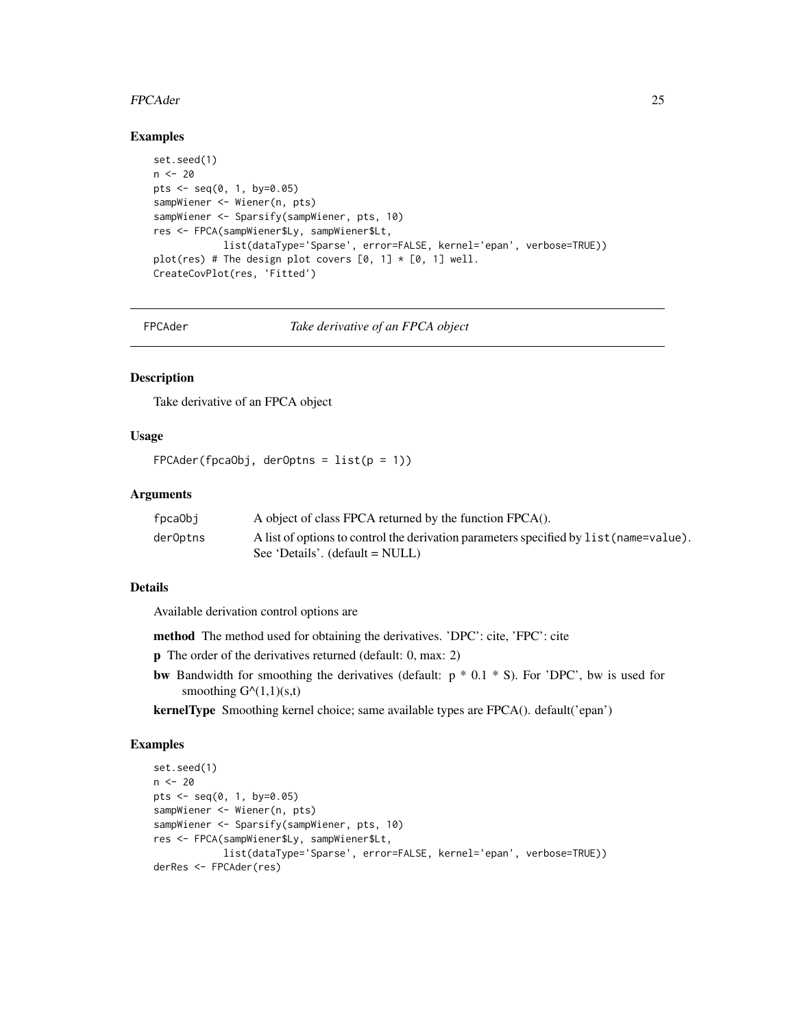## Examples

```
set.seed(1)
n <- 20
pts <- seq(0, 1, by=0.05)
sampWiener <- Wiener(n, pts)
sampWiener <- Sparsify(sampWiener, pts, 10)
res <- FPCA(sampWiener$Ly, sampWiener$Lt,
            list(dataType='Sparse', error=FALSE, kernel='epan', verbose=TRUE))
plot(res) # The design plot covers [0, 1] * [0, 1] well.
CreateCovPlot(res, 'Fitted')
```

---

FPCAder *Take derivative of an FPCA object*

---

## Description

Take derivative of an FPCA object

## Usage

```
FPCAder(fpcaObj, derOptns = list(p = 1))
```

## Arguments

| | |
|---|---|
| fpcaObj | A object of class FPCA returned by the function FPCA(). |
| derOptns | A list of options to control the derivation parameters specified by list(name=value). See 'Details'. (default = NULL) |

## Details

Available derivation control options are

**method** The method used for obtaining the derivatives. 'DPC': cite, 'FPC': cite

**p** The order of the derivatives returned (default: 0, max: 2)

**bw** Bandwidth for smoothing the derivatives (default: p * 0.1 * S). For 'DPC', bw is used for smoothing G^(1,1)(s,t)

**kernelType** Smoothing kernel choice; same available types are FPCA(). default('epan')

## Examples

```
set.seed(1)
n <- 20
pts <- seq(0, 1, by=0.05)
sampWiener <- Wiener(n, pts)
sampWiener <- Sparsify(sampWiener, pts, 10)
res <- FPCA(sampWiener$Ly, sampWiener$Lt,
            list(dataType='Sparse', error=FALSE, kernel='epan', verbose=TRUE))
derRes <- FPCAder(res)
```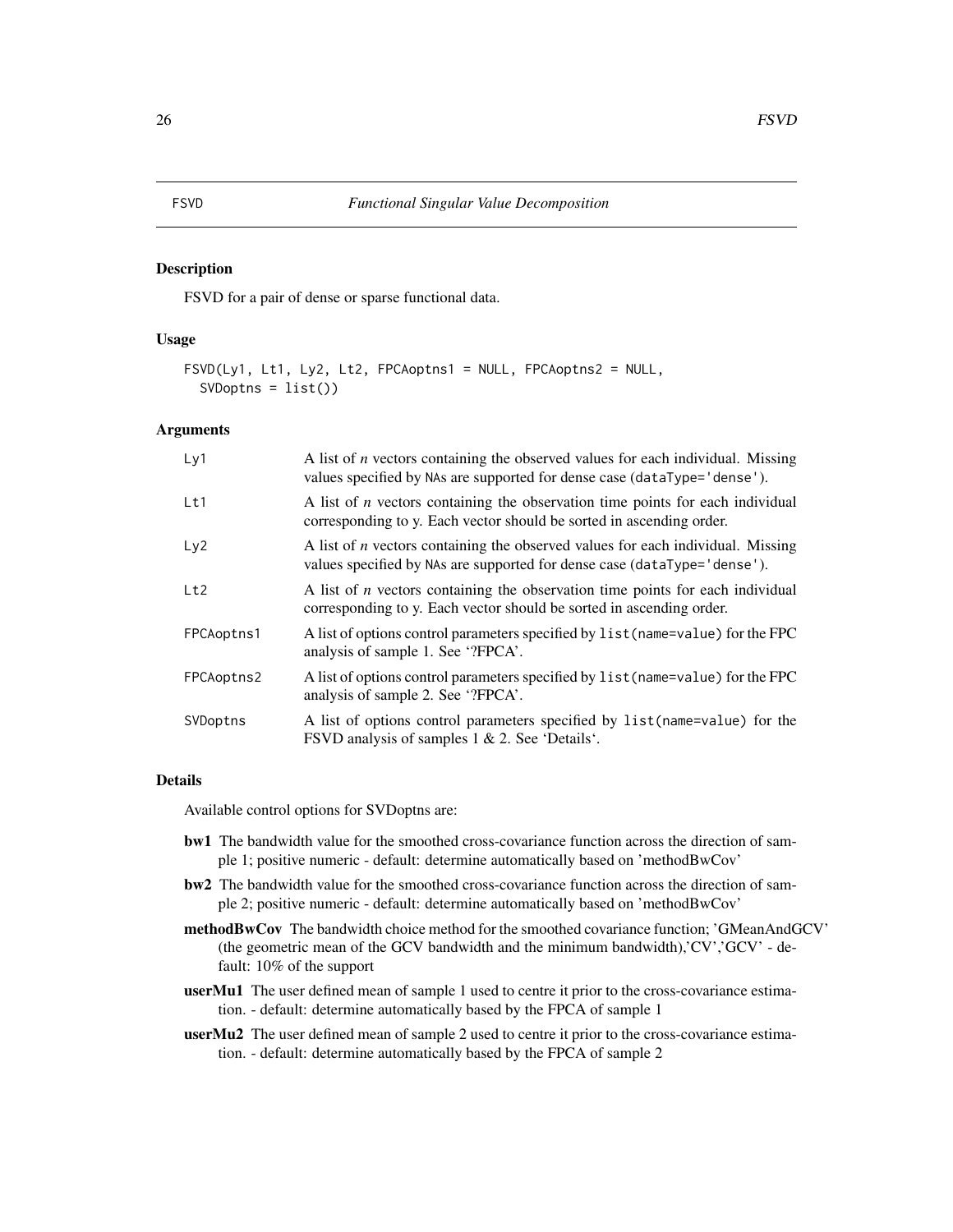FSVD    *Functional Singular Value Decomposition*

## Description

FSVD for a pair of dense or sparse functional data.

## Usage

```
FSVD(Ly1, Lt1, Ly2, Lt2, FPCAoptns1 = NULL, FPCAoptns2 = NULL,
  SVDoptns = list())
```

## Arguments

| | |
|---|---|
| Ly1 | A list of *n* vectors containing the observed values for each individual. Missing values specified by NAs are supported for dense case (dataType='dense'). |
| Lt1 | A list of *n* vectors containing the observation time points for each individual corresponding to y. Each vector should be sorted in ascending order. |
| Ly2 | A list of *n* vectors containing the observed values for each individual. Missing values specified by NAs are supported for dense case (dataType='dense'). |
| Lt2 | A list of *n* vectors containing the observation time points for each individual corresponding to y. Each vector should be sorted in ascending order. |
| FPCAoptns1 | A list of options control parameters specified by list(name=value) for the FPC analysis of sample 1. See '?FPCA'. |
| FPCAoptns2 | A list of options control parameters specified by list(name=value) for the FPC analysis of sample 2. See '?FPCA'. |
| SVDoptns | A list of options control parameters specified by list(name=value) for the FSVD analysis of samples 1 & 2. See 'Details'. |

## Details

Available control options for SVDoptns are:

- **bw1** The bandwidth value for the smoothed cross-covariance function across the direction of sample 1; positive numeric - default: determine automatically based on 'methodBwCov'
- **bw2** The bandwidth value for the smoothed cross-covariance function across the direction of sample 2; positive numeric - default: determine automatically based on 'methodBwCov'
- **methodBwCov** The bandwidth choice method for the smoothed covariance function; 'GMeanAndGCV' (the geometric mean of the GCV bandwidth and the minimum bandwidth),'CV','GCV' - default: 10% of the support
- **userMu1** The user defined mean of sample 1 used to centre it prior to the cross-covariance estimation. - default: determine automatically based by the FPCA of sample 1
- **userMu2** The user defined mean of sample 2 used to centre it prior to the cross-covariance estimation. - default: determine automatically based by the FPCA of sample 2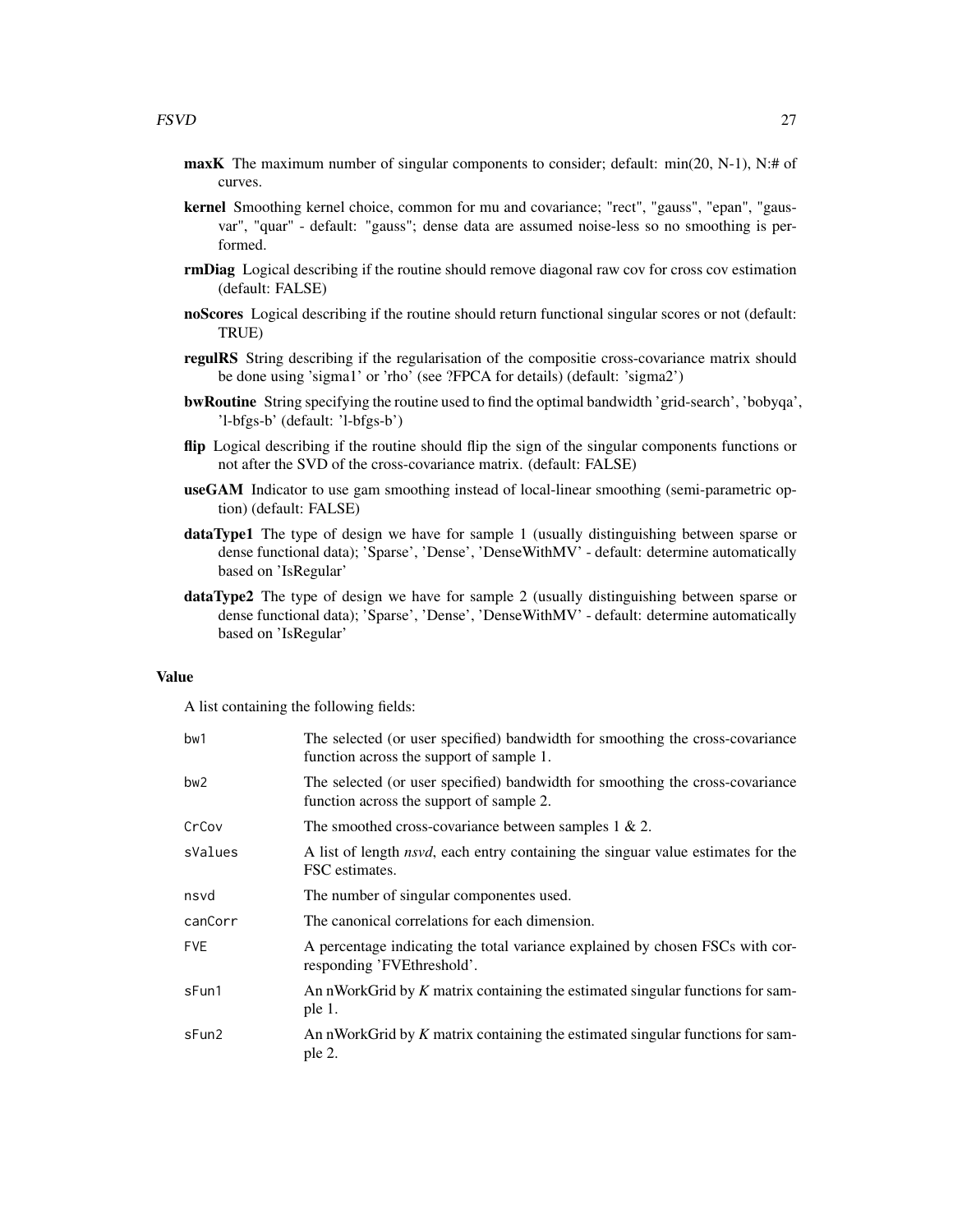- **maxK** The maximum number of singular components to consider; default: min(20, N-1), N:# of curves.
- **kernel** Smoothing kernel choice, common for mu and covariance; "rect", "gauss", "epan", "gausvar", "quar" - default: "gauss"; dense data are assumed noise-less so no smoothing is performed.
- **rmDiag** Logical describing if the routine should remove diagonal raw cov for cross cov estimation (default: FALSE)
- **noScores** Logical describing if the routine should return functional singular scores or not (default: TRUE)
- **regulRS** String describing if the regularisation of the compositie cross-covariance matrix should be done using 'sigma1' or 'rho' (see ?FPCA for details) (default: 'sigma2')
- **bwRoutine** String specifying the routine used to find the optimal bandwidth 'grid-search', 'bobyqa', 'l-bfgs-b' (default: 'l-bfgs-b')
- **flip** Logical describing if the routine should flip the sign of the singular components functions or not after the SVD of the cross-covariance matrix. (default: FALSE)
- **useGAM** Indicator to use gam smoothing instead of local-linear smoothing (semi-parametric option) (default: FALSE)
- **dataType1** The type of design we have for sample 1 (usually distinguishing between sparse or dense functional data); 'Sparse', 'Dense', 'DenseWithMV' - default: determine automatically based on 'IsRegular'
- **dataType2** The type of design we have for sample 2 (usually distinguishing between sparse or dense functional data); 'Sparse', 'Dense', 'DenseWithMV' - default: determine automatically based on 'IsRegular'

## Value

A list containing the following fields:

| | |
|---|---|
| bw1 | The selected (or user specified) bandwidth for smoothing the cross-covariance function across the support of sample 1. |
| bw2 | The selected (or user specified) bandwidth for smoothing the cross-covariance function across the support of sample 2. |
| CrCov | The smoothed cross-covariance between samples 1 & 2. |
| sValues | A list of length *nsvd*, each entry containing the singuar value estimates for the FSC estimates. |
| nsvd | The number of singular componentes used. |
| canCorr | The canonical correlations for each dimension. |
| FVE | A percentage indicating the total variance explained by chosen FSCs with corresponding 'FVEthreshold'. |
| sFun1 | An nWorkGrid by *K* matrix containing the estimated singular functions for sample 1. |
| sFun2 | An nWorkGrid by *K* matrix containing the estimated singular functions for sample 2. |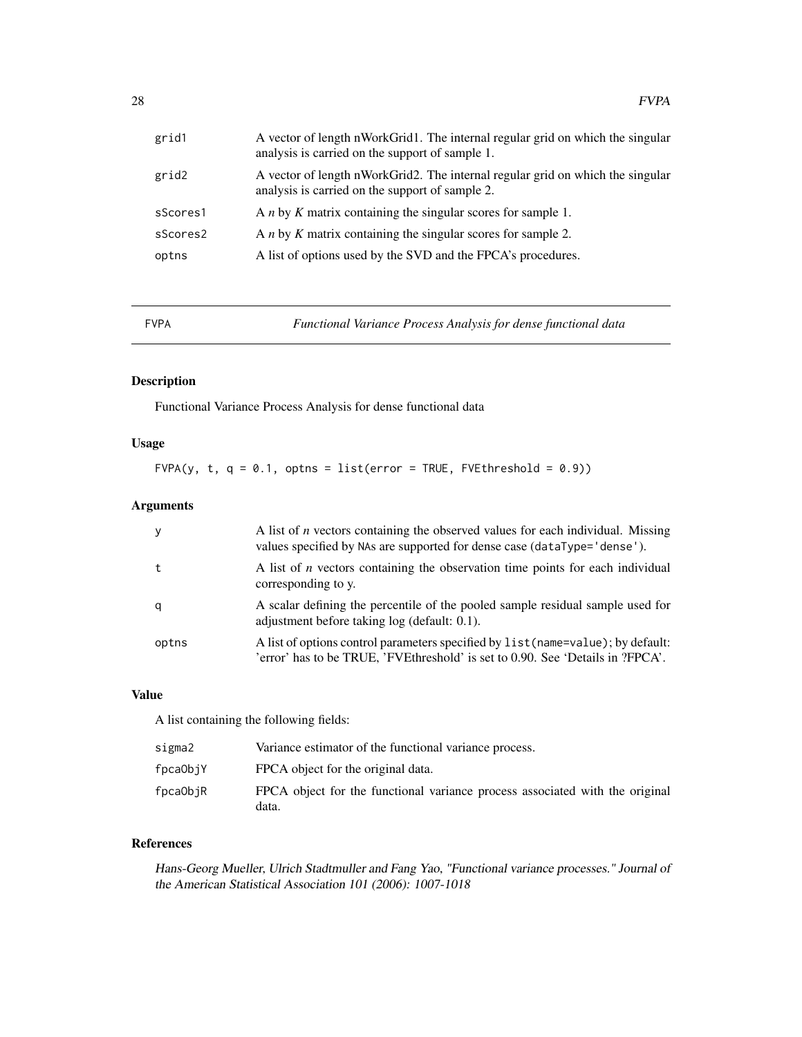| | |
|---|---|
| grid1 | A vector of length nWorkGrid1. The internal regular grid on which the singular analysis is carried on the support of sample 1. |
| grid2 | A vector of length nWorkGrid2. The internal regular grid on which the singular analysis is carried on the support of sample 2. |
| sScores1 | A $n$ by $K$ matrix containing the singular scores for sample 1. |
| sScores2 | A $n$ by $K$ matrix containing the singular scores for sample 2. |
| optns | A list of options used by the SVD and the FPCA's procedures. |

---

## FVPA — *Functional Variance Process Analysis for dense functional data*

---

### Description

Functional Variance Process Analysis for dense functional data

### Usage

```
FVPA(y, t, q = 0.1, optns = list(error = TRUE, FVEthreshold = 0.9))
```

### Arguments

| | |
|---|---|
| y | A list of $n$ vectors containing the observed values for each individual. Missing values specified by `NA`s are supported for dense case (`dataType='dense'`). |
| t | A list of $n$ vectors containing the observation time points for each individual corresponding to y. |
| q | A scalar defining the percentile of the pooled sample residual sample used for adjustment before taking log (default: 0.1). |
| optns | A list of options control parameters specified by `list(name=value)`; by default: 'error' has to be TRUE, 'FVEthreshold' is set to 0.90. See 'Details in ?FPCA'. |

### Value

A list containing the following fields:

| | |
|---|---|
| sigma2 | Variance estimator of the functional variance process. |
| fpcaObjY | FPCA object for the original data. |
| fpcaObjR | FPCA object for the functional variance process associated with the original data. |

### References

*Hans-Georg Mueller, Ulrich Stadtmuller and Fang Yao, "Functional variance processes." Journal of the American Statistical Association 101 (2006): 1007-1018*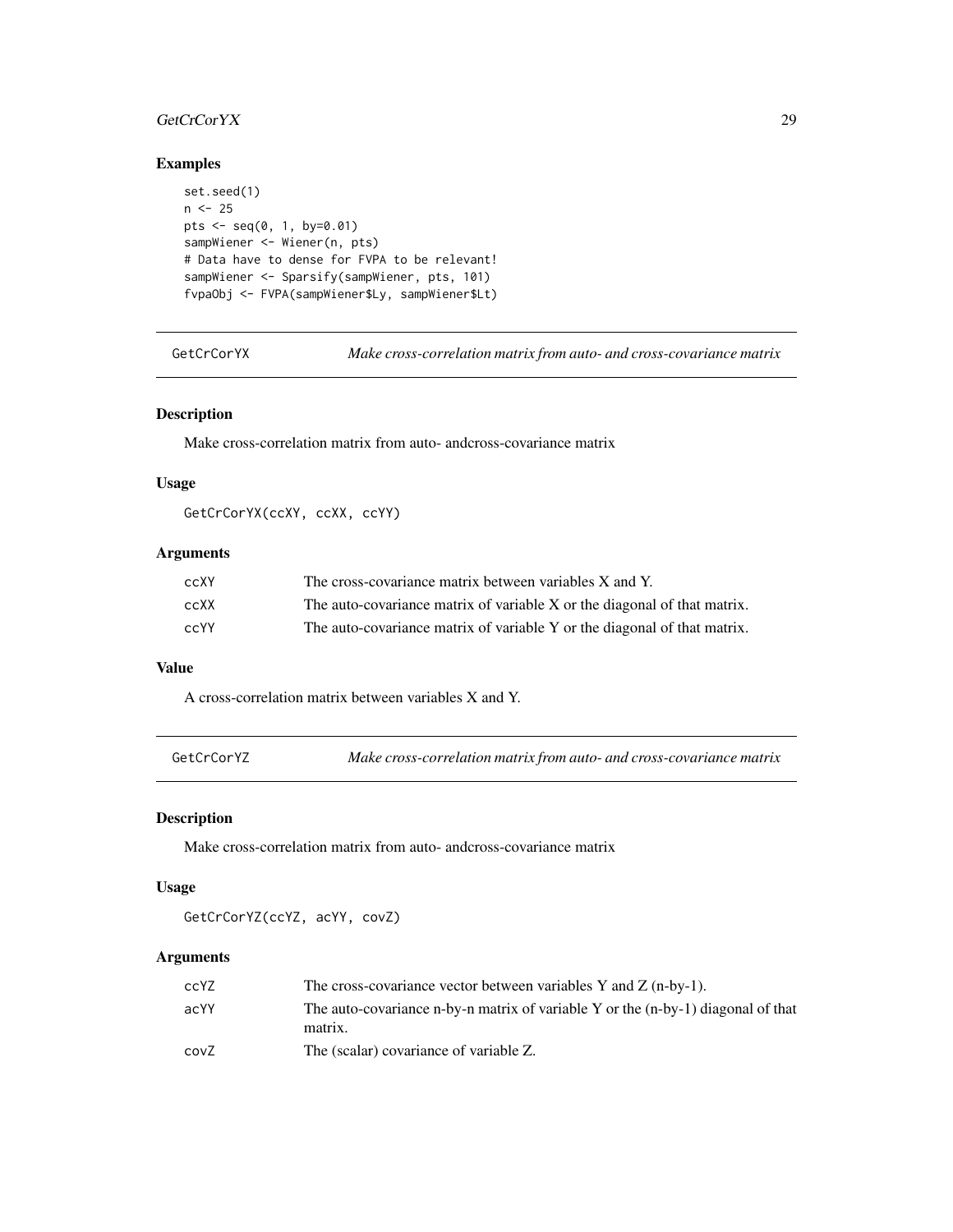## Examples

```
set.seed(1)
n <- 25
pts <- seq(0, 1, by=0.01)
sampWiener <- Wiener(n, pts)
# Data have to dense for FVPA to be relevant!
sampWiener <- Sparsify(sampWiener, pts, 101)
fvpaObj <- FVPA(sampWiener$Ly, sampWiener$Lt)
```

---

# GetCrCorYX — *Make cross-correlation matrix from auto- and cross-covariance matrix*

## Description

Make cross-correlation matrix from auto- andcross-covariance matrix

## Usage

```
GetCrCorYX(ccXY, ccXX, ccYY)
```

## Arguments

| | |
|---|---|
| ccXY | The cross-covariance matrix between variables X and Y. |
| ccXX | The auto-covariance matrix of variable X or the diagonal of that matrix. |
| ccYY | The auto-covariance matrix of variable Y or the diagonal of that matrix. |

## Value

A cross-correlation matrix between variables X and Y.

---

# GetCrCorYZ — *Make cross-correlation matrix from auto- and cross-covariance matrix*

## Description

Make cross-correlation matrix from auto- andcross-covariance matrix

## Usage

```
GetCrCorYZ(ccYZ, acYY, covZ)
```

## Arguments

| | |
|---|---|
| ccYZ | The cross-covariance vector between variables Y and Z (n-by-1). |
| acYY | The auto-covariance n-by-n matrix of variable Y or the (n-by-1) diagonal of that matrix. |
| covZ | The (scalar) covariance of variable Z. |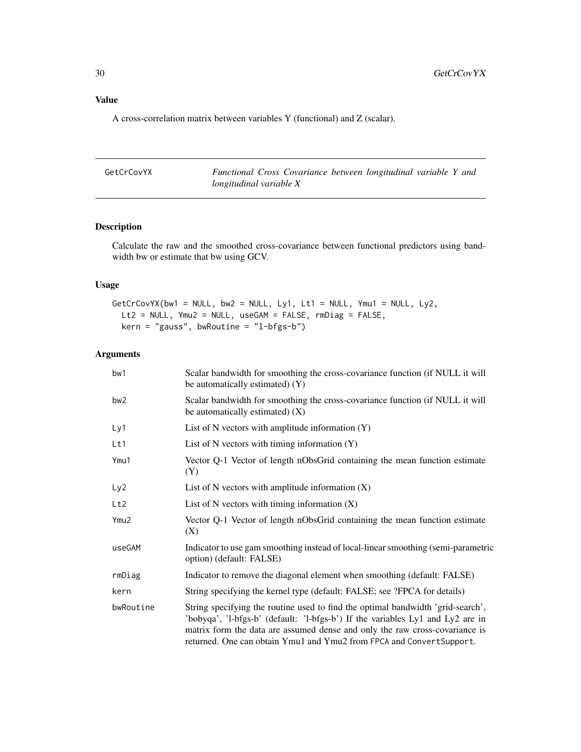## Value

A cross-correlation matrix between variables Y (functional) and Z (scalar).

---

## GetCrCovYX — *Functional Cross Covariance between longitudinal variable Y and longitudinal variable X*

### Description

Calculate the raw and the smoothed cross-covariance between functional predictors using bandwidth bw or estimate that bw using GCV.

### Usage

```
GetCrCovYX(bw1 = NULL, bw2 = NULL, Ly1, Lt1 = NULL, Ymu1 = NULL, Ly2,
  Lt2 = NULL, Ymu2 = NULL, useGAM = FALSE, rmDiag = FALSE,
  kern = "gauss", bwRoutine = "l-bfgs-b")
```

### Arguments

| | |
|---|---|
| `bw1` | Scalar bandwidth for smoothing the cross-covariance function (if NULL it will be automatically estimated) (Y) |
| `bw2` | Scalar bandwidth for smoothing the cross-covariance function (if NULL it will be automatically estimated) (X) |
| `Ly1` | List of N vectors with amplitude information (Y) |
| `Lt1` | List of N vectors with timing information (Y) |
| `Ymu1` | Vector Q-1 Vector of length nObsGrid containing the mean function estimate (Y) |
| `Ly2` | List of N vectors with amplitude information (X) |
| `Lt2` | List of N vectors with timing information (X) |
| `Ymu2` | Vector Q-1 Vector of length nObsGrid containing the mean function estimate (X) |
| `useGAM` | Indicator to use gam smoothing instead of local-linear smoothing (semi-parametric option) (default: FALSE) |
| `rmDiag` | Indicator to remove the diagonal element when smoothing (default: FALSE) |
| `kern` | String specifying the kernel type (default: FALSE; see ?FPCA for details) |
| `bwRoutine` | String specifying the routine used to find the optimal bandwidth 'grid-search', 'bobyqa', 'l-bfgs-b' (default: 'l-bfgs-b') If the variables Ly1 and Ly2 are in matrix form the data are assumed dense and only the raw cross-covariance is returned. One can obtain Ymu1 and Ymu2 from `FPCA` and `ConvertSupport`. |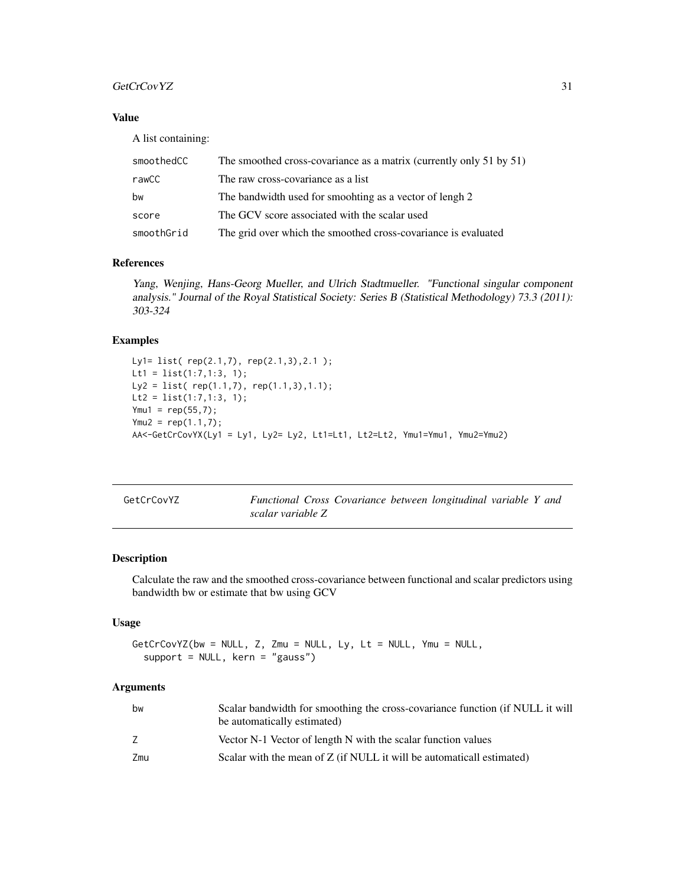### Value

A list containing:

| | |
|---|---|
| smoothedCC | The smoothed cross-covariance as a matrix (currently only 51 by 51) |
| rawCC | The raw cross-covariance as a list |
| bw | The bandwidth used for smoohting as a vector of lengh 2 |
| score | The GCV score associated with the scalar used |
| smoothGrid | The grid over which the smoothed cross-covariance is evaluated |

### References

*Yang, Wenjing, Hans-Georg Mueller, and Ulrich Stadtmueller. "Functional singular component analysis." Journal of the Royal Statistical Society: Series B (Statistical Methodology) 73.3 (2011): 303-324*

### Examples

```
Ly1= list( rep(2.1,7), rep(2.1,3),2.1 );
Lt1 = list(1:7,1:3, 1);
Ly2 = list( rep(1.1,7), rep(1.1,3),1.1);
Lt2 = list(1:7,1:3, 1);
Ymu1 = rep(55,7);
Ymu2 = rep(1.1,7);
AA<-GetCrCovYX(Ly1 = Ly1, Ly2= Ly2, Lt1=Lt1, Lt2=Lt2, Ymu1=Ymu1, Ymu2=Ymu2)
```

---

## GetCrCovYZ — *Functional Cross Covariance between longitudinal variable Y and scalar variable Z*

---

### Description

Calculate the raw and the smoothed cross-covariance between functional and scalar predictors using bandwidth bw or estimate that bw using GCV

### Usage

```
GetCrCovYZ(bw = NULL, Z, Zmu = NULL, Ly, Lt = NULL, Ymu = NULL,
  support = NULL, kern = "gauss")
```

### Arguments

| | |
|---|---|
| bw | Scalar bandwidth for smoothing the cross-covariance function (if NULL it will be automatically estimated) |
| Z | Vector N-1 Vector of length N with the scalar function values |
| Zmu | Scalar with the mean of Z (if NULL it will be automaticall estimated) |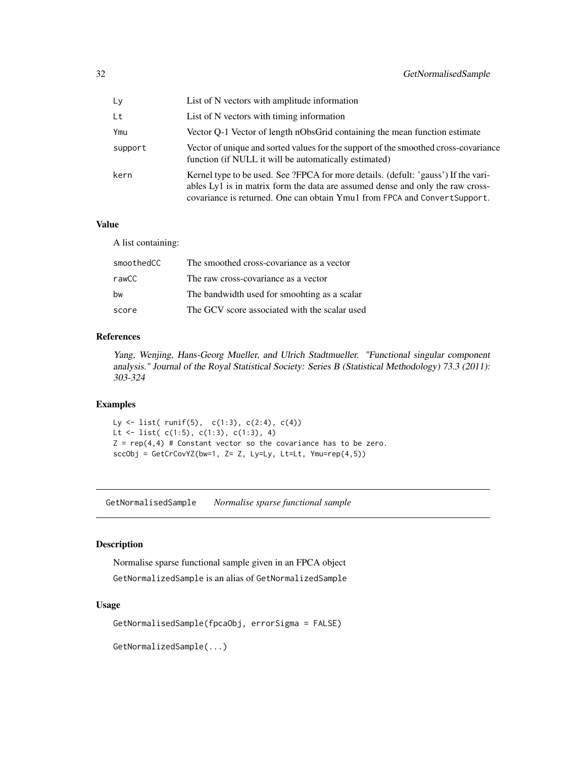| | |
|---|---|
| Ly | List of N vectors with amplitude information |
| Lt | List of N vectors with timing information |
| Ymu | Vector Q-1 Vector of length nObsGrid containing the mean function estimate |
| support | Vector of unique and sorted values for the support of the smoothed cross-covariance function (if NULL it will be automatically estimated) |
| kern | Kernel type to be used. See ?FPCA for more details. (defult: 'gauss') If the variables Ly1 is in matrix form the data are assumed dense and only the raw cross-covariance is returned. One can obtain Ymu1 from FPCA and ConvertSupport. |

### Value

A list containing:

| | |
|---|---|
| smoothedCC | The smoothed cross-covariance as a vector |
| rawCC | The raw cross-covariance as a vector |
| bw | The bandwidth used for smoohting as a scalar |
| score | The GCV score associated with the scalar used |

### References

*Yang, Wenjing, Hans-Georg Mueller, and Ulrich Stadtmueller. "Functional singular component analysis." Journal of the Royal Statistical Society: Series B (Statistical Methodology) 73.3 (2011): 303-324*

### Examples

```
Ly <- list( runif(5),  c(1:3), c(2:4), c(4))
Lt <- list( c(1:5), c(1:3), c(1:3), 4)
Z = rep(4,4) # Constant vector so the covariance has to be zero.
sccObj = GetCrCovYZ(bw=1, Z= Z, Ly=Ly, Lt=Lt, Ymu=rep(4,5))
```

---

## GetNormalisedSample *Normalise sparse functional sample*

### Description

Normalise sparse functional sample given in an FPCA object

GetNormalizedSample is an alias of GetNormalizedSample

### Usage

```
GetNormalisedSample(fpcaObj, errorSigma = FALSE)

GetNormalizedSample(...)
```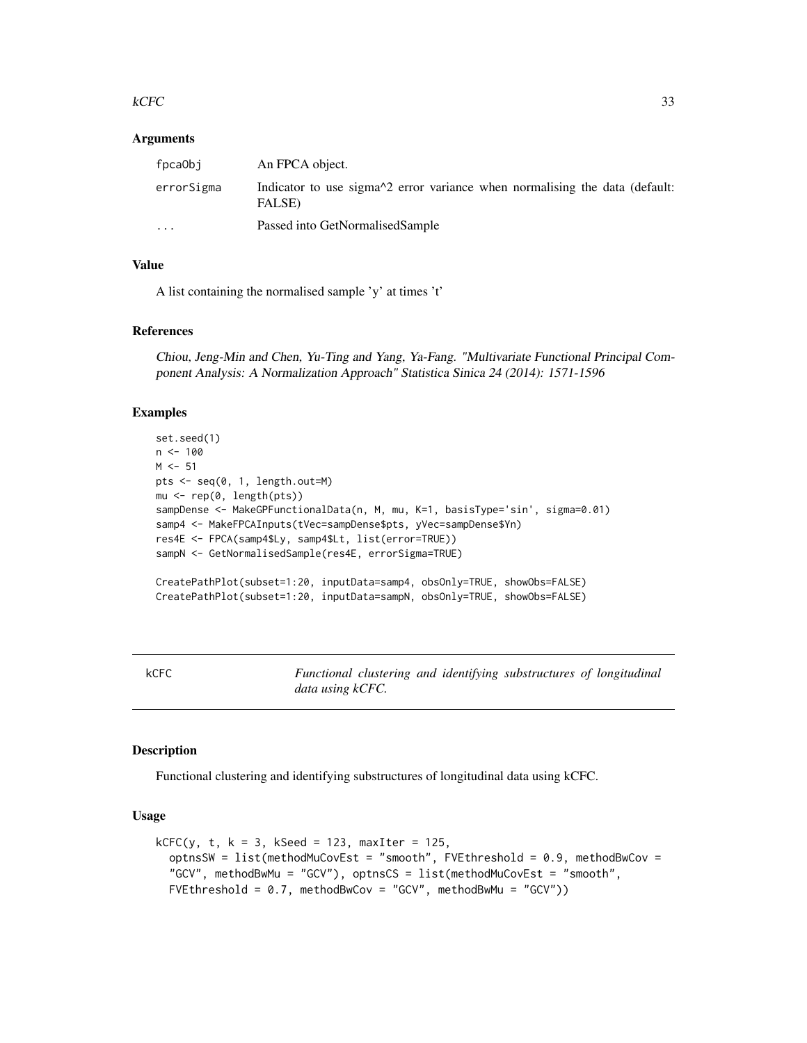### Arguments

| | |
|---|---|
| fpcaObj | An FPCA object. |
| errorSigma | Indicator to use sigma^2 error variance when normalising the data (default: FALSE) |
| ... | Passed into GetNormalisedSample |

### Value

A list containing the normalised sample 'y' at times 't'

### References

*Chiou, Jeng-Min and Chen, Yu-Ting and Yang, Ya-Fang. "Multivariate Functional Principal Component Analysis: A Normalization Approach" Statistica Sinica 24 (2014): 1571-1596*

### Examples

```
set.seed(1)
n <- 100
M <- 51
pts <- seq(0, 1, length.out=M)
mu <- rep(0, length(pts))
sampDense <- MakeGPFunctionalData(n, M, mu, K=1, basisType='sin', sigma=0.01)
samp4 <- MakeFPCAInputs(tVec=sampDense$pts, yVec=sampDense$Yn)
res4E <- FPCA(samp4$Ly, samp4$Lt, list(error=TRUE))
sampN <- GetNormalisedSample(res4E, errorSigma=TRUE)

CreatePathPlot(subset=1:20, inputData=samp4, obsOnly=TRUE, showObs=FALSE)
CreatePathPlot(subset=1:20, inputData=sampN, obsOnly=TRUE, showObs=FALSE)
```

---

## kCFC — *Functional clustering and identifying substructures of longitudinal data using kCFC.*

---

### Description

Functional clustering and identifying substructures of longitudinal data using kCFC.

### Usage

```
kCFC(y, t, k = 3, kSeed = 123, maxIter = 125,
  optnsSW = list(methodMuCovEst = "smooth", FVEthreshold = 0.9, methodBwCov =
  "GCV", methodBwMu = "GCV"), optnsCS = list(methodMuCovEst = "smooth",
  FVEthreshold = 0.7, methodBwCov = "GCV", methodBwMu = "GCV"))
```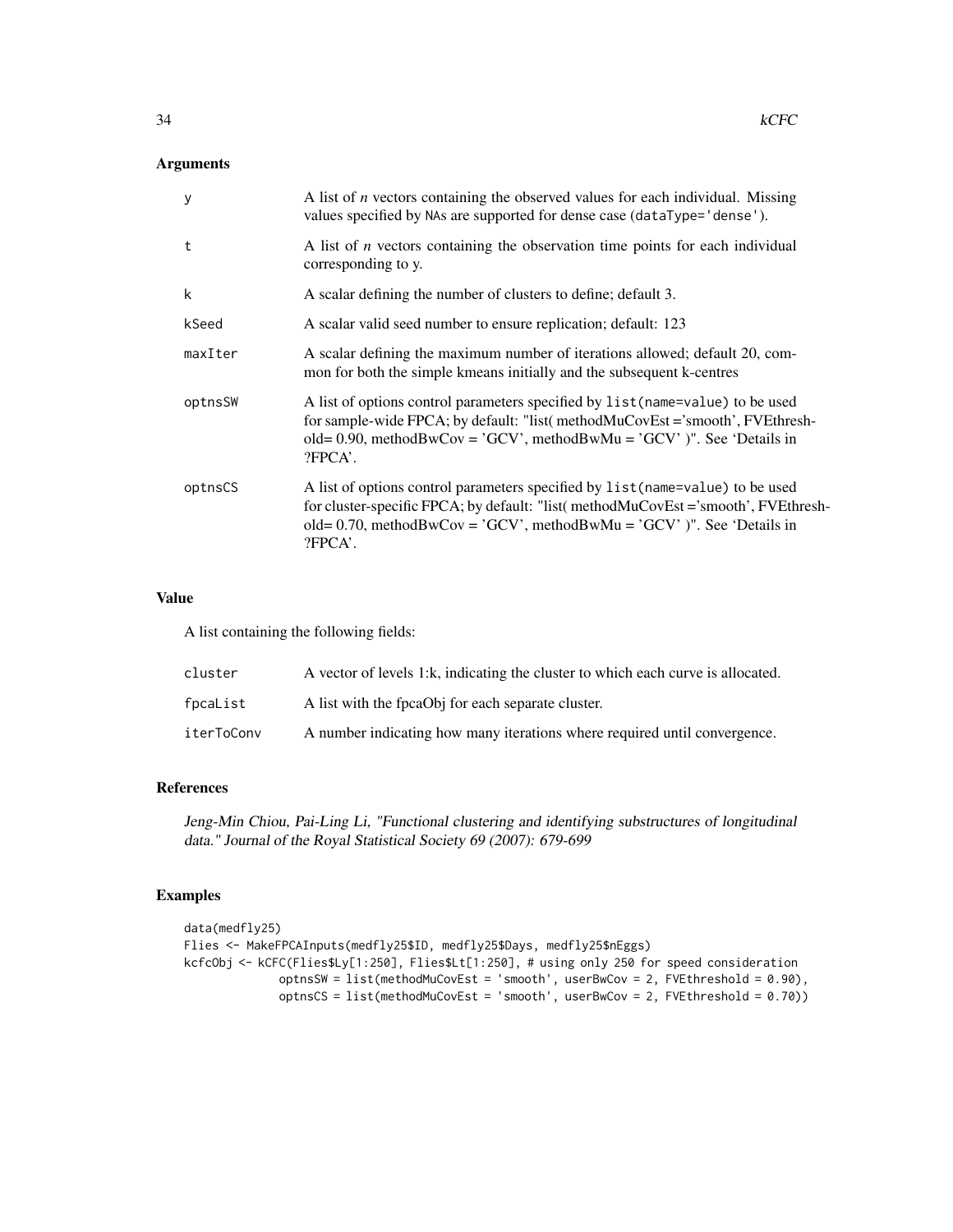## Arguments

| | |
|---|---|
| y | A list of *n* vectors containing the observed values for each individual. Missing values specified by NAs are supported for dense case (dataType='dense'). |
| t | A list of *n* vectors containing the observation time points for each individual corresponding to y. |
| k | A scalar defining the number of clusters to define; default 3. |
| kSeed | A scalar valid seed number to ensure replication; default: 123 |
| maxIter | A scalar defining the maximum number of iterations allowed; default 20, common for both the simple kmeans initially and the subsequent k-centres |
| optnsSW | A list of options control parameters specified by list(name=value) to be used for sample-wide FPCA; by default: "list( methodMuCovEst ='smooth', FVEthreshold= 0.90, methodBwCov = 'GCV', methodBwMu = 'GCV' )". See 'Details in ?FPCA'. |
| optnsCS | A list of options control parameters specified by list(name=value) to be used for cluster-specific FPCA; by default: "list( methodMuCovEst ='smooth', FVEthreshold= 0.70, methodBwCov = 'GCV', methodBwMu = 'GCV' )". See 'Details in ?FPCA'. |

## Value

A list containing the following fields:

| | |
|---|---|
| cluster | A vector of levels 1:k, indicating the cluster to which each curve is allocated. |
| fpcaList | A list with the fpcaObj for each separate cluster. |
| iterToConv | A number indicating how many iterations where required until convergence. |

## References

*Jeng-Min Chiou, Pai-Ling Li, "Functional clustering and identifying substructures of longitudinal data." Journal of the Royal Statistical Society 69 (2007): 679-699*

## Examples

```
data(medfly25)
Flies <- MakeFPCAInputs(medfly25$ID, medfly25$Days, medfly25$nEggs)
kcfcObj <- kCFC(Flies$Ly[1:250], Flies$Lt[1:250], # using only 250 for speed consideration
             optnsSW = list(methodMuCovEst = 'smooth', userBwCov = 2, FVEthreshold = 0.90),
             optnsCS = list(methodMuCovEst = 'smooth', userBwCov = 2, FVEthreshold = 0.70))
```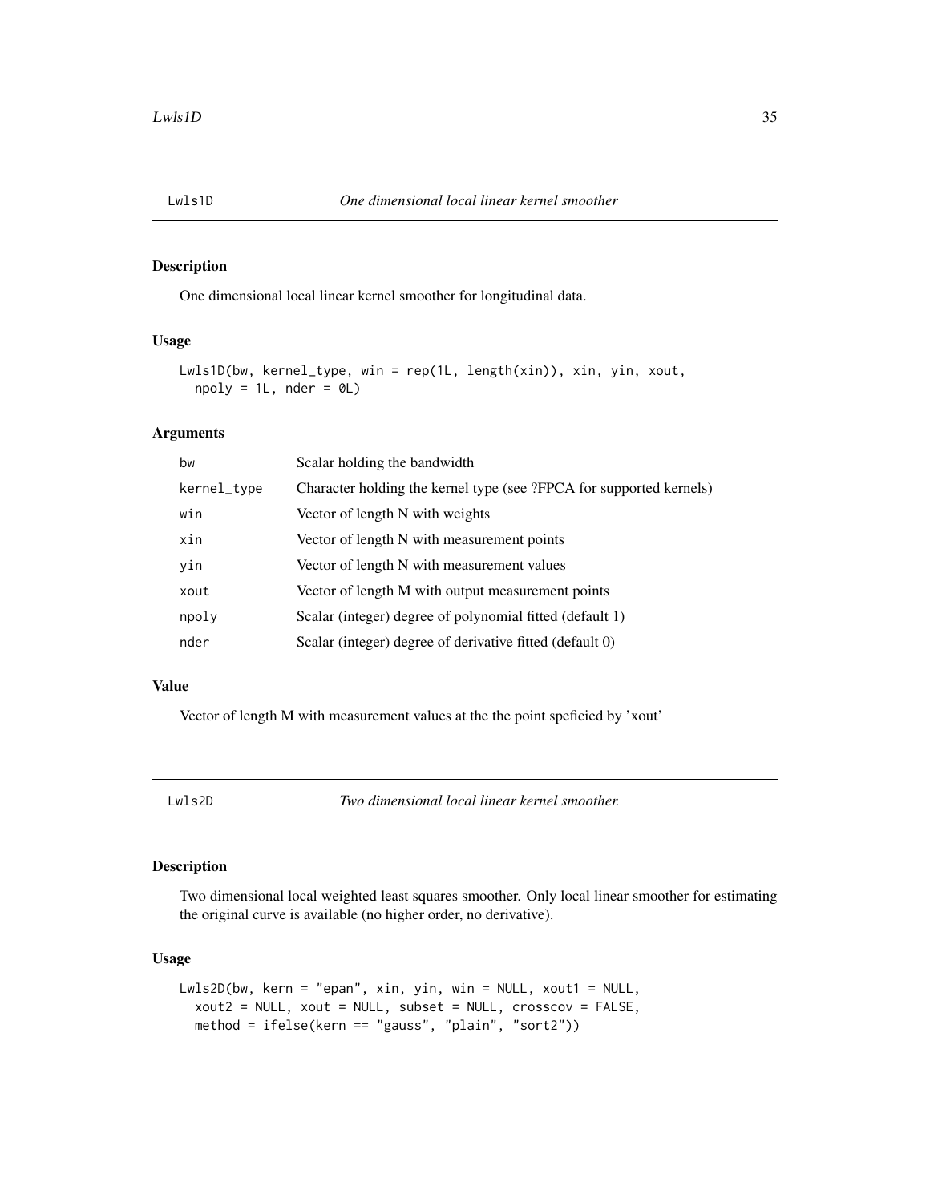## Lwls1D *One dimensional local linear kernel smoother*

### Description

One dimensional local linear kernel smoother for longitudinal data.

### Usage

```
Lwls1D(bw, kernel_type, win = rep(1L, length(xin)), xin, yin, xout,
  npoly = 1L, nder = 0L)
```

### Arguments

| | |
|---|---|
| bw | Scalar holding the bandwidth |
| kernel_type | Character holding the kernel type (see ?FPCA for supported kernels) |
| win | Vector of length N with weights |
| xin | Vector of length N with measurement points |
| yin | Vector of length N with measurement values |
| xout | Vector of length M with output measurement points |
| npoly | Scalar (integer) degree of polynomial fitted (default 1) |
| nder | Scalar (integer) degree of derivative fitted (default 0) |

### Value

Vector of length M with measurement values at the the point speficied by 'xout'

## Lwls2D *Two dimensional local linear kernel smoother.*

### Description

Two dimensional local weighted least squares smoother. Only local linear smoother for estimating the original curve is available (no higher order, no derivative).

### Usage

```
Lwls2D(bw, kern = "epan", xin, yin, win = NULL, xout1 = NULL,
  xout2 = NULL, xout = NULL, subset = NULL, crosscov = FALSE,
  method = ifelse(kern == "gauss", "plain", "sort2"))
```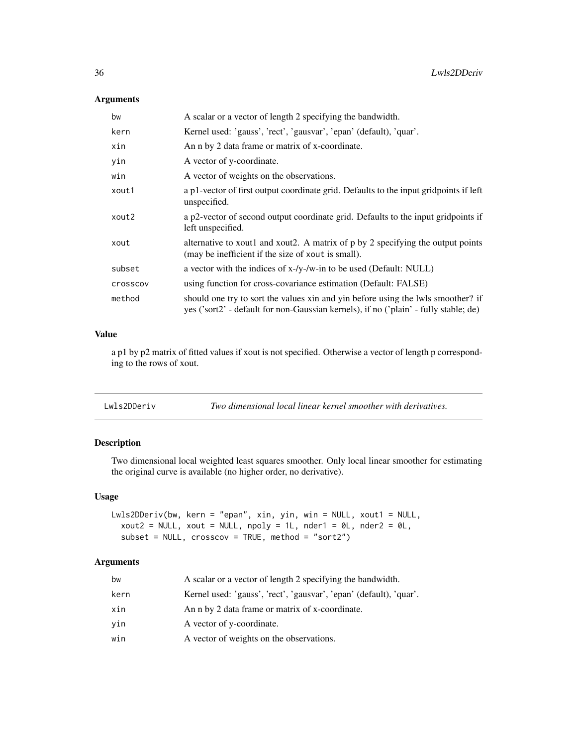### Arguments

| | |
|---|---|
| bw | A scalar or a vector of length 2 specifying the bandwidth. |
| kern | Kernel used: 'gauss', 'rect', 'gausvar', 'epan' (default), 'quar'. |
| xin | An n by 2 data frame or matrix of x-coordinate. |
| yin | A vector of y-coordinate. |
| win | A vector of weights on the observations. |
| xout1 | a p1-vector of first output coordinate grid. Defaults to the input gridpoints if left unspecified. |
| xout2 | a p2-vector of second output coordinate grid. Defaults to the input gridpoints if left unspecified. |
| xout | alternative to xout1 and xout2. A matrix of p by 2 specifying the output points (may be inefficient if the size of xout is small). |
| subset | a vector with the indices of x-/y-/w-in to be used (Default: NULL) |
| crosscov | using function for cross-covariance estimation (Default: FALSE) |
| method | should one try to sort the values xin and yin before using the lwls smoother? if yes ('sort2' - default for non-Gaussian kernels), if no ('plain' - fully stable; de) |

### Value

a p1 by p2 matrix of fitted values if xout is not specified. Otherwise a vector of length p corresponding to the rows of xout.

---

## Lwls2DDeriv — *Two dimensional local linear kernel smoother with derivatives.*

---

### Description

Two dimensional local weighted least squares smoother. Only local linear smoother for estimating the original curve is available (no higher order, no derivative).

### Usage

```
Lwls2DDeriv(bw, kern = "epan", xin, yin, win = NULL, xout1 = NULL,
  xout2 = NULL, xout = NULL, npoly = 1L, nder1 = 0L, nder2 = 0L,
  subset = NULL, crosscov = TRUE, method = "sort2")
```

### Arguments

| | |
|---|---|
| bw | A scalar or a vector of length 2 specifying the bandwidth. |
| kern | Kernel used: 'gauss', 'rect', 'gausvar', 'epan' (default), 'quar'. |
| xin | An n by 2 data frame or matrix of x-coordinate. |
| yin | A vector of y-coordinate. |
| win | A vector of weights on the observations. |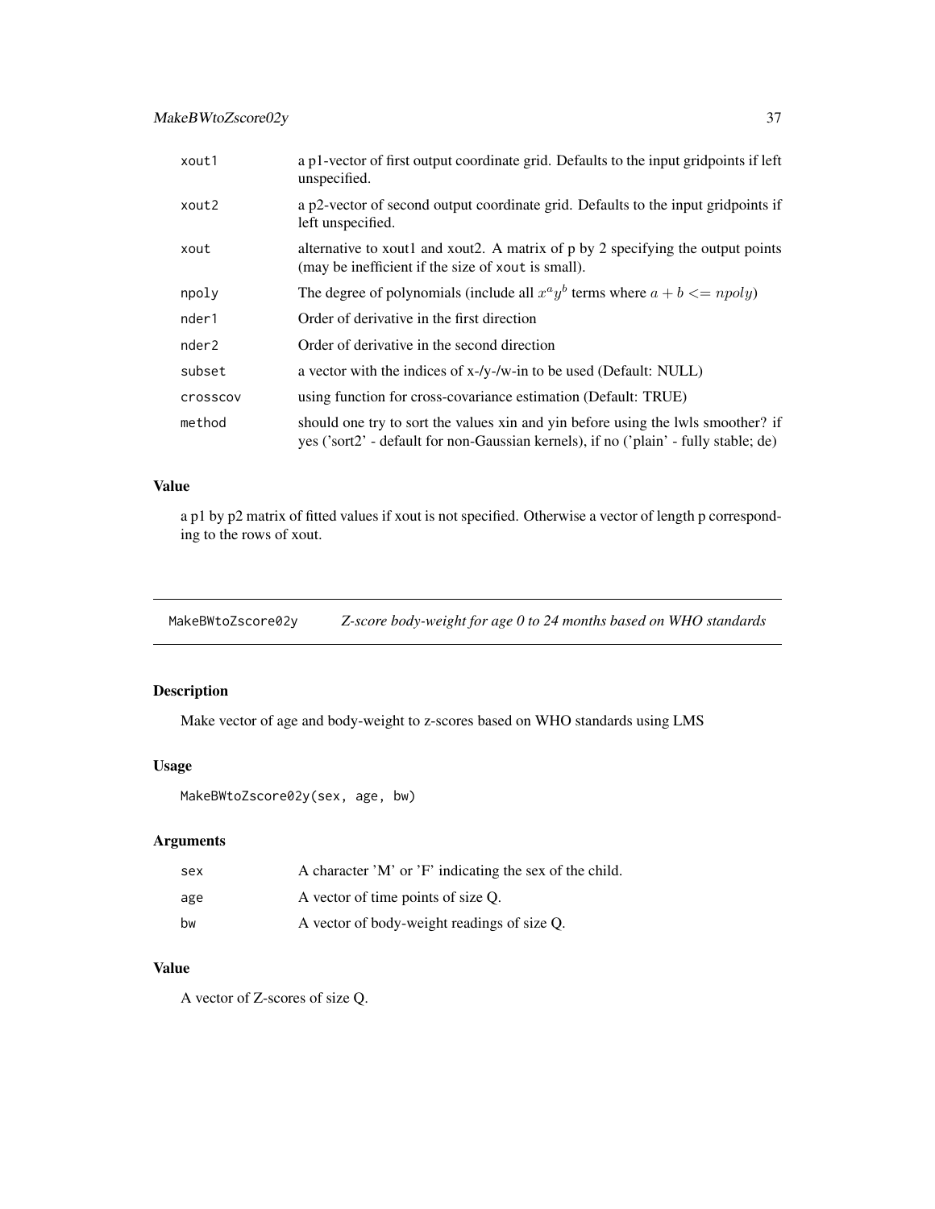| | |
|---|---|
| xout1 | a p1-vector of first output coordinate grid. Defaults to the input gridpoints if left unspecified. |
| xout2 | a p2-vector of second output coordinate grid. Defaults to the input gridpoints if left unspecified. |
| xout | alternative to xout1 and xout2. A matrix of p by 2 specifying the output points (may be inefficient if the size of xout is small). |
| npoly | The degree of polynomials (include all $x^a y^b$ terms where $a + b <= npoly$) |
| nder1 | Order of derivative in the first direction |
| nder2 | Order of derivative in the second direction |
| subset | a vector with the indices of x-/y-/w-in to be used (Default: NULL) |
| crosscov | using function for cross-covariance estimation (Default: TRUE) |
| method | should one try to sort the values xin and yin before using the lwls smoother? if yes ('sort2' - default for non-Gaussian kernels), if no ('plain' - fully stable; de) |

### Value

a p1 by p2 matrix of fitted values if xout is not specified. Otherwise a vector of length p corresponding to the rows of xout.

---

## MakeBWtoZscore02y *Z-score body-weight for age 0 to 24 months based on WHO standards*

---

### Description

Make vector of age and body-weight to z-scores based on WHO standards using LMS

### Usage

```
MakeBWtoZscore02y(sex, age, bw)
```

### Arguments

| | |
|---|---|
| sex | A character 'M' or 'F' indicating the sex of the child. |
| age | A vector of time points of size Q. |
| bw | A vector of body-weight readings of size Q. |

### Value

A vector of Z-scores of size Q.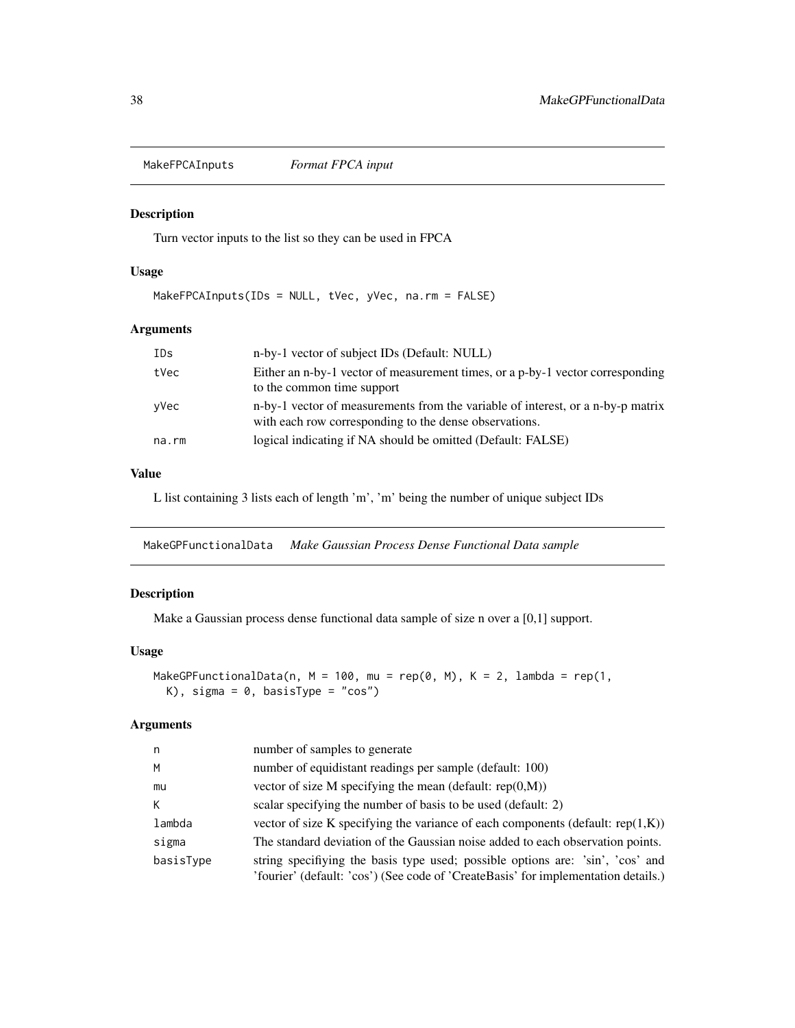## MakeFPCAInputs *Format FPCA input*

### Description

Turn vector inputs to the list so they can be used in FPCA

### Usage

```
MakeFPCAInputs(IDs = NULL, tVec, yVec, na.rm = FALSE)
```

### Arguments

| | |
|---|---|
| IDs | n-by-1 vector of subject IDs (Default: NULL) |
| tVec | Either an n-by-1 vector of measurement times, or a p-by-1 vector corresponding to the common time support |
| yVec | n-by-1 vector of measurements from the variable of interest, or a n-by-p matrix with each row corresponding to the dense observations. |
| na.rm | logical indicating if NA should be omitted (Default: FALSE) |

### Value

L list containing 3 lists each of length 'm', 'm' being the number of unique subject IDs

## MakeGPFunctionalData *Make Gaussian Process Dense Functional Data sample*

### Description

Make a Gaussian process dense functional data sample of size n over a [0,1] support.

### Usage

```
MakeGPFunctionalData(n, M = 100, mu = rep(0, M), K = 2, lambda = rep(1,
  K), sigma = 0, basisType = "cos")
```

### Arguments

| | |
|---|---|
| n | number of samples to generate |
| M | number of equidistant readings per sample (default: 100) |
| mu | vector of size M specifying the mean (default: rep(0,M)) |
| K | scalar specifying the number of basis to be used (default: 2) |
| lambda | vector of size K specifying the variance of each components (default: rep(1,K)) |
| sigma | The standard deviation of the Gaussian noise added to each observation points. |
| basisType | string specifiying the basis type used; possible options are: 'sin', 'cos' and 'fourier' (default: 'cos') (See code of 'CreateBasis' for implementation details.) |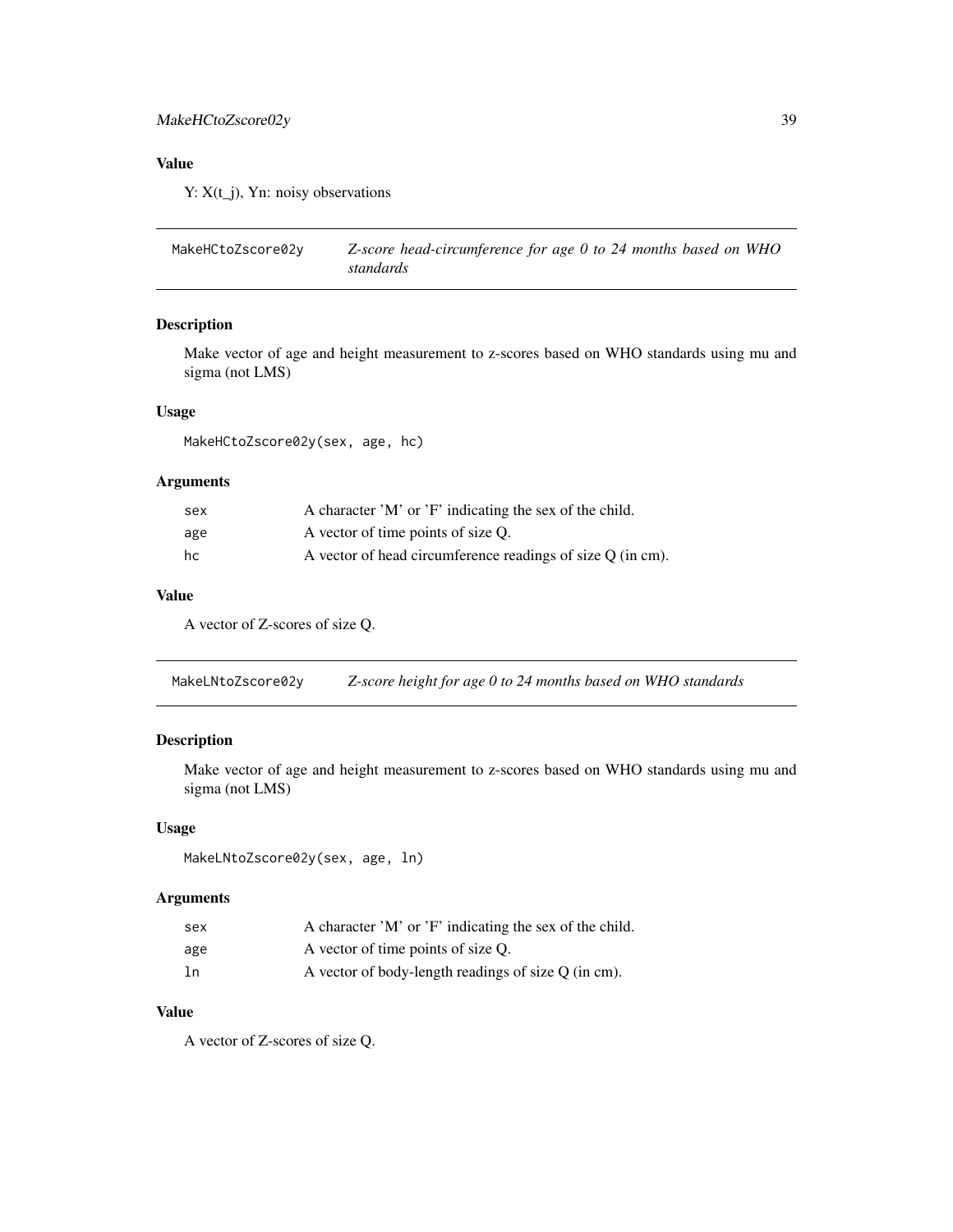## Value

Y: X(t_j), Yn: noisy observations

## MakeHCtoZscore02y — *Z-score head-circumference for age 0 to 24 months based on WHO standards*

### Description

Make vector of age and height measurement to z-scores based on WHO standards using mu and sigma (not LMS)

### Usage

```
MakeHCtoZscore02y(sex, age, hc)
```

### Arguments

| | |
|---|---|
| sex | A character 'M' or 'F' indicating the sex of the child. |
| age | A vector of time points of size Q. |
| hc | A vector of head circumference readings of size Q (in cm). |

### Value

A vector of Z-scores of size Q.

## MakeLNtoZscore02y — *Z-score height for age 0 to 24 months based on WHO standards*

### Description

Make vector of age and height measurement to z-scores based on WHO standards using mu and sigma (not LMS)

### Usage

```
MakeLNtoZscore02y(sex, age, ln)
```

### Arguments

| | |
|---|---|
| sex | A character 'M' or 'F' indicating the sex of the child. |
| age | A vector of time points of size Q. |
| ln | A vector of body-length readings of size Q (in cm). |

### Value

A vector of Z-scores of size Q.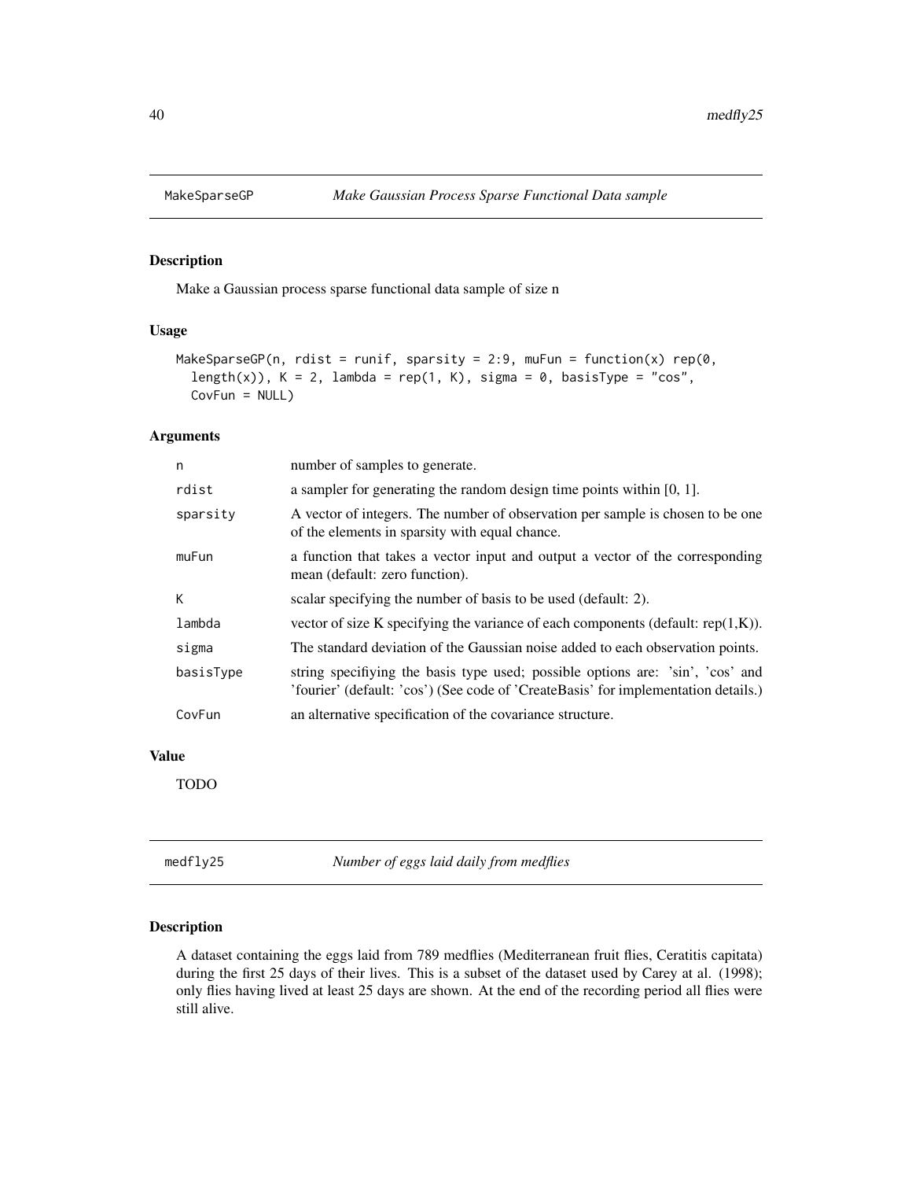## MakeSparseGP *Make Gaussian Process Sparse Functional Data sample*

### Description

Make a Gaussian process sparse functional data sample of size n

### Usage

```
MakeSparseGP(n, rdist = runif, sparsity = 2:9, muFun = function(x) rep(0,
  length(x)), K = 2, lambda = rep(1, K), sigma = 0, basisType = "cos",
  CovFun = NULL)
```

### Arguments

| | |
|---|---|
| n | number of samples to generate. |
| rdist | a sampler for generating the random design time points within [0, 1]. |
| sparsity | A vector of integers. The number of observation per sample is chosen to be one of the elements in sparsity with equal chance. |
| muFun | a function that takes a vector input and output a vector of the corresponding mean (default: zero function). |
| K | scalar specifying the number of basis to be used (default: 2). |
| lambda | vector of size K specifying the variance of each components (default: rep(1,K)). |
| sigma | The standard deviation of the Gaussian noise added to each observation points. |
| basisType | string specifiying the basis type used; possible options are: 'sin', 'cos' and 'fourier' (default: 'cos') (See code of 'CreateBasis' for implementation details.) |
| CovFun | an alternative specification of the covariance structure. |

### Value

TODO

## medfly25 *Number of eggs laid daily from medflies*

### Description

A dataset containing the eggs laid from 789 medflies (Mediterranean fruit flies, Ceratitis capitata) during the first 25 days of their lives. This is a subset of the dataset used by Carey at al. (1998); only flies having lived at least 25 days are shown. At the end of the recording period all flies were still alive.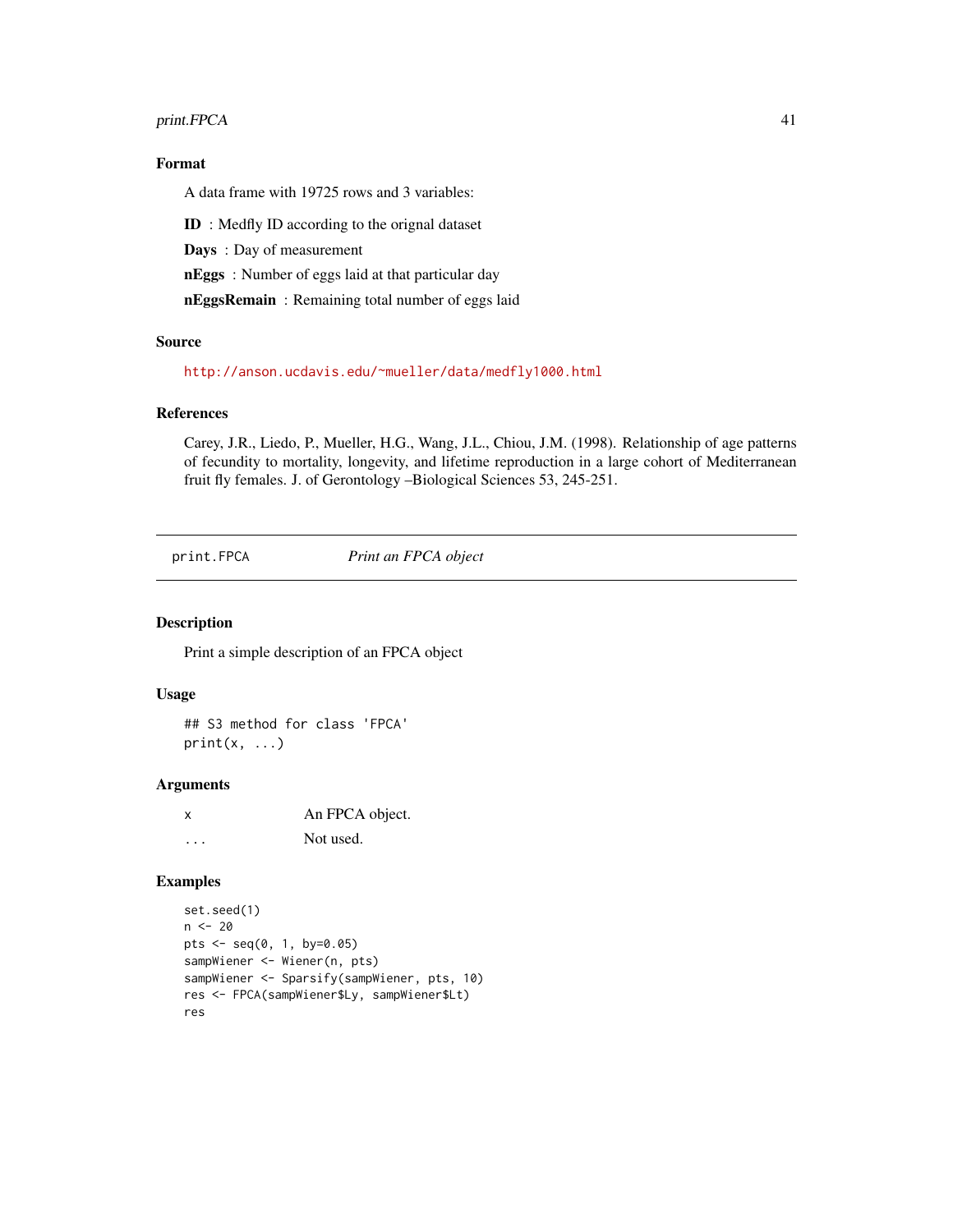### Format

A data frame with 19725 rows and 3 variables:

**ID** : Medfly ID according to the orignal dataset

**Days** : Day of measurement

**nEggs** : Number of eggs laid at that particular day

**nEggsRemain** : Remaining total number of eggs laid

### Source

http://anson.ucdavis.edu/~mueller/data/medfly1000.html

### References

Carey, J.R., Liedo, P., Mueller, H.G., Wang, J.L., Chiou, J.M. (1998). Relationship of age patterns of fecundity to mortality, longevity, and lifetime reproduction in a large cohort of Mediterranean fruit fly females. J. of Gerontology –Biological Sciences 53, 245-251.

---

## print.FPCA — *Print an FPCA object*

### Description

Print a simple description of an FPCA object

### Usage

```
## S3 method for class 'FPCA'
print(x, ...)
```

### Arguments

| | |
|---|---|
| x | An FPCA object. |
| ... | Not used. |

### Examples

```
set.seed(1)
n <- 20
pts <- seq(0, 1, by=0.05)
sampWiener <- Wiener(n, pts)
sampWiener <- Sparsify(sampWiener, pts, 10)
res <- FPCA(sampWiener$Ly, sampWiener$Lt)
res
```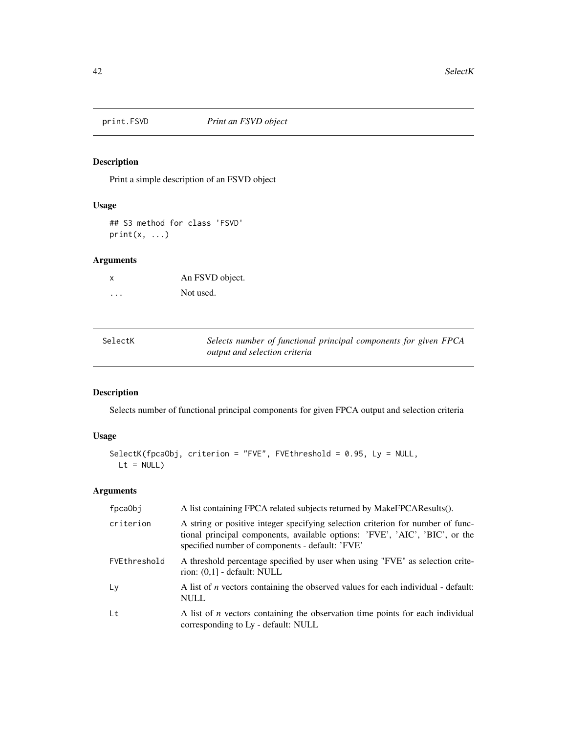## print.FSVD *Print an FSVD object*

### Description

Print a simple description of an FSVD object

### Usage

```
## S3 method for class 'FSVD'
print(x, ...)
```

### Arguments

| | |
|---|---|
| x | An FSVD object. |
| ... | Not used. |

## SelectK *Selects number of functional principal components for given FPCA output and selection criteria*

### Description

Selects number of functional principal components for given FPCA output and selection criteria

### Usage

```
SelectK(fpcaObj, criterion = "FVE", FVEthreshold = 0.95, Ly = NULL,
  Lt = NULL)
```

### Arguments

| | |
|---|---|
| fpcaObj | A list containing FPCA related subjects returned by MakeFPCAResults(). |
| criterion | A string or positive integer specifying selection criterion for number of functional principal components, available options: 'FVE', 'AIC', 'BIC', or the specified number of components - default: 'FVE' |
| FVEthreshold | A threshold percentage specified by user when using "FVE" as selection criterion: (0,1] - default: NULL |
| Ly | A list of *n* vectors containing the observed values for each individual - default: NULL |
| Lt | A list of *n* vectors containing the observation time points for each individual corresponding to Ly - default: NULL |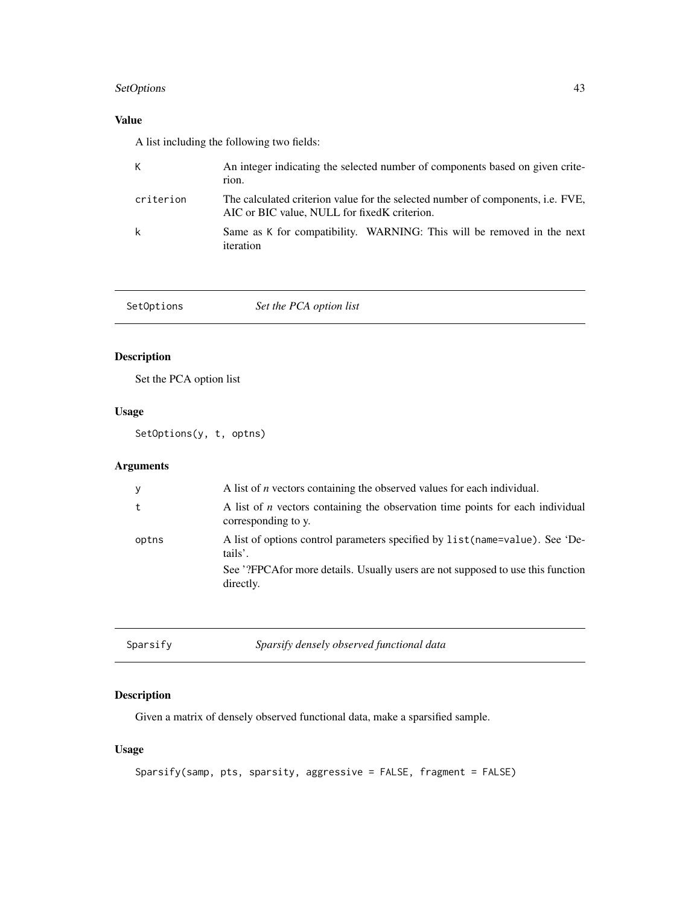### Value

A list including the following two fields:

| | |
|---|---|
| `K` | An integer indicating the selected number of components based on given criterion. |
| `criterion` | The calculated criterion value for the selected number of components, i.e. FVE, AIC or BIC value, NULL for fixedK criterion. |
| `k` | Same as `K` for compatibility. WARNING: This will be removed in the next iteration |

---

## `SetOptions` *Set the PCA option list*

---

### Description

Set the PCA option list

### Usage

```
SetOptions(y, t, optns)
```

### Arguments

| | |
|---|---|
| `y` | A list of *n* vectors containing the observed values for each individual. |
| `t` | A list of *n* vectors containing the observation time points for each individual corresponding to y. |
| `optns` | A list of options control parameters specified by `list(name=value)`. See 'Details'.<br>See '?FPCAfor more details. Usually users are not supposed to use this function directly. |

---

## `Sparsify` *Sparsify densely observed functional data*

---

### Description

Given a matrix of densely observed functional data, make a sparsified sample.

### Usage

```
Sparsify(samp, pts, sparsity, aggressive = FALSE, fragment = FALSE)
```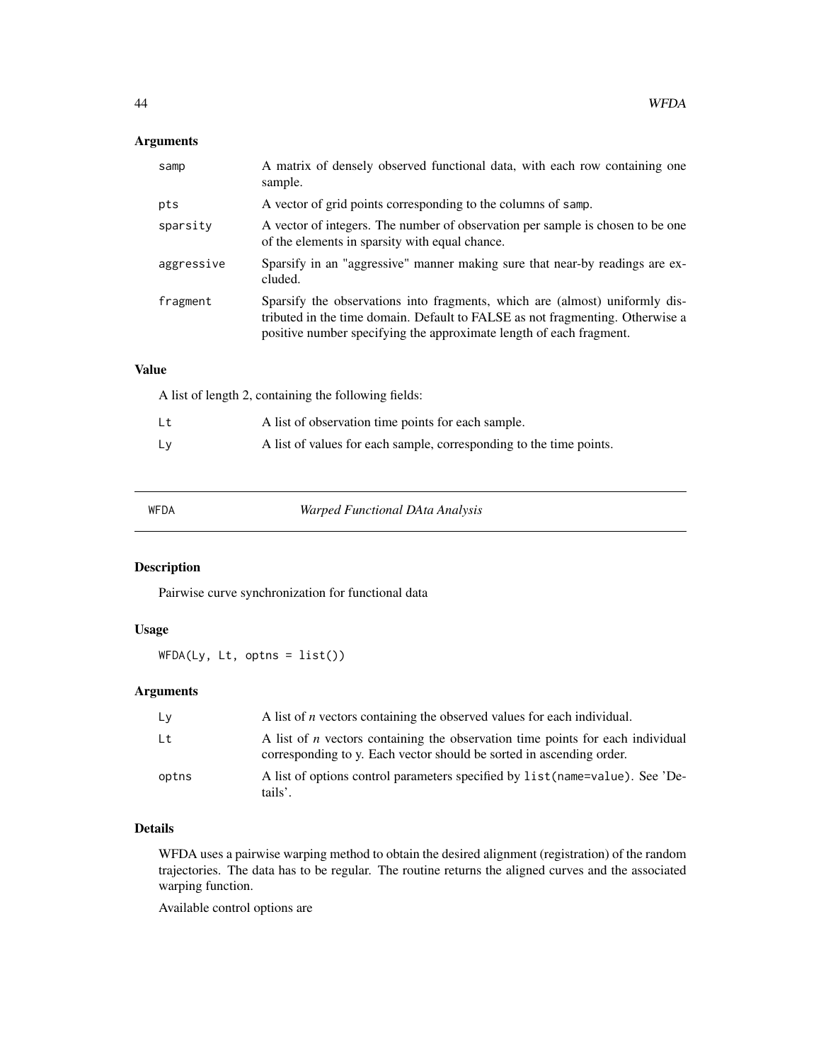## Arguments

| | |
|---|---|
| samp | A matrix of densely observed functional data, with each row containing one sample. |
| pts | A vector of grid points corresponding to the columns of samp. |
| sparsity | A vector of integers. The number of observation per sample is chosen to be one of the elements in sparsity with equal chance. |
| aggressive | Sparsify in an "aggressive" manner making sure that near-by readings are excluded. |
| fragment | Sparsify the observations into fragments, which are (almost) uniformly distributed in the time domain. Default to FALSE as not fragmenting. Otherwise a positive number specifying the approximate length of each fragment. |

## Value

A list of length 2, containing the following fields:

| | |
|---|---|
| Lt | A list of observation time points for each sample. |
| Ly | A list of values for each sample, corresponding to the time points. |

---

# WFDA — *Warped Functional DAta Analysis*

## Description

Pairwise curve synchronization for functional data

## Usage

```
WFDA(Ly, Lt, optns = list())
```

## Arguments

| | |
|---|---|
| Ly | A list of *n* vectors containing the observed values for each individual. |
| Lt | A list of *n* vectors containing the observation time points for each individual corresponding to y. Each vector should be sorted in ascending order. |
| optns | A list of options control parameters specified by list(name=value). See 'Details'. |

## Details

WFDA uses a pairwise warping method to obtain the desired alignment (registration) of the random trajectories. The data has to be regular. The routine returns the aligned curves and the associated warping function.

Available control options are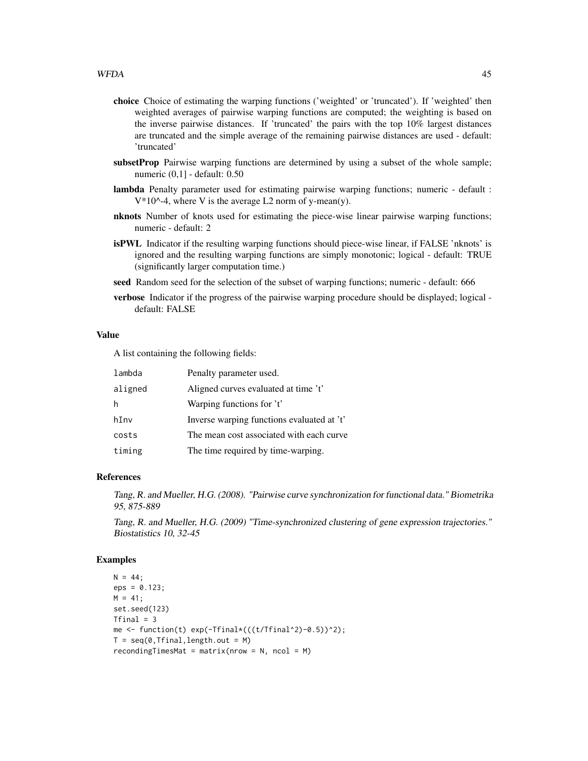**choice** Choice of estimating the warping functions ('weighted' or 'truncated'). If 'weighted' then weighted averages of pairwise warping functions are computed; the weighting is based on the inverse pairwise distances. If 'truncated' the pairs with the top 10% largest distances are truncated and the simple average of the remaining pairwise distances are used - default: 'truncated'

**subsetProp** Pairwise warping functions are determined by using a subset of the whole sample; numeric (0,1] - default: 0.50

**lambda** Penalty parameter used for estimating pairwise warping functions; numeric - default : V*10^-4, where V is the average L2 norm of y-mean(y).

**nknots** Number of knots used for estimating the piece-wise linear pairwise warping functions; numeric - default: 2

**isPWL** Indicator if the resulting warping functions should piece-wise linear, if FALSE 'nknots' is ignored and the resulting warping functions are simply monotonic; logical - default: TRUE (significantly larger computation time.)

**seed** Random seed for the selection of the subset of warping functions; numeric - default: 666

**verbose** Indicator if the progress of the pairwise warping procedure should be displayed; logical - default: FALSE

## Value

A list containing the following fields:

| | |
|---|---|
| `lambda` | Penalty parameter used. |
| `aligned` | Aligned curves evaluated at time 't' |
| `h` | Warping functions for 't' |
| `hInv` | Inverse warping functions evaluated at 't' |
| `costs` | The mean cost associated with each curve |
| `timing` | The time required by time-warping. |

## References

*Tang, R. and Mueller, H.G. (2008). "Pairwise curve synchronization for functional data." Biometrika 95, 875-889*

*Tang, R. and Mueller, H.G. (2009) "Time-synchronized clustering of gene expression trajectories." Biostatistics 10, 32-45*

## Examples

```
N = 44;
eps = 0.123;
M = 41;
set.seed(123)
Tfinal = 3
me <- function(t) exp(-Tfinal*(((t/Tfinal^2)-0.5))^2);
T = seq(0,Tfinal,length.out = M)
recondingTimesMat = matrix(nrow = N, ncol = M)
```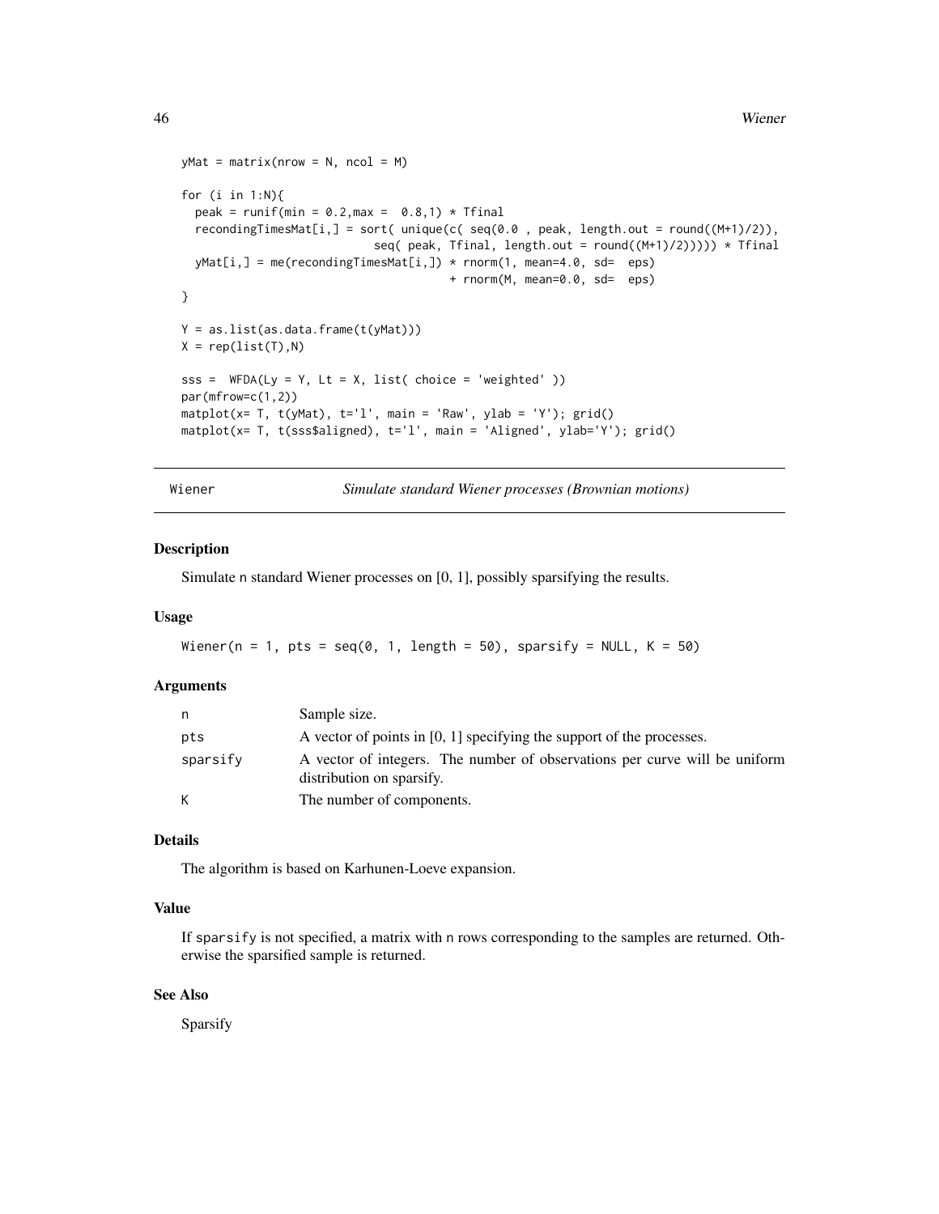```
yMat = matrix(nrow = N, ncol = M)

for (i in 1:N){
  peak = runif(min = 0.2,max =  0.8,1) * Tfinal
  recondingTimesMat[i,] = sort( unique(c( seq(0.0 , peak, length.out = round((M+1)/2)),
                            seq( peak, Tfinal, length.out = round((M+1)/2))))) * Tfinal
  yMat[i,] = me(recondingTimesMat[i,]) * rnorm(1, mean=4.0, sd=  eps)
                                       + rnorm(M, mean=0.0, sd=  eps)
}

Y = as.list(as.data.frame(t(yMat)))
X = rep(list(T),N)

sss =  WFDA(Ly = Y, Lt = X, list( choice = 'weighted' ))
par(mfrow=c(1,2))
matplot(x= T, t(yMat), t='l', main = 'Raw', ylab = 'Y'); grid()
matplot(x= T, t(sss$aligned), t='l', main = 'Aligned', ylab='Y'); grid()
```

## Wiener — *Simulate standard Wiener processes (Brownian motions)*

### Description

Simulate n standard Wiener processes on [0, 1], possibly sparsifying the results.

### Usage

```
Wiener(n = 1, pts = seq(0, 1, length = 50), sparsify = NULL, K = 50)
```

### Arguments

| | |
|---|---|
| n | Sample size. |
| pts | A vector of points in [0, 1] specifying the support of the processes. |
| sparsify | A vector of integers. The number of observations per curve will be uniform distribution on sparsify. |
| K | The number of components. |

### Details

The algorithm is based on Karhunen-Loeve expansion.

### Value

If sparsify is not specified, a matrix with n rows corresponding to the samples are returned. Otherwise the sparsified sample is returned.

### See Also

Sparsify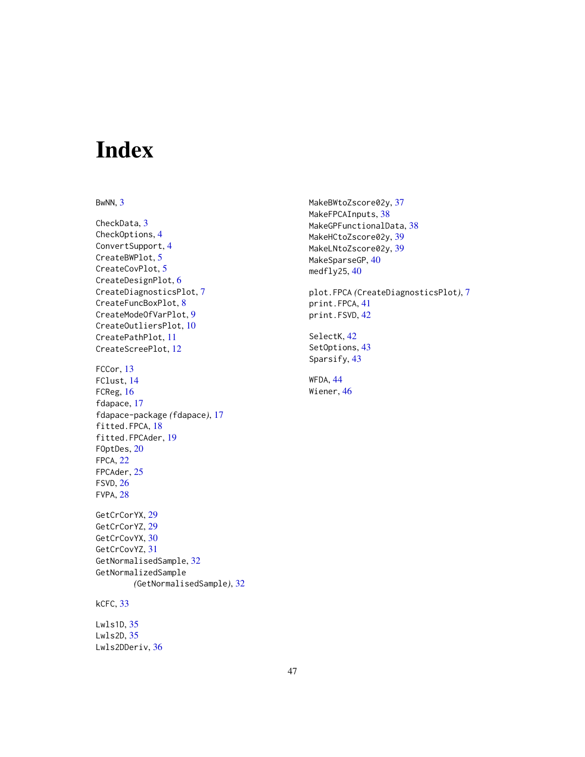# Index

BwNN, 3

CheckData, 3
CheckOptions, 4
ConvertSupport, 4
CreateBWPlot, 5
CreateCovPlot, 5
CreateDesignPlot, 6
CreateDiagnosticsPlot, 7
CreateFuncBoxPlot, 8
CreateModeOfVarPlot, 9
CreateOutliersPlot, 10
CreatePathPlot, 11
CreateScreePlot, 12

FCCor, 13
FClust, 14
FCReg, 16
fdapace, 17
fdapace-package *(fdapace)*, 17
fitted.FPCA, 18
fitted.FPCAder, 19
FOptDes, 20
FPCA, 22
FPCAder, 25
FSVD, 26
FVPA, 28

GetCrCorYX, 29
GetCrCorYZ, 29
GetCrCovYX, 30
GetCrCovYZ, 31
GetNormalisedSample, 32
GetNormalizedSample *(GetNormalisedSample)*, 32

kCFC, 33

Lwls1D, 35
Lwls2D, 35
Lwls2DDeriv, 36

MakeBWtoZscore02y, 37
MakeFPCAInputs, 38
MakeGPFunctionalData, 38
MakeHCtoZscore02y, 39
MakeLNtoZscore02y, 39
MakeSparseGP, 40
medfly25, 40

plot.FPCA *(CreateDiagnosticsPlot)*, 7
print.FPCA, 41
print.FSVD, 42

SelectK, 42
SetOptions, 43
Sparsify, 43

WFDA, 44
Wiener, 46